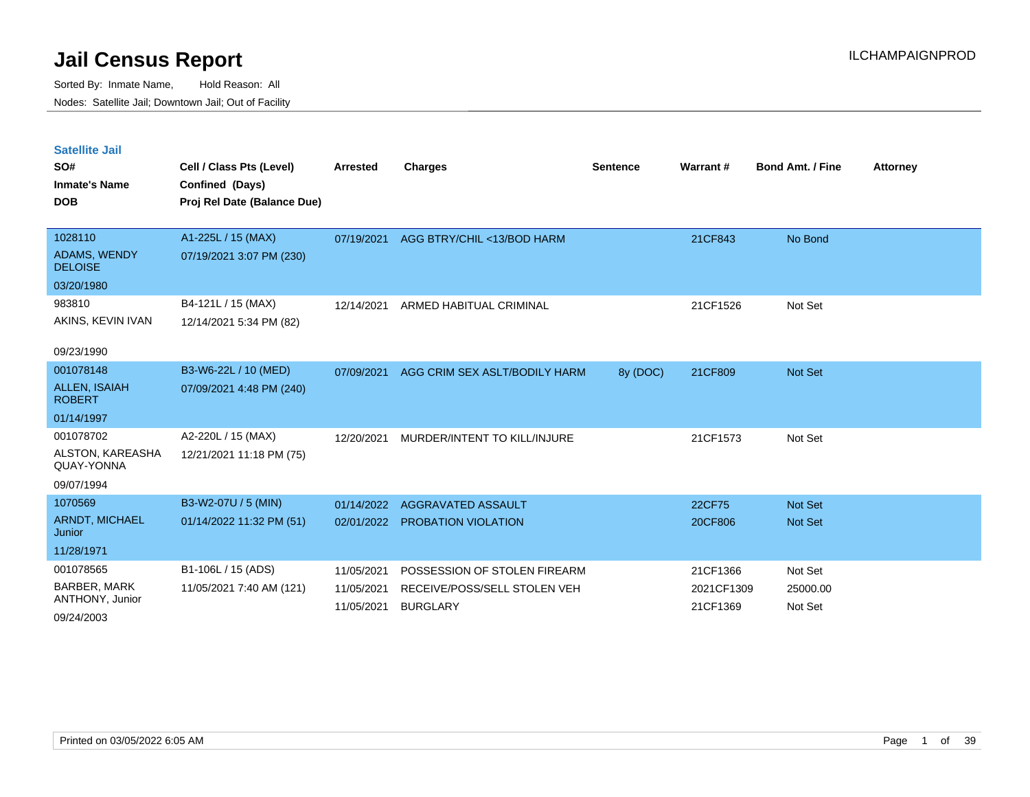# Jail Census Report

ILCHAMPAIGNPROD

Sorted By: Inmate Name, Hold Reason: All

Nodes: Satellite Jail; Downtown Jail; Out of Facility

## Satellite Jail

| SO# / Inmate's Name / DOB | Cell / Class Pts (Level) / Confined (Days) / Proj Rel Date (Balance Due) | Arrested | Charges | Sentence | Warrant # | Bond Amt. / Fine | Attorney |
|---|---|---|---|---|---|---|---|
| 1028110<br>ADAMS, WENDY DELOISE<br>03/20/1980 | A1-225L / 15 (MAX)<br>07/19/2021 3:07 PM (230) | 07/19/2021 | AGG BTRY/CHIL <13/BOD HARM | | 21CF843 | No Bond | |
| 983810<br>AKINS, KEVIN IVAN<br>09/23/1990 | B4-121L / 15 (MAX)<br>12/14/2021 5:34 PM (82) | 12/14/2021 | ARMED HABITUAL CRIMINAL | | 21CF1526 | Not Set | |
| 001078148<br>ALLEN, ISAIAH ROBERT<br>01/14/1997 | B3-W6-22L / 10 (MED)<br>07/09/2021 4:48 PM (240) | 07/09/2021 | AGG CRIM SEX ASLT/BODILY HARM | 8y (DOC) | 21CF809 | Not Set | |
| 001078702<br>ALSTON, KAREASHA QUAY-YONNA<br>09/07/1994 | A2-220L / 15 (MAX)<br>12/21/2021 11:18 PM (75) | 12/20/2021 | MURDER/INTENT TO KILL/INJURE | | 21CF1573 | Not Set | |
| 1070569<br>ARNDT, MICHAEL Junior<br>11/28/1971 | B3-W2-07U / 5 (MIN)<br>01/14/2022 11:32 PM (51) | 01/14/2022 | AGGRAVATED ASSAULT | | 22CF75 | Not Set | |
| | | 02/01/2022 | PROBATION VIOLATION | | 20CF806 | Not Set | |
| 001078565<br>BARBER, MARK ANTHONY, Junior<br>09/24/2003 | B1-106L / 15 (ADS)<br>11/05/2021 7:40 AM (121) | 11/05/2021 | POSSESSION OF STOLEN FIREARM | | 21CF1366 | Not Set | |
| | | 11/05/2021 | RECEIVE/POSS/SELL STOLEN VEH | | 2021CF1309 | 25000.00 | |
| | | 11/05/2021 | BURGLARY | | 21CF1369 | Not Set | |

Printed on 03/05/2022 6:05 AM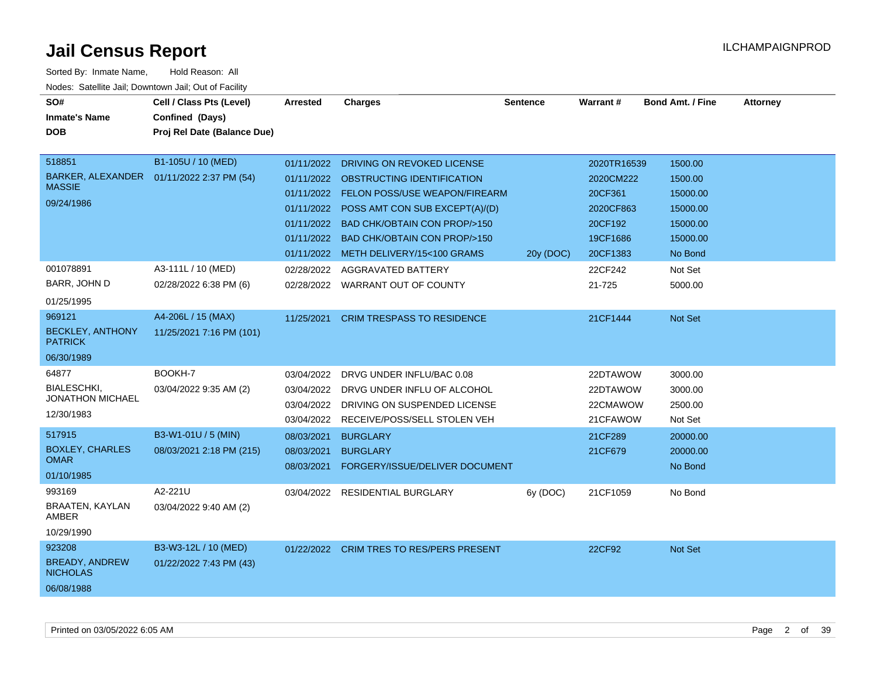# Jail Census Report

Sorted By: Inmate Name, Hold Reason: All

Nodes: Satellite Jail; Downtown Jail; Out of Facility

| SO# / Inmate's Name / DOB | Cell / Class Pts (Level) / Confined (Days) / Proj Rel Date (Balance Due) | Arrested | Charges | Sentence | Warrant # | Bond Amt. / Fine | Attorney |
|---|---|---|---|---|---|---|---|
| 518851 BARKER, ALEXANDER MASSIE 09/24/1986 | B1-105U / 10 (MED) 01/11/2022 2:37 PM (54) | 01/11/2022 | DRIVING ON REVOKED LICENSE | | 2020TR16539 | 1500.00 | |
| | | 01/11/2022 | OBSTRUCTING IDENTIFICATION | | 2020CM222 | 1500.00 | |
| | | 01/11/2022 | FELON POSS/USE WEAPON/FIREARM | | 20CF361 | 15000.00 | |
| | | 01/11/2022 | POSS AMT CON SUB EXCEPT(A)/(D) | | 2020CF863 | 15000.00 | |
| | | 01/11/2022 | BAD CHK/OBTAIN CON PROP/>150 | | 20CF192 | 15000.00 | |
| | | 01/11/2022 | BAD CHK/OBTAIN CON PROP/>150 | | 19CF1686 | 15000.00 | |
| | | 01/11/2022 | METH DELIVERY/15<100 GRAMS | 20y (DOC) | 20CF1383 | No Bond | |
| 001078891 BARR, JOHN D 01/25/1995 | A3-111L / 10 (MED) 02/28/2022 6:38 PM (6) | 02/28/2022 | AGGRAVATED BATTERY | | 22CF242 | Not Set | |
| | | 02/28/2022 | WARRANT OUT OF COUNTY | | 21-725 | 5000.00 | |
| 969121 BECKLEY, ANTHONY PATRICK 06/30/1989 | A4-206L / 15 (MAX) 11/25/2021 7:16 PM (101) | 11/25/2021 | CRIM TRESPASS TO RESIDENCE | | 21CF1444 | Not Set | |
| 64877 BIALESCHKI, JONATHON MICHAEL 12/30/1983 | BOOKH-7 03/04/2022 9:35 AM (2) | 03/04/2022 | DRVG UNDER INFLU/BAC 0.08 | | 22DTAWOW | 3000.00 | |
| | | 03/04/2022 | DRVG UNDER INFLU OF ALCOHOL | | 22DTAWOW | 3000.00 | |
| | | 03/04/2022 | DRIVING ON SUSPENDED LICENSE | | 22CMAWOW | 2500.00 | |
| | | 03/04/2022 | RECEIVE/POSS/SELL STOLEN VEH | | 21CFAWOW | Not Set | |
| 517915 BOXLEY, CHARLES OMAR 01/10/1985 | B3-W1-01U / 5 (MIN) 08/03/2021 2:18 PM (215) | 08/03/2021 | BURGLARY | | 21CF289 | 20000.00 | |
| | | 08/03/2021 | BURGLARY | | 21CF679 | 20000.00 | |
| | | 08/03/2021 | FORGERY/ISSUE/DELIVER DOCUMENT | | | No Bond | |
| 993169 BRAATEN, KAYLAN AMBER 10/29/1990 | A2-221U 03/04/2022 9:40 AM (2) | 03/04/2022 | RESIDENTIAL BURGLARY | 6y (DOC) | 21CF1059 | No Bond | |
| 923208 BREADY, ANDREW NICHOLAS 06/08/1988 | B3-W3-12L / 10 (MED) 01/22/2022 7:43 PM (43) | 01/22/2022 | CRIM TRES TO RES/PERS PRESENT | | 22CF92 | Not Set | |

Printed on 03/05/2022 6:05 AM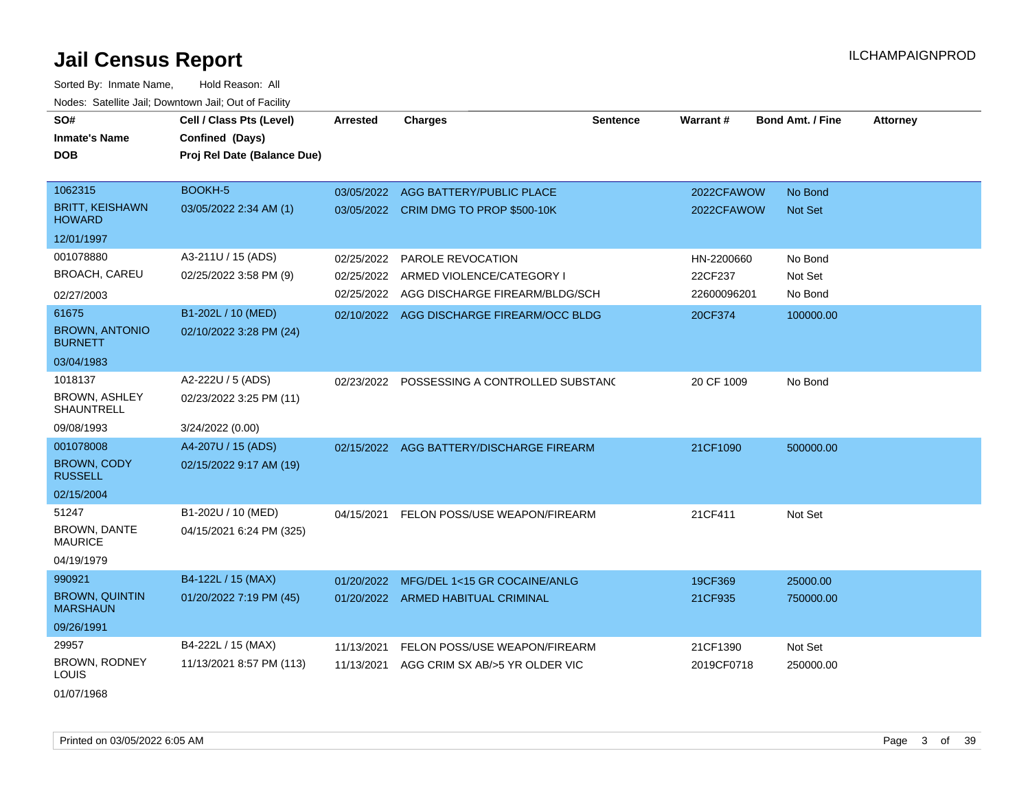# Jail Census Report

ILCHAMPAIGNPROD

Sorted By: Inmate Name, Hold Reason: All

Nodes: Satellite Jail; Downtown Jail; Out of Facility

| SO# / Inmate's Name / DOB | Cell / Class Pts (Level) / Confined (Days) / Proj Rel Date (Balance Due) | Arrested | Charges | Sentence | Warrant # | Bond Amt. / Fine | Attorney |
|---|---|---|---|---|---|---|---|
| 1062315<br>BRITT, KEISHAWN HOWARD<br>12/01/1997 | BOOKH-5<br>03/05/2022 2:34 AM (1) | 03/05/2022<br>03/05/2022 | AGG BATTERY/PUBLIC PLACE<br>CRIM DMG TO PROP $500-10K | | 2022CFAWOW<br>2022CFAWOW | No Bond<br>Not Set | |
| 001078880<br>BROACH, CAREU<br>02/27/2003 | A3-211U / 15 (ADS)<br>02/25/2022 3:58 PM (9) | 02/25/2022<br>02/25/2022<br>02/25/2022 | PAROLE REVOCATION<br>ARMED VIOLENCE/CATEGORY I<br>AGG DISCHARGE FIREARM/BLDG/SCH | | HN-2200660<br>22CF237<br>22600096201 | No Bond<br>Not Set<br>No Bond | |
| 61675<br>BROWN, ANTONIO BURNETT<br>03/04/1983 | B1-202L / 10 (MED)<br>02/10/2022 3:28 PM (24) | 02/10/2022 | AGG DISCHARGE FIREARM/OCC BLDG | | 20CF374 | 100000.00 | |
| 1018137<br>BROWN, ASHLEY SHAUNTRELL<br>09/08/1993 | A2-222U / 5 (ADS)<br>02/23/2022 3:25 PM (11)<br>3/24/2022 (0.00) | 02/23/2022 | POSSESSING A CONTROLLED SUBSTANC | | 20 CF 1009 | No Bond | |
| 001078008<br>BROWN, CODY RUSSELL<br>02/15/2004 | A4-207U / 15 (ADS)<br>02/15/2022 9:17 AM (19) | 02/15/2022 | AGG BATTERY/DISCHARGE FIREARM | | 21CF1090 | 500000.00 | |
| 51247<br>BROWN, DANTE MAURICE<br>04/19/1979 | B1-202U / 10 (MED)<br>04/15/2021 6:24 PM (325) | 04/15/2021 | FELON POSS/USE WEAPON/FIREARM | | 21CF411 | Not Set | |
| 990921<br>BROWN, QUINTIN MARSHAUN<br>09/26/1991 | B4-122L / 15 (MAX)<br>01/20/2022 7:19 PM (45) | 01/20/2022<br>01/20/2022 | MFG/DEL 1<15 GR COCAINE/ANLG<br>ARMED HABITUAL CRIMINAL | | 19CF369<br>21CF935 | 25000.00<br>750000.00 | |
| 29957<br>BROWN, RODNEY LOUIS<br>01/07/1968 | B4-222L / 15 (MAX)<br>11/13/2021 8:57 PM (113) | 11/13/2021<br>11/13/2021 | FELON POSS/USE WEAPON/FIREARM<br>AGG CRIM SX AB/>5 YR OLDER VIC | | 21CF1390<br>2019CF0718 | Not Set<br>250000.00 | |

Printed on 03/05/2022 6:05 AM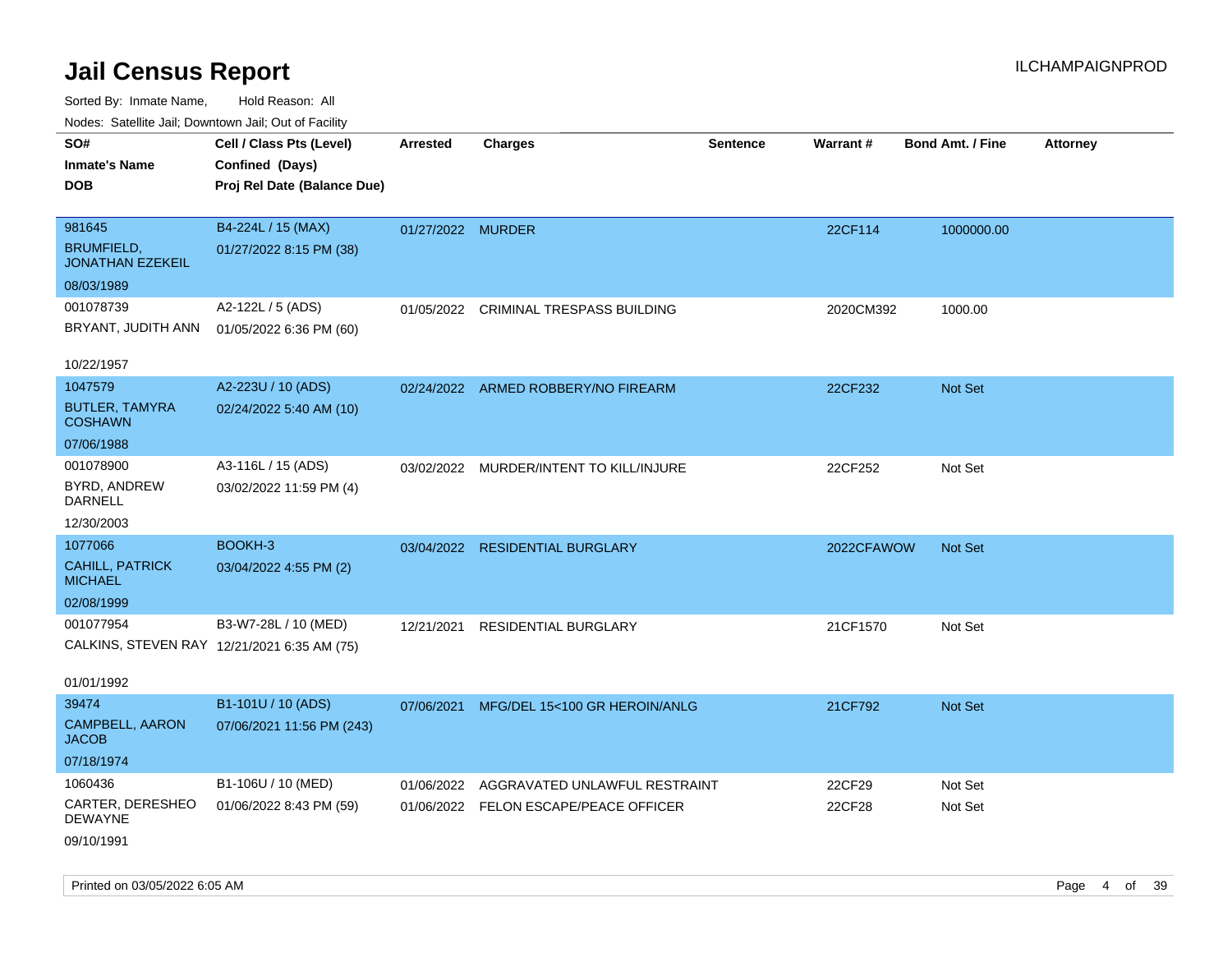# Jail Census Report

ILCHAMPAIGNPROD

Sorted By: Inmate Name, Hold Reason: All

Nodes: Satellite Jail; Downtown Jail; Out of Facility

| SO# / Inmate's Name / DOB | Cell / Class Pts (Level) / Confined (Days) / Proj Rel Date (Balance Due) | Arrested | Charges | Sentence | Warrant # | Bond Amt. / Fine | Attorney |
|---|---|---|---|---|---|---|---|
| 981645<br>BRUMFIELD, JONATHAN EZEKEIL<br>08/03/1989 | B4-224L / 15 (MAX)<br>01/27/2022 8:15 PM (38) | 01/27/2022 | MURDER | | 22CF114 | 1000000.00 | |
| 001078739<br>BRYANT, JUDITH ANN<br>10/22/1957 | A2-122L / 5 (ADS)<br>01/05/2022 6:36 PM (60) | 01/05/2022 | CRIMINAL TRESPASS BUILDING | | 2020CM392 | 1000.00 | |
| 1047579<br>BUTLER, TAMYRA COSHAWN<br>07/06/1988 | A2-223U / 10 (ADS)<br>02/24/2022 5:40 AM (10) | 02/24/2022 | ARMED ROBBERY/NO FIREARM | | 22CF232 | Not Set | |
| 001078900<br>BYRD, ANDREW DARNELL<br>12/30/2003 | A3-116L / 15 (ADS)<br>03/02/2022 11:59 PM (4) | 03/02/2022 | MURDER/INTENT TO KILL/INJURE | | 22CF252 | Not Set | |
| 1077066<br>CAHILL, PATRICK MICHAEL<br>02/08/1999 | BOOKH-3<br>03/04/2022 4:55 PM (2) | 03/04/2022 | RESIDENTIAL BURGLARY | | 2022CFAWOW | Not Set | |
| 001077954<br>CALKINS, STEVEN RAY<br>01/01/1992 | B3-W7-28L / 10 (MED)<br>12/21/2021 6:35 AM (75) | 12/21/2021 | RESIDENTIAL BURGLARY | | 21CF1570 | Not Set | |
| 39474<br>CAMPBELL, AARON JACOB<br>07/18/1974 | B1-101U / 10 (ADS)<br>07/06/2021 11:56 PM (243) | 07/06/2021 | MFG/DEL 15<100 GR HEROIN/ANLG | | 21CF792 | Not Set | |
| 1060436<br>CARTER, DERESHEO DEWAYNE<br>09/10/1991 | B1-106U / 10 (MED)<br>01/06/2022 8:43 PM (59) | 01/06/2022<br>01/06/2022 | AGGRAVATED UNLAWFUL RESTRAINT<br>FELON ESCAPE/PEACE OFFICER | | 22CF29<br>22CF28 | Not Set<br>Not Set | |

Printed on 03/05/2022 6:05 AM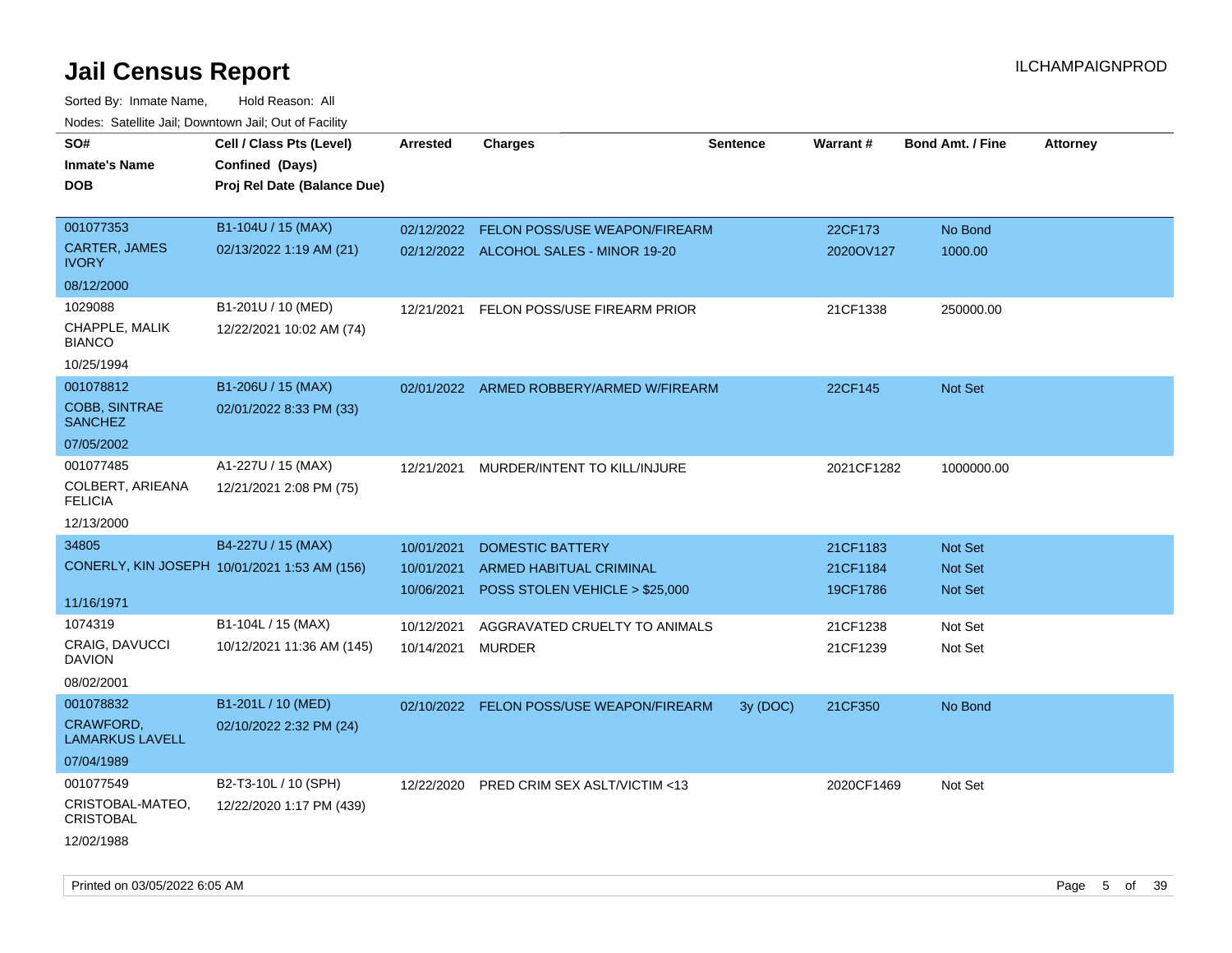# Jail Census Report

Sorted By: Inmate Name, Hold Reason: All

Nodes: Satellite Jail; Downtown Jail; Out of Facility

| SO# / Inmate's Name / DOB | Cell / Class Pts (Level) / Confined (Days) / Proj Rel Date (Balance Due) | Arrested | Charges | Sentence | Warrant # | Bond Amt. / Fine | Attorney |
|---|---|---|---|---|---|---|---|
| 001077353<br>CARTER, JAMES IVORY<br>08/12/2000 | B1-104U / 15 (MAX)<br>02/13/2022 1:19 AM (21) | 02/12/2022 | FELON POSS/USE WEAPON/FIREARM | | 22CF173 | No Bond | |
| | | 02/12/2022 | ALCOHOL SALES - MINOR 19-20 | | 2020OV127 | 1000.00 | |
| 1029088<br>CHAPPLE, MALIK BIANCO<br>10/25/1994 | B1-201U / 10 (MED)<br>12/22/2021 10:02 AM (74) | 12/21/2021 | FELON POSS/USE FIREARM PRIOR | | 21CF1338 | 250000.00 | |
| 001078812<br>COBB, SINTRAE SANCHEZ<br>07/05/2002 | B1-206U / 15 (MAX)<br>02/01/2022 8:33 PM (33) | 02/01/2022 | ARMED ROBBERY/ARMED W/FIREARM | | 22CF145 | Not Set | |
| 001077485<br>COLBERT, ARIEANA FELICIA<br>12/13/2000 | A1-227U / 15 (MAX)<br>12/21/2021 2:08 PM (75) | 12/21/2021 | MURDER/INTENT TO KILL/INJURE | | 2021CF1282 | 1000000.00 | |
| 34805<br>CONERLY, KIN JOSEPH<br>11/16/1971 | B4-227U / 15 (MAX)<br>10/01/2021 1:53 AM (156) | 10/01/2021 | DOMESTIC BATTERY | | 21CF1183 | Not Set | |
| | | 10/01/2021 | ARMED HABITUAL CRIMINAL | | 21CF1184 | Not Set | |
| | | 10/06/2021 | POSS STOLEN VEHICLE > $25,000 | | 19CF1786 | Not Set | |
| 1074319<br>CRAIG, DAVUCCI DAVION<br>08/02/2001 | B1-104L / 15 (MAX)<br>10/12/2021 11:36 AM (145) | 10/12/2021 | AGGRAVATED CRUELTY TO ANIMALS | | 21CF1238 | Not Set | |
| | | 10/14/2021 | MURDER | | 21CF1239 | Not Set | |
| 001078832<br>CRAWFORD, LAMARKUS LAVELL<br>07/04/1989 | B1-201L / 10 (MED)<br>02/10/2022 2:32 PM (24) | 02/10/2022 | FELON POSS/USE WEAPON/FIREARM | 3y (DOC) | 21CF350 | No Bond | |
| 001077549<br>CRISTOBAL-MATEO, CRISTOBAL<br>12/02/1988 | B2-T3-10L / 10 (SPH)<br>12/22/2020 1:17 PM (439) | 12/22/2020 | PRED CRIM SEX ASLT/VICTIM <13 | | 2020CF1469 | Not Set | |

Printed on 03/05/2022 6:05 AM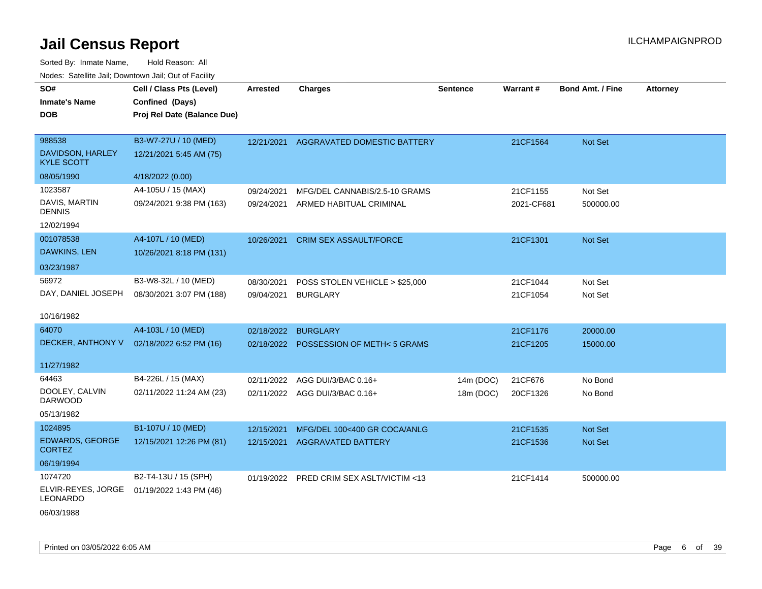# Jail Census Report

ILCHAMPAIGNPROD

Sorted By: Inmate Name, Hold Reason: All

Nodes: Satellite Jail; Downtown Jail; Out of Facility

| SO# / Inmate's Name / DOB | Cell / Class Pts (Level) / Confined (Days) / Proj Rel Date (Balance Due) | Arrested | Charges | Sentence | Warrant # | Bond Amt. / Fine | Attorney |
|---|---|---|---|---|---|---|---|
| 988538 DAVIDSON, HARLEY KYLE SCOTT 08/05/1990 | B3-W7-27U / 10 (MED) 12/21/2021 5:45 AM (75) 4/18/2022 (0.00) | 12/21/2021 | AGGRAVATED DOMESTIC BATTERY | | 21CF1564 | Not Set | |
| 1023587 DAVIS, MARTIN DENNIS 12/02/1994 | A4-105U / 15 (MAX) 09/24/2021 9:38 PM (163) | 09/24/2021 | MFG/DEL CANNABIS/2.5-10 GRAMS | | 21CF1155 | Not Set | |
| | | 09/24/2021 | ARMED HABITUAL CRIMINAL | | 2021-CF681 | 500000.00 | |
| 001078538 DAWKINS, LEN 03/23/1987 | A4-107L / 10 (MED) 10/26/2021 8:18 PM (131) | 10/26/2021 | CRIM SEX ASSAULT/FORCE | | 21CF1301 | Not Set | |
| 56972 DAY, DANIEL JOSEPH 10/16/1982 | B3-W8-32L / 10 (MED) 08/30/2021 3:07 PM (188) | 08/30/2021 | POSS STOLEN VEHICLE > $25,000 | | 21CF1044 | Not Set | |
| | | 09/04/2021 | BURGLARY | | 21CF1054 | Not Set | |
| 64070 DECKER, ANTHONY V 11/27/1982 | A4-103L / 10 (MED) 02/18/2022 6:52 PM (16) | 02/18/2022 | BURGLARY | | 21CF1176 | 20000.00 | |
| | | 02/18/2022 | POSSESSION OF METH< 5 GRAMS | | 21CF1205 | 15000.00 | |
| 64463 DOOLEY, CALVIN DARWOOD 05/13/1982 | B4-226L / 15 (MAX) 02/11/2022 11:24 AM (23) | 02/11/2022 | AGG DUI/3/BAC 0.16+ | 14m (DOC) | 21CF676 | No Bond | |
| | | 02/11/2022 | AGG DUI/3/BAC 0.16+ | 18m (DOC) | 20CF1326 | No Bond | |
| 1024895 EDWARDS, GEORGE CORTEZ 06/19/1994 | B1-107U / 10 (MED) 12/15/2021 12:26 PM (81) | 12/15/2021 | MFG/DEL 100<400 GR COCA/ANLG | | 21CF1535 | Not Set | |
| | | 12/15/2021 | AGGRAVATED BATTERY | | 21CF1536 | Not Set | |
| 1074720 ELVIR-REYES, JORGE LEONARDO 06/03/1988 | B2-T4-13U / 15 (SPH) 01/19/2022 1:43 PM (46) | 01/19/2022 | PRED CRIM SEX ASLT/VICTIM <13 | | 21CF1414 | 500000.00 | |

Printed on 03/05/2022 6:05 AM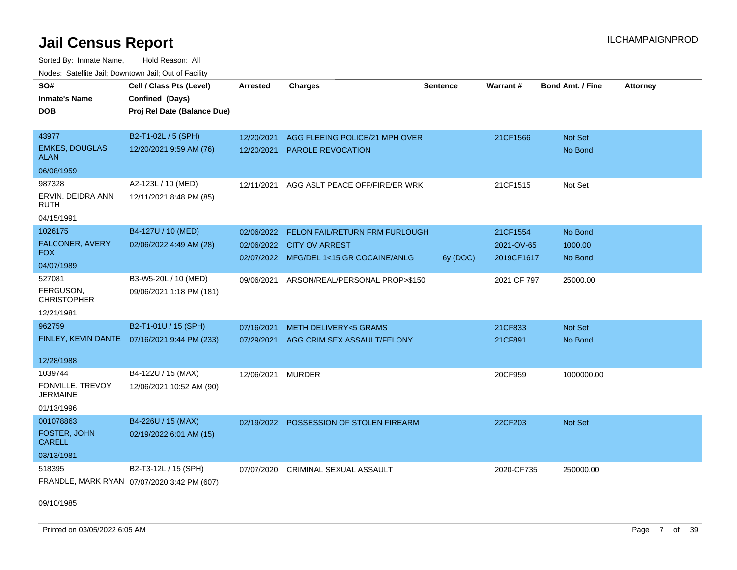# Jail Census Report

Sorted By: Inmate Name, Hold Reason: All

Nodes: Satellite Jail; Downtown Jail; Out of Facility

| SO# / Inmate's Name / DOB | Cell / Class Pts (Level) / Confined (Days) / Proj Rel Date (Balance Due) | Arrested | Charges | Sentence | Warrant # | Bond Amt. / Fine | Attorney |
|---|---|---|---|---|---|---|---|
| 43977 EMKES, DOUGLAS ALAN 06/08/1959 | B2-T1-02L / 5 (SPH) 12/20/2021 9:59 AM (76) | 12/20/2021 | AGG FLEEING POLICE/21 MPH OVER | | 21CF1566 | Not Set | |
| | | 12/20/2021 | PAROLE REVOCATION | | | No Bond | |
| 987328 ERVIN, DEIDRA ANN RUTH 04/15/1991 | A2-123L / 10 (MED) 12/11/2021 8:48 PM (85) | 12/11/2021 | AGG ASLT PEACE OFF/FIRE/ER WRK | | 21CF1515 | Not Set | |
| 1026175 FALCONER, AVERY FOX 04/07/1989 | B4-127U / 10 (MED) 02/06/2022 4:49 AM (28) | 02/06/2022 | FELON FAIL/RETURN FRM FURLOUGH | | 21CF1554 | No Bond | |
| | | 02/06/2022 | CITY OV ARREST | | 2021-OV-65 | 1000.00 | |
| | | 02/07/2022 | MFG/DEL 1<15 GR COCAINE/ANLG | 6y (DOC) | 2019CF1617 | No Bond | |
| 527081 FERGUSON, CHRISTOPHER 12/21/1981 | B3-W5-20L / 10 (MED) 09/06/2021 1:18 PM (181) | 09/06/2021 | ARSON/REAL/PERSONAL PROP>$150 | | 2021 CF 797 | 25000.00 | |
| 962759 FINLEY, KEVIN DANTE 12/28/1988 | B2-T1-01U / 15 (SPH) 07/16/2021 9:44 PM (233) | 07/16/2021 | METH DELIVERY<5 GRAMS | | 21CF833 | Not Set | |
| | | 07/29/2021 | AGG CRIM SEX ASSAULT/FELONY | | 21CF891 | No Bond | |
| 1039744 FONVILLE, TREVOY JERMAINE 01/13/1996 | B4-122U / 15 (MAX) 12/06/2021 10:52 AM (90) | 12/06/2021 | MURDER | | 20CF959 | 1000000.00 | |
| 001078863 FOSTER, JOHN CARELL 03/13/1981 | B4-226U / 15 (MAX) 02/19/2022 6:01 AM (15) | 02/19/2022 | POSSESSION OF STOLEN FIREARM | | 22CF203 | Not Set | |
| 518395 FRANDLE, MARK RYAN 09/10/1985 | B2-T3-12L / 15 (SPH) 07/07/2020 3:42 PM (607) | 07/07/2020 | CRIMINAL SEXUAL ASSAULT | | 2020-CF735 | 250000.00 | |

Printed on 03/05/2022 6:05 AM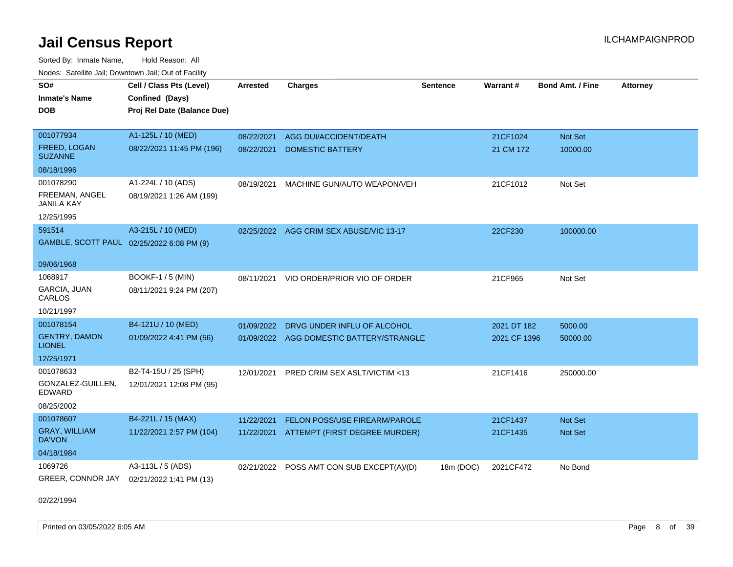# Jail Census Report

Sorted By: Inmate Name, Hold Reason: All

Nodes: Satellite Jail; Downtown Jail; Out of Facility

| SO#<br>Inmate's Name<br>DOB | Cell / Class Pts (Level)<br>Confined (Days)<br>Proj Rel Date (Balance Due) | Arrested | Charges | Sentence | Warrant # | Bond Amt. / Fine | Attorney |
|---|---|---|---|---|---|---|---|
| 001077934<br>FREED, LOGAN SUZANNE<br>08/18/1996 | A1-125L / 10 (MED)<br>08/22/2021 11:45 PM (196) | 08/22/2021<br>08/22/2021 | AGG DUI/ACCIDENT/DEATH<br>DOMESTIC BATTERY | | 21CF1024<br>21 CM 172 | Not Set<br>10000.00 | |
| 001078290<br>FREEMAN, ANGEL JANILA KAY<br>12/25/1995 | A1-224L / 10 (ADS)<br>08/19/2021 1:26 AM (199) | 08/19/2021 | MACHINE GUN/AUTO WEAPON/VEH | | 21CF1012 | Not Set | |
| 591514<br>GAMBLE, SCOTT PAUL<br>09/06/1968 | A3-215L / 10 (MED)<br>02/25/2022 6:08 PM (9) | 02/25/2022 | AGG CRIM SEX ABUSE/VIC 13-17 | | 22CF230 | 100000.00 | |
| 1068917<br>GARCIA, JUAN CARLOS<br>10/21/1997 | BOOKF-1 / 5 (MIN)<br>08/11/2021 9:24 PM (207) | 08/11/2021 | VIO ORDER/PRIOR VIO OF ORDER | | 21CF965 | Not Set | |
| 001078154<br>GENTRY, DAMON LIONEL<br>12/25/1971 | B4-121U / 10 (MED)<br>01/09/2022 4:41 PM (56) | 01/09/2022<br>01/09/2022 | DRVG UNDER INFLU OF ALCOHOL<br>AGG DOMESTIC BATTERY/STRANGLE | | 2021 DT 182<br>2021 CF 1396 | 5000.00<br>50000.00 | |
| 001078633<br>GONZALEZ-GUILLEN, EDWARD<br>08/25/2002 | B2-T4-15U / 25 (SPH)<br>12/01/2021 12:08 PM (95) | 12/01/2021 | PRED CRIM SEX ASLT/VICTIM <13 | | 21CF1416 | 250000.00 | |
| 001078607<br>GRAY, WILLIAM DA'VON<br>04/18/1984 | B4-221L / 15 (MAX)<br>11/22/2021 2:57 PM (104) | 11/22/2021<br>11/22/2021 | FELON POSS/USE FIREARM/PAROLE<br>ATTEMPT (FIRST DEGREE MURDER) | | 21CF1437<br>21CF1435 | Not Set<br>Not Set | |
| 1069726<br>GREER, CONNOR JAY<br>02/22/1994 | A3-113L / 5 (ADS)<br>02/21/2022 1:41 PM (13) | 02/21/2022 | POSS AMT CON SUB EXCEPT(A)/(D) | 18m (DOC) | 2021CF472 | No Bond | |

Printed on 03/05/2022 6:05 AM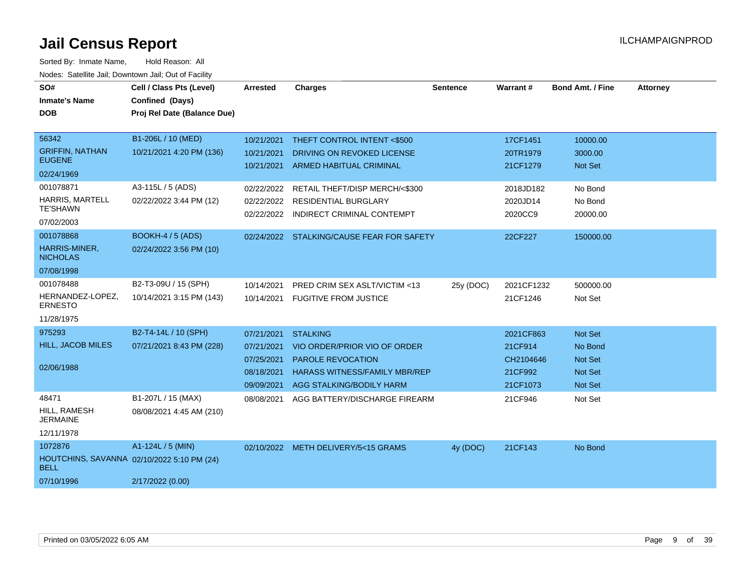# Jail Census Report

ILCHAMPAIGNPROD

Sorted By: Inmate Name, Hold Reason: All

Nodes: Satellite Jail; Downtown Jail; Out of Facility

| SO#<br>Inmate's Name<br>DOB | Cell / Class Pts (Level)<br>Confined (Days)<br>Proj Rel Date (Balance Due) | Arrested | Charges | Sentence | Warrant # | Bond Amt. / Fine | Attorney |
|---|---|---|---|---|---|---|---|
| 56342<br>GRIFFIN, NATHAN EUGENE<br>02/24/1969 | B1-206L / 10 (MED)<br>10/21/2021 4:20 PM (136) | 10/21/2021<br>10/21/2021<br>10/21/2021 | THEFT CONTROL INTENT <$500<br>DRIVING ON REVOKED LICENSE<br>ARMED HABITUAL CRIMINAL | | 17CF1451<br>20TR1979<br>21CF1279 | 10000.00<br>3000.00<br>Not Set | |
| 001078871<br>HARRIS, MARTELL TE'SHAWN<br>07/02/2003 | A3-115L / 5 (ADS)<br>02/22/2022 3:44 PM (12) | 02/22/2022<br>02/22/2022<br>02/22/2022 | RETAIL THEFT/DISP MERCH/<$300<br>RESIDENTIAL BURGLARY<br>INDIRECT CRIMINAL CONTEMPT | | 2018JD182<br>2020JD14<br>2020CC9 | No Bond<br>No Bond<br>20000.00 | |
| 001078868<br>HARRIS-MINER, NICHOLAS<br>07/08/1998 | BOOKH-4 / 5 (ADS)<br>02/24/2022 3:56 PM (10) | 02/24/2022 | STALKING/CAUSE FEAR FOR SAFETY | | 22CF227 | 150000.00 | |
| 001078488<br>HERNANDEZ-LOPEZ, ERNESTO<br>11/28/1975 | B2-T3-09U / 15 (SPH)<br>10/14/2021 3:15 PM (143) | 10/14/2021<br>10/14/2021 | PRED CRIM SEX ASLT/VICTIM <13<br>FUGITIVE FROM JUSTICE | 25y (DOC) | 2021CF1232<br>21CF1246 | 500000.00<br>Not Set | |
| 975293<br>HILL, JACOB MILES<br>02/06/1988 | B2-T4-14L / 10 (SPH)<br>07/21/2021 8:43 PM (228) | 07/21/2021<br>07/21/2021<br>07/25/2021<br>08/18/2021<br>09/09/2021 | STALKING<br>VIO ORDER/PRIOR VIO OF ORDER<br>PAROLE REVOCATION<br>HARASS WITNESS/FAMILY MBR/REP<br>AGG STALKING/BODILY HARM | | 2021CF863<br>21CF914<br>CH2104646<br>21CF992<br>21CF1073 | Not Set<br>No Bond<br>Not Set<br>Not Set<br>Not Set | |
| 48471<br>HILL, RAMESH JERMAINE<br>12/11/1978 | B1-207L / 15 (MAX)<br>08/08/2021 4:45 AM (210) | 08/08/2021 | AGG BATTERY/DISCHARGE FIREARM | | 21CF946 | Not Set | |
| 1072876<br>HOUTCHINS, SAVANNA BELL<br>07/10/1996 | A1-124L / 5 (MIN)<br>02/10/2022 5:10 PM (24)<br>2/17/2022 (0.00) | 02/10/2022 | METH DELIVERY/5<15 GRAMS | 4y (DOC) | 21CF143 | No Bond | |

Printed on 03/05/2022 6:05 AM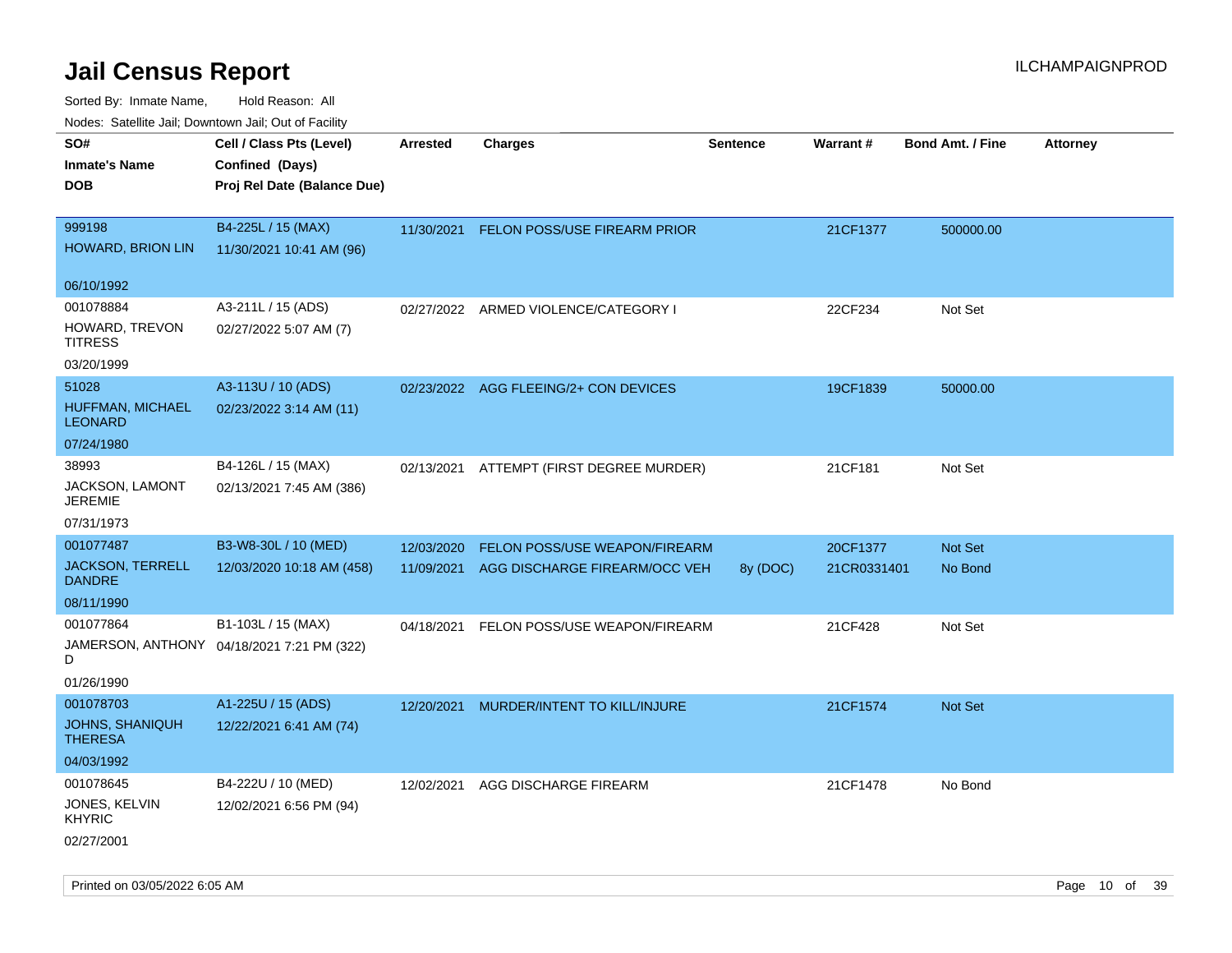# Jail Census Report

Sorted By: Inmate Name, Hold Reason: All

Nodes: Satellite Jail; Downtown Jail; Out of Facility

| SO# / Inmate's Name / DOB | Cell / Class Pts (Level) / Confined (Days) / Proj Rel Date (Balance Due) | Arrested | Charges | Sentence | Warrant # | Bond Amt. / Fine | Attorney |
|---|---|---|---|---|---|---|---|
| 999198<br>HOWARD, BRION LIN<br>06/10/1992 | B4-225L / 15 (MAX)<br>11/30/2021 10:41 AM (96) | 11/30/2021 | FELON POSS/USE FIREARM PRIOR | | 21CF1377 | 500000.00 | |
| 001078884<br>HOWARD, TREVON TITRESS<br>03/20/1999 | A3-211L / 15 (ADS)<br>02/27/2022 5:07 AM (7) | 02/27/2022 | ARMED VIOLENCE/CATEGORY I | | 22CF234 | Not Set | |
| 51028<br>HUFFMAN, MICHAEL LEONARD<br>07/24/1980 | A3-113U / 10 (ADS)<br>02/23/2022 3:14 AM (11) | 02/23/2022 | AGG FLEEING/2+ CON DEVICES | | 19CF1839 | 50000.00 | |
| 38993<br>JACKSON, LAMONT JEREMIE<br>07/31/1973 | B4-126L / 15 (MAX)<br>02/13/2021 7:45 AM (386) | 02/13/2021 | ATTEMPT (FIRST DEGREE MURDER) | | 21CF181 | Not Set | |
| 001077487<br>JACKSON, TERRELL DANDRE<br>08/11/1990 | B3-W8-30L / 10 (MED)<br>12/03/2020 10:18 AM (458) | 12/03/2020 | FELON POSS/USE WEAPON/FIREARM | | 20CF1377 | Not Set | |
| | | 11/09/2021 | AGG DISCHARGE FIREARM/OCC VEH | 8y (DOC) | 21CR0331401 | No Bond | |
| 001077864<br>JAMERSON, ANTHONY D<br>01/26/1990 | B1-103L / 15 (MAX)<br>04/18/2021 7:21 PM (322) | 04/18/2021 | FELON POSS/USE WEAPON/FIREARM | | 21CF428 | Not Set | |
| 001078703<br>JOHNS, SHANIQUH THERESA<br>04/03/1992 | A1-225U / 15 (ADS)<br>12/22/2021 6:41 AM (74) | 12/20/2021 | MURDER/INTENT TO KILL/INJURE | | 21CF1574 | Not Set | |
| 001078645<br>JONES, KELVIN KHYRIC<br>02/27/2001 | B4-222U / 10 (MED)<br>12/02/2021 6:56 PM (94) | 12/02/2021 | AGG DISCHARGE FIREARM | | 21CF1478 | No Bond | |

Printed on 03/05/2022 6:05 AM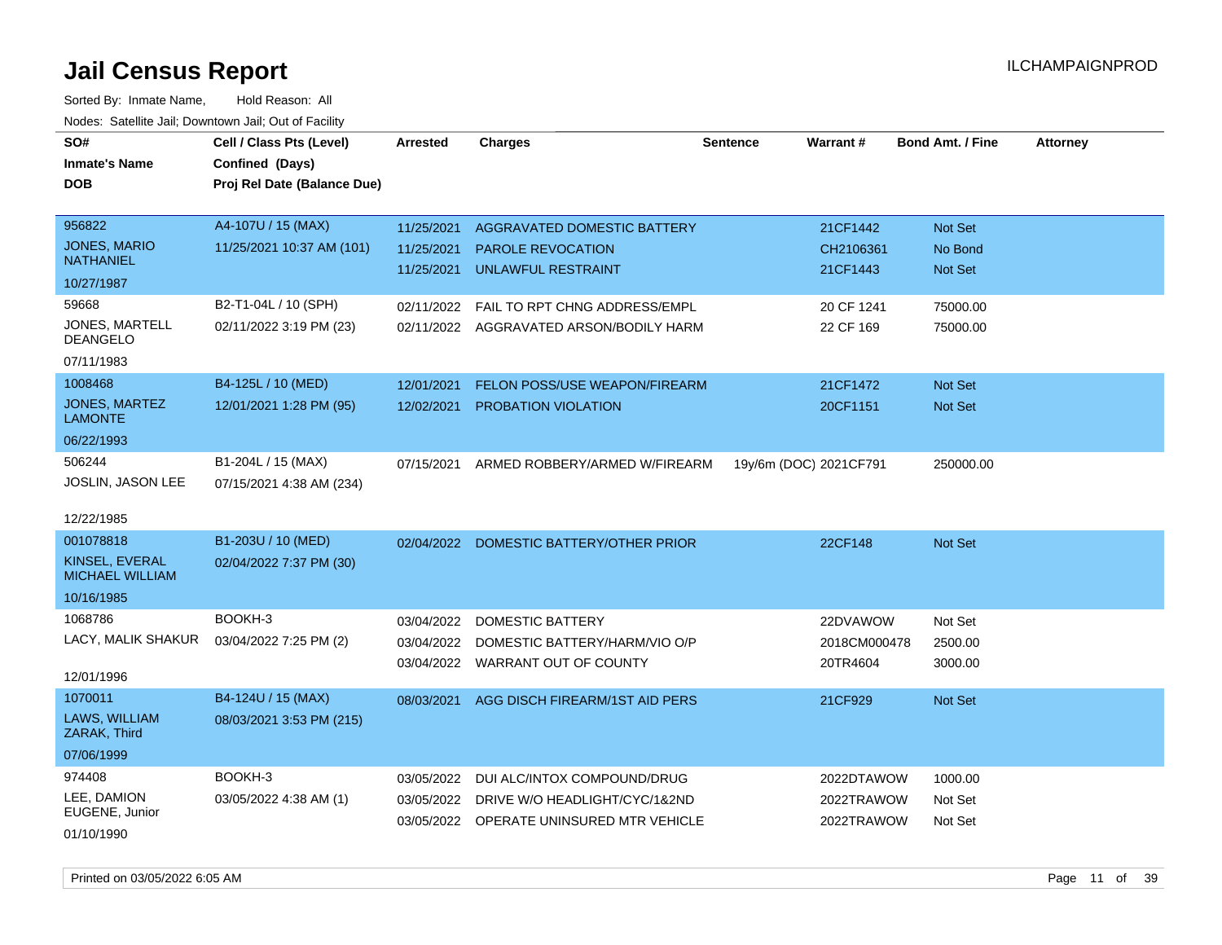# Jail Census Report

ILCHAMPAIGNPROD

Sorted By: Inmate Name, Hold Reason: All

Nodes: Satellite Jail; Downtown Jail; Out of Facility

| SO# / Inmate's Name / DOB | Cell / Class Pts (Level) / Confined (Days) / Proj Rel Date (Balance Due) | Arrested | Charges | Sentence | Warrant # | Bond Amt. / Fine | Attorney |
|---|---|---|---|---|---|---|---|
| 956822<br>JONES, MARIO NATHANIEL<br>10/27/1987 | A4-107U / 15 (MAX)<br>11/25/2021 10:37 AM (101) | 11/25/2021<br>11/25/2021<br>11/25/2021 | AGGRAVATED DOMESTIC BATTERY<br>PAROLE REVOCATION<br>UNLAWFUL RESTRAINT | | 21CF1442<br>CH2106361<br>21CF1443 | Not Set<br>No Bond<br>Not Set | |
| 59668<br>JONES, MARTELL DEANGELO<br>07/11/1983 | B2-T1-04L / 10 (SPH)<br>02/11/2022 3:19 PM (23) | 02/11/2022<br>02/11/2022 | FAIL TO RPT CHNG ADDRESS/EMPL<br>AGGRAVATED ARSON/BODILY HARM | | 20 CF 1241<br>22 CF 169 | 75000.00<br>75000.00 | |
| 1008468<br>JONES, MARTEZ LAMONTE<br>06/22/1993 | B4-125L / 10 (MED)<br>12/01/2021 1:28 PM (95) | 12/01/2021<br>12/02/2021 | FELON POSS/USE WEAPON/FIREARM<br>PROBATION VIOLATION | | 21CF1472<br>20CF1151 | Not Set<br>Not Set | |
| 506244<br>JOSLIN, JASON LEE<br>12/22/1985 | B1-204L / 15 (MAX)<br>07/15/2021 4:38 AM (234) | 07/15/2021 | ARMED ROBBERY/ARMED W/FIREARM | 19y/6m (DOC) | 2021CF791 | 250000.00 | |
| 001078818<br>KINSEL, EVERAL MICHAEL WILLIAM<br>10/16/1985 | B1-203U / 10 (MED)<br>02/04/2022 7:37 PM (30) | 02/04/2022 | DOMESTIC BATTERY/OTHER PRIOR | | 22CF148 | Not Set | |
| 1068786<br>LACY, MALIK SHAKUR<br>12/01/1996 | BOOKH-3<br>03/04/2022 7:25 PM (2) | 03/04/2022<br>03/04/2022<br>03/04/2022 | DOMESTIC BATTERY<br>DOMESTIC BATTERY/HARM/VIO O/P<br>WARRANT OUT OF COUNTY | | 22DVAWOW<br>2018CM000478<br>20TR4604 | Not Set<br>2500.00<br>3000.00 | |
| 1070011<br>LAWS, WILLIAM ZARAK, Third<br>07/06/1999 | B4-124U / 15 (MAX)<br>08/03/2021 3:53 PM (215) | 08/03/2021 | AGG DISCH FIREARM/1ST AID PERS | | 21CF929 | Not Set | |
| 974408<br>LEE, DAMION EUGENE, Junior<br>01/10/1990 | BOOKH-3<br>03/05/2022 4:38 AM (1) | 03/05/2022<br>03/05/2022<br>03/05/2022 | DUI ALC/INTOX COMPOUND/DRUG<br>DRIVE W/O HEADLIGHT/CYC/1&2ND<br>OPERATE UNINSURED MTR VEHICLE | | 2022DTAWOW<br>2022TRAWOW<br>2022TRAWOW | 1000.00<br>Not Set<br>Not Set | |

Printed on 03/05/2022 6:05 AM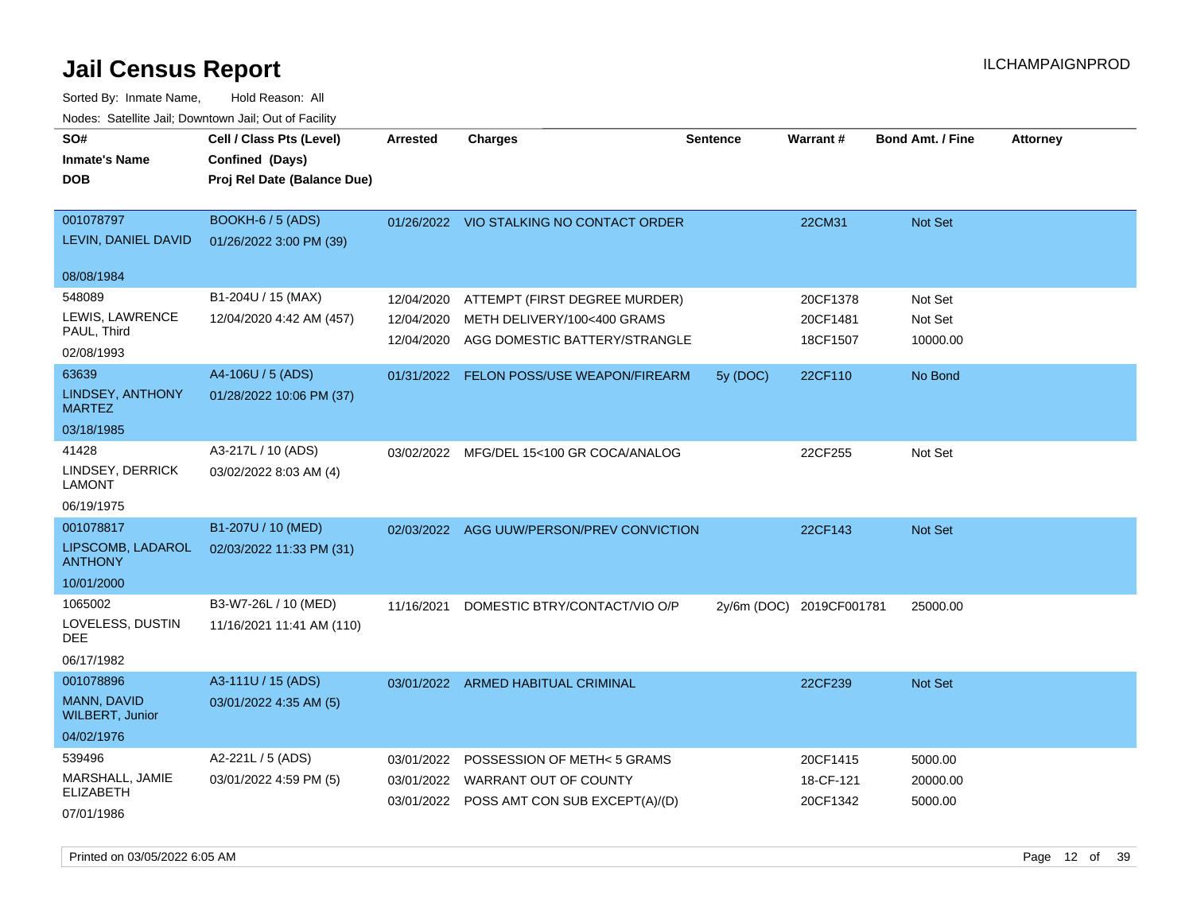# Jail Census Report

ILCHAMPAIGNPROD

Sorted By: Inmate Name, Hold Reason: All

Nodes: Satellite Jail; Downtown Jail; Out of Facility

| SO# / Inmate's Name / DOB | Cell / Class Pts (Level) / Confined (Days) / Proj Rel Date (Balance Due) | Arrested | Charges | Sentence | Warrant # | Bond Amt. / Fine | Attorney |
|---|---|---|---|---|---|---|---|
| 001078797<br>LEVIN, DANIEL DAVID<br>08/08/1984 | BOOKH-6 / 5 (ADS)<br>01/26/2022 3:00 PM (39) | 01/26/2022 | VIO STALKING NO CONTACT ORDER | | 22CM31 | Not Set | |
| 548089<br>LEWIS, LAWRENCE PAUL, Third<br>02/08/1993 | B1-204U / 15 (MAX)<br>12/04/2020 4:42 AM (457) | 12/04/2020<br>12/04/2020<br>12/04/2020 | ATTEMPT (FIRST DEGREE MURDER)<br>METH DELIVERY/100<400 GRAMS<br>AGG DOMESTIC BATTERY/STRANGLE | | 20CF1378<br>20CF1481<br>18CF1507 | Not Set<br>Not Set<br>10000.00 | |
| 63639<br>LINDSEY, ANTHONY MARTEZ<br>03/18/1985 | A4-106U / 5 (ADS)<br>01/28/2022 10:06 PM (37) | 01/31/2022 | FELON POSS/USE WEAPON/FIREARM | 5y (DOC) | 22CF110 | No Bond | |
| 41428<br>LINDSEY, DERRICK LAMONT<br>06/19/1975 | A3-217L / 10 (ADS)<br>03/02/2022 8:03 AM (4) | 03/02/2022 | MFG/DEL 15<100 GR COCA/ANALOG | | 22CF255 | Not Set | |
| 001078817<br>LIPSCOMB, LADAROL ANTHONY<br>10/01/2000 | B1-207U / 10 (MED)<br>02/03/2022 11:33 PM (31) | 02/03/2022 | AGG UUW/PERSON/PREV CONVICTION | | 22CF143 | Not Set | |
| 1065002<br>LOVELESS, DUSTIN DEE<br>06/17/1982 | B3-W7-26L / 10 (MED)<br>11/16/2021 11:41 AM (110) | 11/16/2021 | DOMESTIC BTRY/CONTACT/VIO O/P | 2y/6m (DOC) | 2019CF001781 | 25000.00 | |
| 001078896<br>MANN, DAVID WILBERT, Junior<br>04/02/1976 | A3-111U / 15 (ADS)<br>03/01/2022 4:35 AM (5) | 03/01/2022 | ARMED HABITUAL CRIMINAL | | 22CF239 | Not Set | |
| 539496<br>MARSHALL, JAMIE ELIZABETH<br>07/01/1986 | A2-221L / 5 (ADS)<br>03/01/2022 4:59 PM (5) | 03/01/2022<br>03/01/2022<br>03/01/2022 | POSSESSION OF METH< 5 GRAMS<br>WARRANT OUT OF COUNTY<br>POSS AMT CON SUB EXCEPT(A)/(D) | | 20CF1415<br>18-CF-121<br>20CF1342 | 5000.00<br>20000.00<br>5000.00 | |

Printed on 03/05/2022 6:05 AM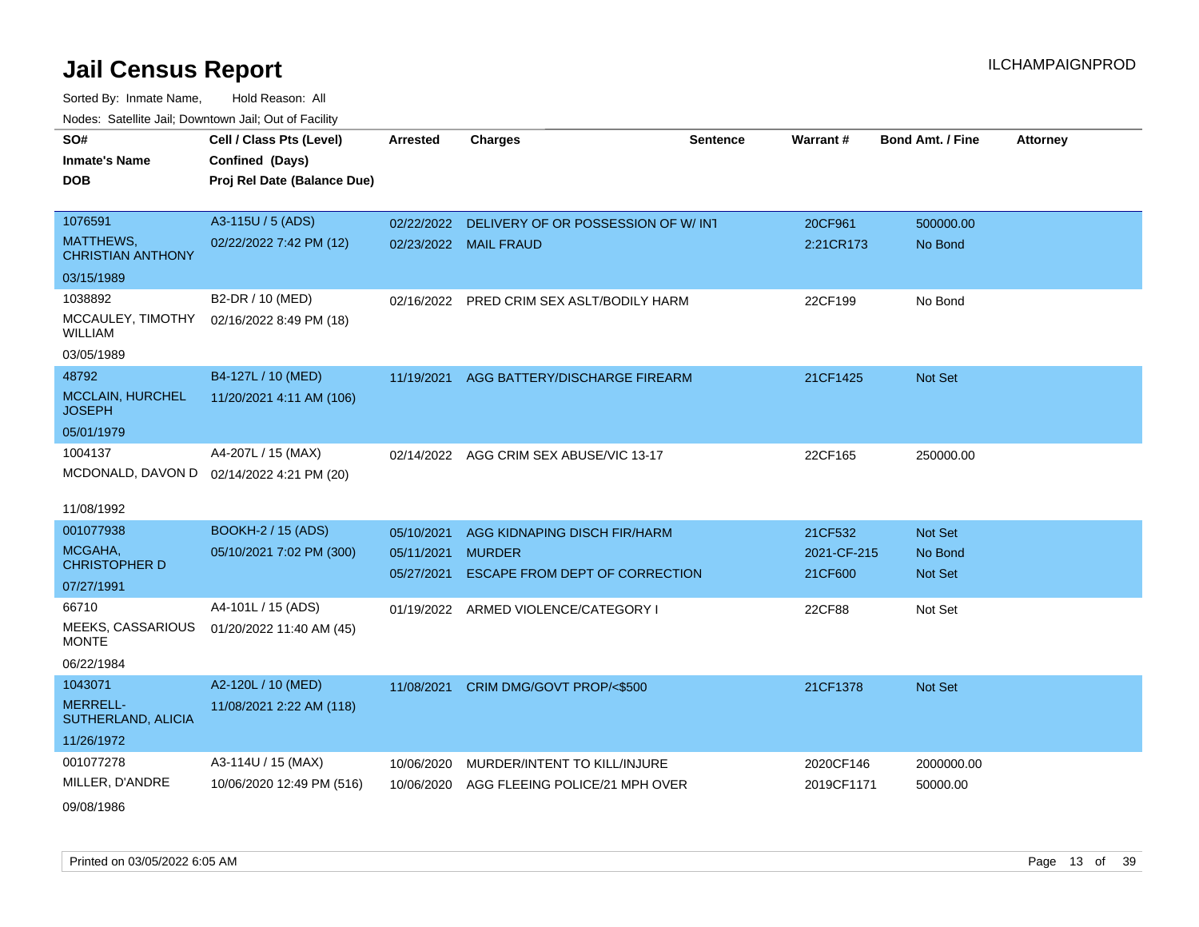# Jail Census Report

Sorted By: Inmate Name, Hold Reason: All

Nodes: Satellite Jail; Downtown Jail; Out of Facility

| SO# / Inmate's Name / DOB | Cell / Class Pts (Level) / Confined (Days) / Proj Rel Date (Balance Due) | Arrested | Charges | Sentence | Warrant # | Bond Amt. / Fine | Attorney |
|---|---|---|---|---|---|---|---|
| 1076591 MATTHEWS, CHRISTIAN ANTHONY 03/15/1989 | A3-115U / 5 (ADS) 02/22/2022 7:42 PM (12) | 02/22/2022 | DELIVERY OF OR POSSESSION OF W/ INT | | 20CF961 | 500000.00 | |
| | | 02/23/2022 | MAIL FRAUD | | 2:21CR173 | No Bond | |
| 1038892 MCCAULEY, TIMOTHY WILLIAM 03/05/1989 | B2-DR / 10 (MED) 02/16/2022 8:49 PM (18) | 02/16/2022 | PRED CRIM SEX ASLT/BODILY HARM | | 22CF199 | No Bond | |
| 48792 MCCLAIN, HURCHEL JOSEPH 05/01/1979 | B4-127L / 10 (MED) 11/20/2021 4:11 AM (106) | 11/19/2021 | AGG BATTERY/DISCHARGE FIREARM | | 21CF1425 | Not Set | |
| 1004137 MCDONALD, DAVON D 11/08/1992 | A4-207L / 15 (MAX) 02/14/2022 4:21 PM (20) | 02/14/2022 | AGG CRIM SEX ABUSE/VIC 13-17 | | 22CF165 | 250000.00 | |
| 001077938 MCGAHA, CHRISTOPHER D 07/27/1991 | BOOKH-2 / 15 (ADS) 05/10/2021 7:02 PM (300) | 05/10/2021 | AGG KIDNAPING DISCH FIR/HARM | | 21CF532 | Not Set | |
| | | 05/11/2021 | MURDER | | 2021-CF-215 | No Bond | |
| | | 05/27/2021 | ESCAPE FROM DEPT OF CORRECTION | | 21CF600 | Not Set | |
| 66710 MEEKS, CASSARIOUS MONTE 06/22/1984 | A4-101L / 15 (ADS) 01/20/2022 11:40 AM (45) | 01/19/2022 | ARMED VIOLENCE/CATEGORY I | | 22CF88 | Not Set | |
| 1043071 MERRELL-SUTHERLAND, ALICIA 11/26/1972 | A2-120L / 10 (MED) 11/08/2021 2:22 AM (118) | 11/08/2021 | CRIM DMG/GOVT PROP/<$500 | | 21CF1378 | Not Set | |
| 001077278 MILLER, D'ANDRE 09/08/1986 | A3-114U / 15 (MAX) 10/06/2020 12:49 PM (516) | 10/06/2020 | MURDER/INTENT TO KILL/INJURE | | 2020CF146 | 2000000.00 | |
| | | 10/06/2020 | AGG FLEEING POLICE/21 MPH OVER | | 2019CF1171 | 50000.00 | |

Printed on 03/05/2022 6:05 AM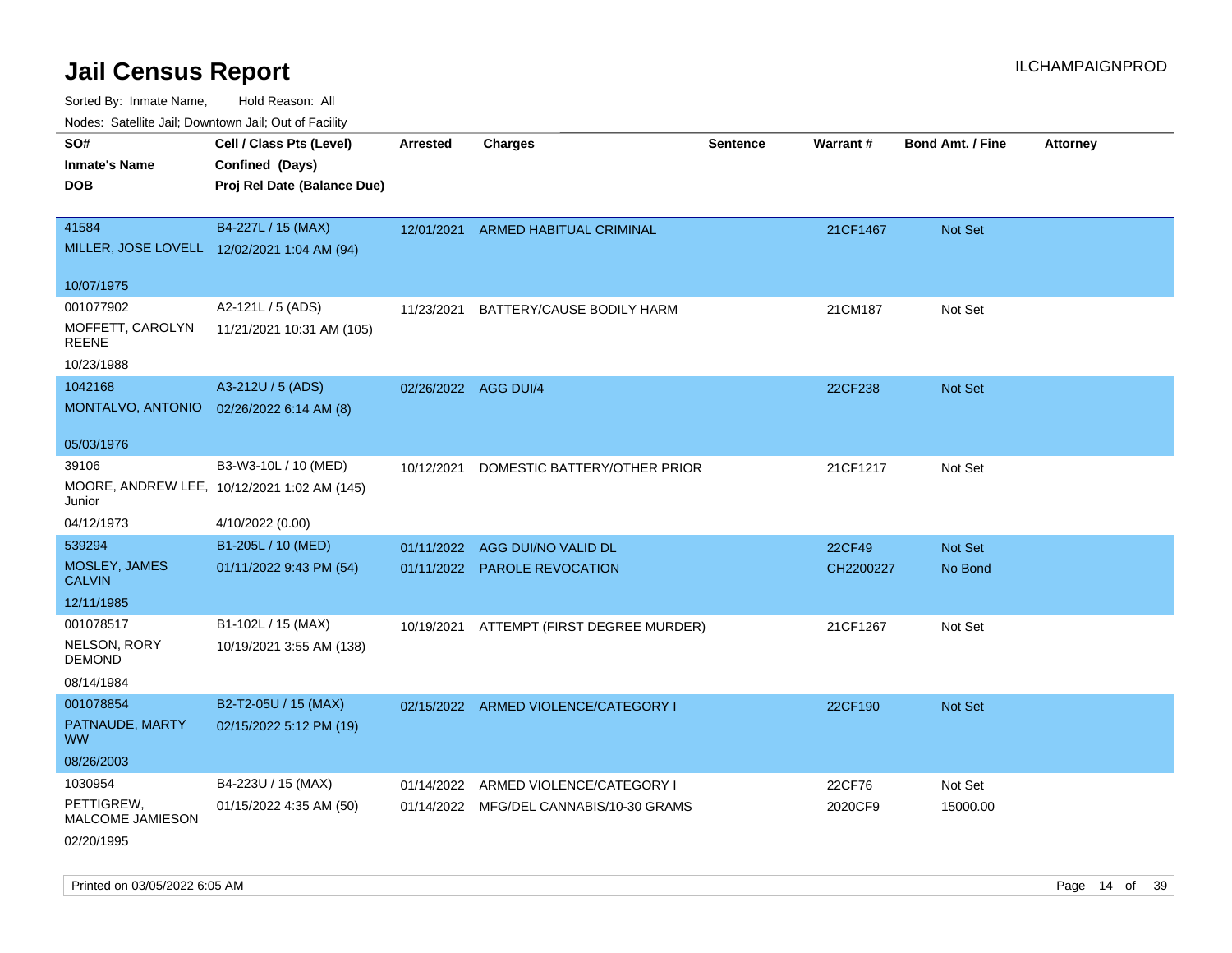# Jail Census Report

ILCHAMPAIGNPROD

Sorted By: Inmate Name, Hold Reason: All

Nodes: Satellite Jail; Downtown Jail; Out of Facility

| SO# / Inmate's Name / DOB | Cell / Class Pts (Level) / Confined (Days) / Proj Rel Date (Balance Due) | Arrested | Charges | Sentence | Warrant # | Bond Amt. / Fine | Attorney |
|---|---|---|---|---|---|---|---|
| 41584<br>MILLER, JOSE LOVELL<br>10/07/1975 | B4-227L / 15 (MAX)<br>12/02/2021 1:04 AM (94) | 12/01/2021 | ARMED HABITUAL CRIMINAL | | 21CF1467 | Not Set | |
| 001077902<br>MOFFETT, CAROLYN REENE<br>10/23/1988 | A2-121L / 5 (ADS)<br>11/21/2021 10:31 AM (105) | 11/23/2021 | BATTERY/CAUSE BODILY HARM | | 21CM187 | Not Set | |
| 1042168<br>MONTALVO, ANTONIO<br>05/03/1976 | A3-212U / 5 (ADS)<br>02/26/2022 6:14 AM (8) | 02/26/2022 | AGG DUI/4 | | 22CF238 | Not Set | |
| 39106<br>MOORE, ANDREW LEE, Junior<br>04/12/1973 | B3-W3-10L / 10 (MED)<br>10/12/2021 1:02 AM (145)<br>4/10/2022 (0.00) | 10/12/2021 | DOMESTIC BATTERY/OTHER PRIOR | | 21CF1217 | Not Set | |
| 539294<br>MOSLEY, JAMES CALVIN<br>12/11/1985 | B1-205L / 10 (MED)<br>01/11/2022 9:43 PM (54) | 01/11/2022<br>01/11/2022 | AGG DUI/NO VALID DL<br>PAROLE REVOCATION | | 22CF49<br>CH2200227 | Not Set<br>No Bond | |
| 001078517<br>NELSON, RORY DEMOND<br>08/14/1984 | B1-102L / 15 (MAX)<br>10/19/2021 3:55 AM (138) | 10/19/2021 | ATTEMPT (FIRST DEGREE MURDER) | | 21CF1267 | Not Set | |
| 001078854<br>PATNAUDE, MARTY WW<br>08/26/2003 | B2-T2-05U / 15 (MAX)<br>02/15/2022 5:12 PM (19) | 02/15/2022 | ARMED VIOLENCE/CATEGORY I | | 22CF190 | Not Set | |
| 1030954<br>PETTIGREW, MALCOME JAMIESON<br>02/20/1995 | B4-223U / 15 (MAX)<br>01/15/2022 4:35 AM (50) | 01/14/2022<br>01/14/2022 | ARMED VIOLENCE/CATEGORY I<br>MFG/DEL CANNABIS/10-30 GRAMS | | 22CF76<br>2020CF9 | Not Set<br>15000.00 | |

Printed on 03/05/2022 6:05 AM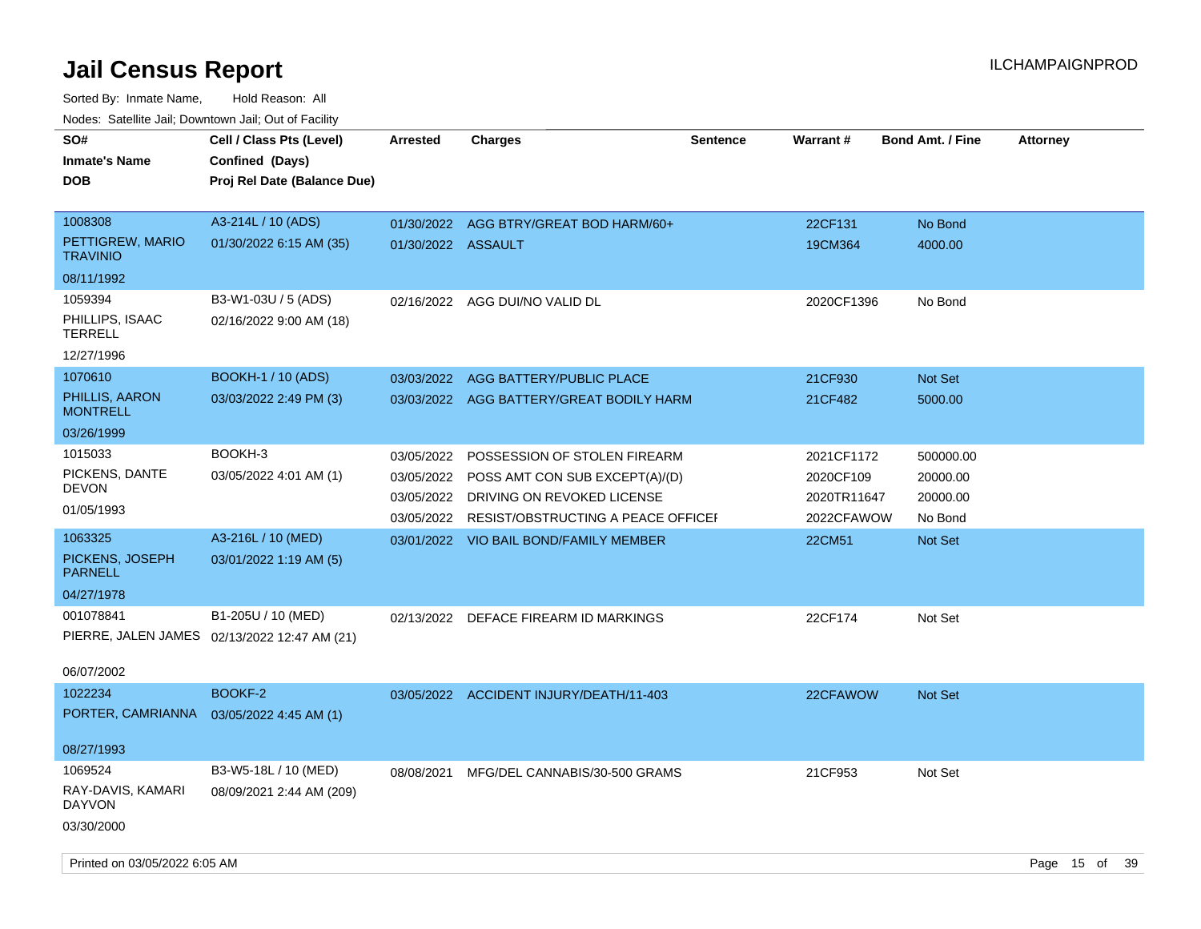# Jail Census Report

Sorted By: Inmate Name, Hold Reason: All

Nodes: Satellite Jail; Downtown Jail; Out of Facility

| SO# / Inmate's Name / DOB | Cell / Class Pts (Level) / Confined (Days) / Proj Rel Date (Balance Due) | Arrested | Charges | Sentence | Warrant # | Bond Amt. / Fine | Attorney |
|---|---|---|---|---|---|---|---|
| 1008308 PETTIGREW, MARIO TRAVINIO 08/11/1992 | A3-214L / 10 (ADS) 01/30/2022 6:15 AM (35) | 01/30/2022 | AGG BTRY/GREAT BOD HARM/60+ | | 22CF131 | No Bond | |
| | | 01/30/2022 | ASSAULT | | 19CM364 | 4000.00 | |
| 1059394 PHILLIPS, ISAAC TERRELL 12/27/1996 | B3-W1-03U / 5 (ADS) 02/16/2022 9:00 AM (18) | 02/16/2022 | AGG DUI/NO VALID DL | | 2020CF1396 | No Bond | |
| 1070610 PHILLIS, AARON MONTRELL 03/26/1999 | BOOKH-1 / 10 (ADS) 03/03/2022 2:49 PM (3) | 03/03/2022 | AGG BATTERY/PUBLIC PLACE | | 21CF930 | Not Set | |
| | | 03/03/2022 | AGG BATTERY/GREAT BODILY HARM | | 21CF482 | 5000.00 | |
| 1015033 PICKENS, DANTE DEVON 01/05/1993 | BOOKH-3 03/05/2022 4:01 AM (1) | 03/05/2022 | POSSESSION OF STOLEN FIREARM | | 2021CF1172 | 500000.00 | |
| | | 03/05/2022 | POSS AMT CON SUB EXCEPT(A)/(D) | | 2020CF109 | 20000.00 | |
| | | 03/05/2022 | DRIVING ON REVOKED LICENSE | | 2020TR11647 | 20000.00 | |
| | | 03/05/2022 | RESIST/OBSTRUCTING A PEACE OFFICEI | | 2022CFAWOW | No Bond | |
| 1063325 PICKENS, JOSEPH PARNELL 04/27/1978 | A3-216L / 10 (MED) 03/01/2022 1:19 AM (5) | 03/01/2022 | VIO BAIL BOND/FAMILY MEMBER | | 22CM51 | Not Set | |
| 001078841 PIERRE, JALEN JAMES 06/07/2002 | B1-205U / 10 (MED) 02/13/2022 12:47 AM (21) | 02/13/2022 | DEFACE FIREARM ID MARKINGS | | 22CF174 | Not Set | |
| 1022234 PORTER, CAMRIANNA 08/27/1993 | BOOKF-2 03/05/2022 4:45 AM (1) | 03/05/2022 | ACCIDENT INJURY/DEATH/11-403 | | 22CFAWOW | Not Set | |
| 1069524 RAY-DAVIS, KAMARI DAYVON 03/30/2000 | B3-W5-18L / 10 (MED) 08/09/2021 2:44 AM (209) | 08/08/2021 | MFG/DEL CANNABIS/30-500 GRAMS | | 21CF953 | Not Set | |

Printed on 03/05/2022 6:05 AM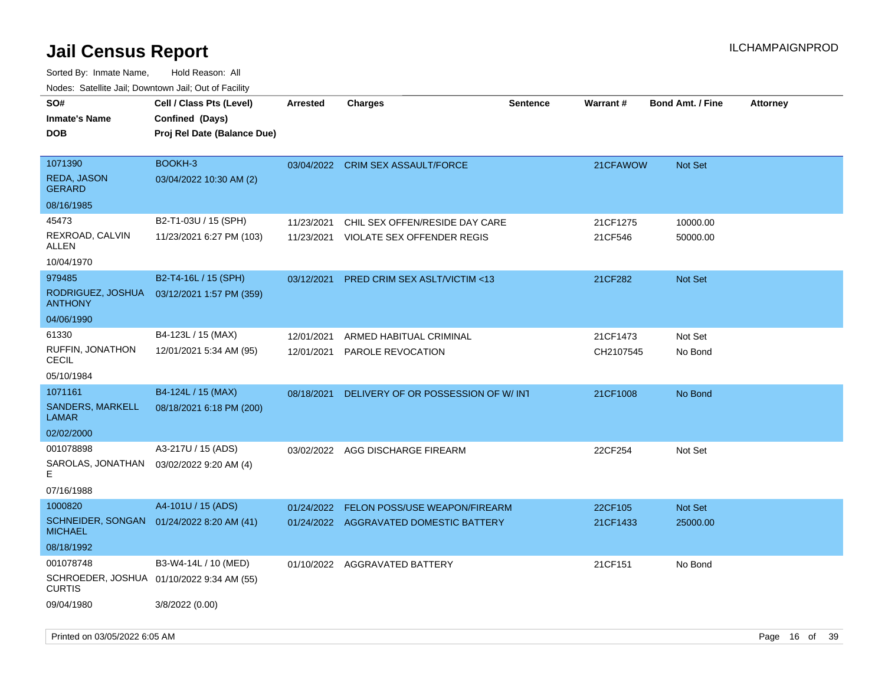# Jail Census Report

ILCHAMPAIGNPROD

Sorted By: Inmate Name, Hold Reason: All

Nodes: Satellite Jail; Downtown Jail; Out of Facility

| SO# / Inmate's Name / DOB | Cell / Class Pts (Level) / Confined (Days) / Proj Rel Date (Balance Due) | Arrested | Charges | Sentence | Warrant # | Bond Amt. / Fine | Attorney |
|---|---|---|---|---|---|---|---|
| 1071390<br>REDA, JASON GERARD<br>08/16/1985 | BOOKH-3<br>03/04/2022 10:30 AM (2) | 03/04/2022 | CRIM SEX ASSAULT/FORCE | | 21CFAWOW | Not Set | |
| 45473<br>REXROAD, CALVIN ALLEN<br>10/04/1970 | B2-T1-03U / 15 (SPH)<br>11/23/2021 6:27 PM (103) | 11/23/2021<br>11/23/2021 | CHIL SEX OFFEN/RESIDE DAY CARE<br>VIOLATE SEX OFFENDER REGIS | | 21CF1275<br>21CF546 | 10000.00<br>50000.00 | |
| 979485<br>RODRIGUEZ, JOSHUA ANTHONY<br>04/06/1990 | B2-T4-16L / 15 (SPH)<br>03/12/2021 1:57 PM (359) | 03/12/2021 | PRED CRIM SEX ASLT/VICTIM <13 | | 21CF282 | Not Set | |
| 61330<br>RUFFIN, JONATHON CECIL<br>05/10/1984 | B4-123L / 15 (MAX)<br>12/01/2021 5:34 AM (95) | 12/01/2021<br>12/01/2021 | ARMED HABITUAL CRIMINAL<br>PAROLE REVOCATION | | 21CF1473<br>CH2107545 | Not Set<br>No Bond | |
| 1071161<br>SANDERS, MARKELL LAMAR<br>02/02/2000 | B4-124L / 15 (MAX)<br>08/18/2021 6:18 PM (200) | 08/18/2021 | DELIVERY OF OR POSSESSION OF W/ INT | | 21CF1008 | No Bond | |
| 001078898<br>SAROLAS, JONATHAN E<br>07/16/1988 | A3-217U / 15 (ADS)<br>03/02/2022 9:20 AM (4) | 03/02/2022 | AGG DISCHARGE FIREARM | | 22CF254 | Not Set | |
| 1000820<br>SCHNEIDER, SONGAN MICHAEL<br>08/18/1992 | A4-101U / 15 (ADS)<br>01/24/2022 8:20 AM (41) | 01/24/2022<br>01/24/2022 | FELON POSS/USE WEAPON/FIREARM<br>AGGRAVATED DOMESTIC BATTERY | | 22CF105<br>21CF1433 | Not Set<br>25000.00 | |
| 001078748<br>SCHROEDER, JOSHUA CURTIS<br>09/04/1980 | B3-W4-14L / 10 (MED)<br>01/10/2022 9:34 AM (55)<br>3/8/2022 (0.00) | 01/10/2022 | AGGRAVATED BATTERY | | 21CF151 | No Bond | |

Printed on 03/05/2022 6:05 AM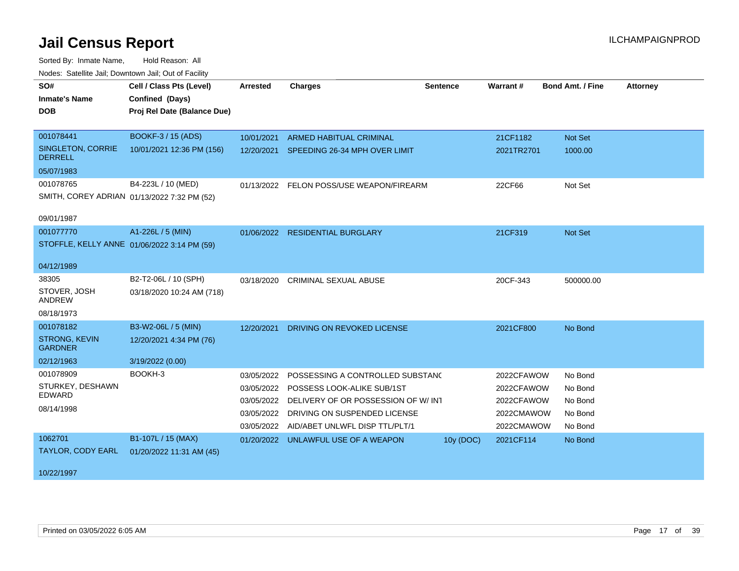# Jail Census Report

ILCHAMPAIGNPROD

Sorted By: Inmate Name, Hold Reason: All

Nodes: Satellite Jail; Downtown Jail; Out of Facility

| SO# / Inmate's Name / DOB | Cell / Class Pts (Level) / Confined (Days) / Proj Rel Date (Balance Due) | Arrested | Charges | Sentence | Warrant # | Bond Amt. / Fine | Attorney |
|---|---|---|---|---|---|---|---|
| 001078441<br>SINGLETON, CORRIE DERRELL<br>05/07/1983 | BOOKF-3 / 15 (ADS)<br>10/01/2021 12:36 PM (156) | 10/01/2021 | ARMED HABITUAL CRIMINAL | | 21CF1182 | Not Set | |
| | | 12/20/2021 | SPEEDING 26-34 MPH OVER LIMIT | | 2021TR2701 | 1000.00 | |
| 001078765<br>SMITH, COREY ADRIAN<br>09/01/1987 | B4-223L / 10 (MED)<br>01/13/2022 7:32 PM (52) | 01/13/2022 | FELON POSS/USE WEAPON/FIREARM | | 22CF66 | Not Set | |
| 001077770<br>STOFFLE, KELLY ANNE<br>04/12/1989 | A1-226L / 5 (MIN)<br>01/06/2022 3:14 PM (59) | 01/06/2022 | RESIDENTIAL BURGLARY | | 21CF319 | Not Set | |
| 38305<br>STOVER, JOSH ANDREW<br>08/18/1973 | B2-T2-06L / 10 (SPH)<br>03/18/2020 10:24 AM (718) | 03/18/2020 | CRIMINAL SEXUAL ABUSE | | 20CF-343 | 500000.00 | |
| 001078182<br>STRONG, KEVIN GARDNER<br>02/12/1963 | B3-W2-06L / 5 (MIN)<br>12/20/2021 4:34 PM (76)<br>3/19/2022 (0.00) | 12/20/2021 | DRIVING ON REVOKED LICENSE | | 2021CF800 | No Bond | |
| 001078909<br>STURKEY, DESHAWN EDWARD<br>08/14/1998 | BOOKH-3 | 03/05/2022 | POSSESSING A CONTROLLED SUBSTANC | | 2022CFAWOW | No Bond | |
| | | 03/05/2022 | POSSESS LOOK-ALIKE SUB/1ST | | 2022CFAWOW | No Bond | |
| | | 03/05/2022 | DELIVERY OF OR POSSESSION OF W/ INT | | 2022CFAWOW | No Bond | |
| | | 03/05/2022 | DRIVING ON SUSPENDED LICENSE | | 2022CMAWOW | No Bond | |
| | | 03/05/2022 | AID/ABET UNLWFL DISP TTL/PLT/1 | | 2022CMAWOW | No Bond | |
| 1062701<br>TAYLOR, CODY EARL<br>10/22/1997 | B1-107L / 15 (MAX)<br>01/20/2022 11:31 AM (45) | 01/20/2022 | UNLAWFUL USE OF A WEAPON | 10y (DOC) | 2021CF114 | No Bond | |

Printed on 03/05/2022 6:05 AM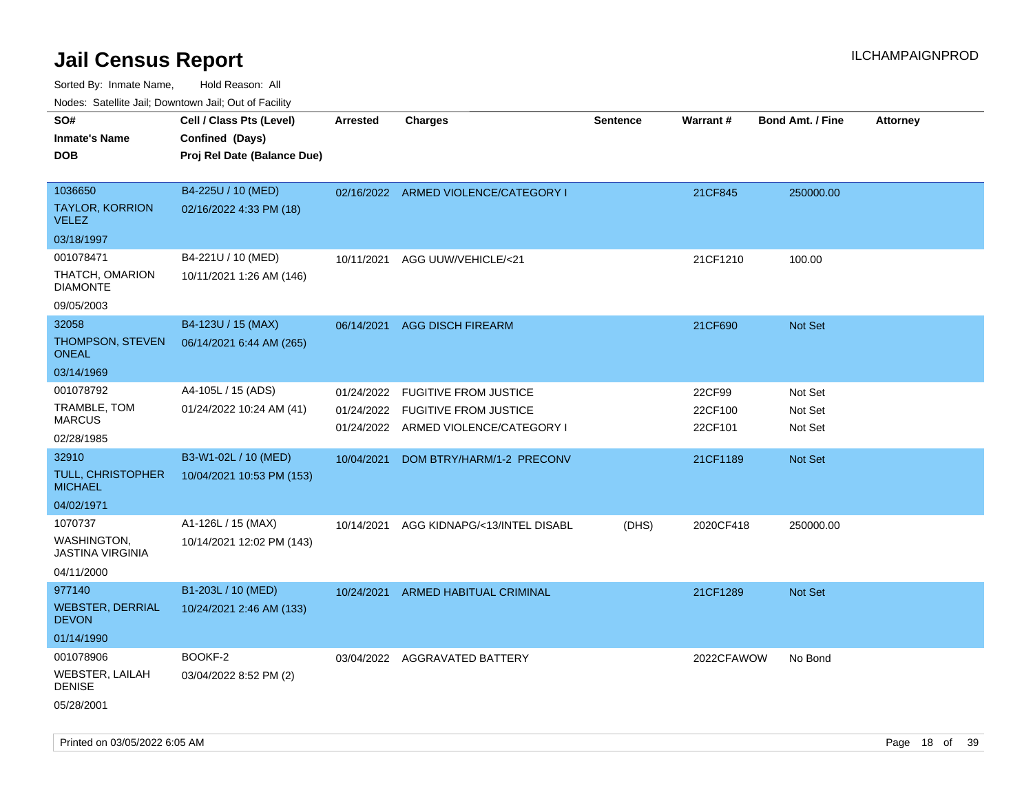# Jail Census Report

ILCHAMPAIGNPROD

Sorted By: Inmate Name, Hold Reason: All

Nodes: Satellite Jail; Downtown Jail; Out of Facility

| SO# / Inmate's Name / DOB | Cell / Class Pts (Level) / Confined (Days) / Proj Rel Date (Balance Due) | Arrested | Charges | Sentence | Warrant # | Bond Amt. / Fine | Attorney |
|---|---|---|---|---|---|---|---|
| 1036650<br>TAYLOR, KORRION VELEZ<br>03/18/1997 | B4-225U / 10 (MED)<br>02/16/2022 4:33 PM (18) | 02/16/2022 | ARMED VIOLENCE/CATEGORY I | | 21CF845 | 250000.00 | |
| 001078471<br>THATCH, OMARION DIAMONTE<br>09/05/2003 | B4-221U / 10 (MED)<br>10/11/2021 1:26 AM (146) | 10/11/2021 | AGG UUW/VEHICLE/<21 | | 21CF1210 | 100.00 | |
| 32058<br>THOMPSON, STEVEN ONEAL<br>03/14/1969 | B4-123U / 15 (MAX)<br>06/14/2021 6:44 AM (265) | 06/14/2021 | AGG DISCH FIREARM | | 21CF690 | Not Set | |
| 001078792<br>TRAMBLE, TOM MARCUS<br>02/28/1985 | A4-105L / 15 (ADS)<br>01/24/2022 10:24 AM (41) | 01/24/2022<br>01/24/2022<br>01/24/2022 | FUGITIVE FROM JUSTICE<br>FUGITIVE FROM JUSTICE<br>ARMED VIOLENCE/CATEGORY I | | 22CF99<br>22CF100<br>22CF101 | Not Set<br>Not Set<br>Not Set | |
| 32910<br>TULL, CHRISTOPHER MICHAEL<br>04/02/1971 | B3-W1-02L / 10 (MED)<br>10/04/2021 10:53 PM (153) | 10/04/2021 | DOM BTRY/HARM/1-2 PRECONV | | 21CF1189 | Not Set | |
| 1070737<br>WASHINGTON, JASTINA VIRGINIA<br>04/11/2000 | A1-126L / 15 (MAX)<br>10/14/2021 12:02 PM (143) | 10/14/2021 | AGG KIDNAPG/<13/INTEL DISABL | (DHS) | 2020CF418 | 250000.00 | |
| 977140<br>WEBSTER, DERRIAL DEVON<br>01/14/1990 | B1-203L / 10 (MED)<br>10/24/2021 2:46 AM (133) | 10/24/2021 | ARMED HABITUAL CRIMINAL | | 21CF1289 | Not Set | |
| 001078906<br>WEBSTER, LAILAH DENISE<br>05/28/2001 | BOOKF-2<br>03/04/2022 8:52 PM (2) | 03/04/2022 | AGGRAVATED BATTERY | | 2022CFAWOW | No Bond | |

Printed on 03/05/2022 6:05 AM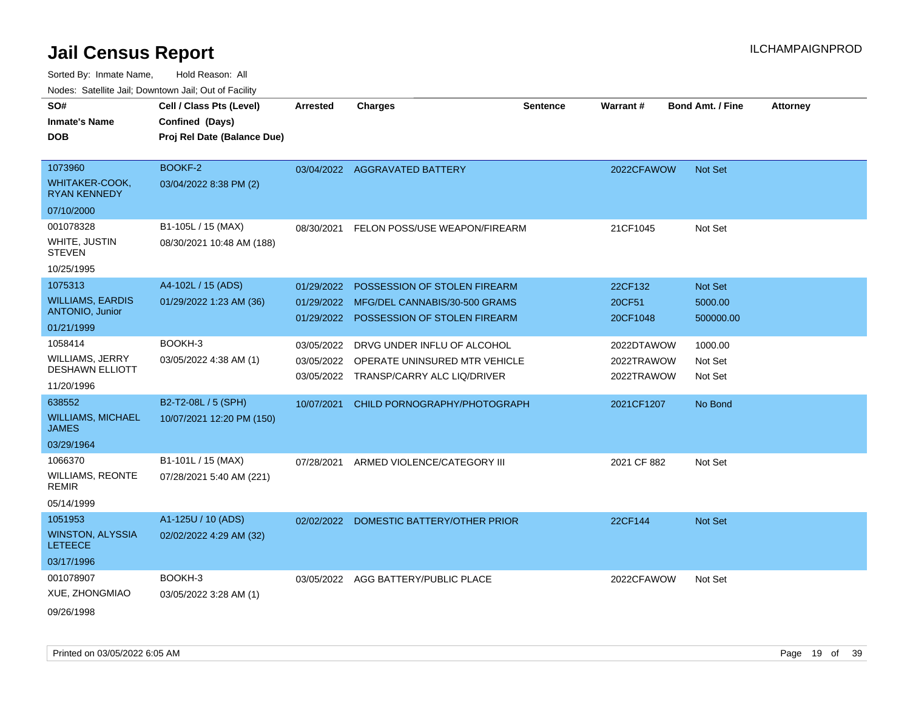# Jail Census Report

Sorted By: Inmate Name, Hold Reason: All

Nodes: Satellite Jail; Downtown Jail; Out of Facility

| SO# / Inmate's Name / DOB | Cell / Class Pts (Level) / Confined (Days) / Proj Rel Date (Balance Due) | Arrested | Charges | Sentence | Warrant # | Bond Amt. / Fine | Attorney |
|---|---|---|---|---|---|---|---|
| 1073960<br>WHITAKER-COOK, RYAN KENNEDY<br>07/10/2000 | BOOKF-2<br>03/04/2022 8:38 PM (2) | 03/04/2022 | AGGRAVATED BATTERY | | 2022CFAWOW | Not Set | |
| 001078328<br>WHITE, JUSTIN STEVEN<br>10/25/1995 | B1-105L / 15 (MAX)<br>08/30/2021 10:48 AM (188) | 08/30/2021 | FELON POSS/USE WEAPON/FIREARM | | 21CF1045 | Not Set | |
| 1075313<br>WILLIAMS, EARDIS ANTONIO, Junior<br>01/21/1999 | A4-102L / 15 (ADS)<br>01/29/2022 1:23 AM (36) | 01/29/2022<br>01/29/2022<br>01/29/2022 | POSSESSION OF STOLEN FIREARM<br>MFG/DEL CANNABIS/30-500 GRAMS<br>POSSESSION OF STOLEN FIREARM | | 22CF132<br>20CF51<br>20CF1048 | Not Set<br>5000.00<br>500000.00 | |
| 1058414<br>WILLIAMS, JERRY DESHAWN ELLIOTT<br>11/20/1996 | BOOKH-3<br>03/05/2022 4:38 AM (1) | 03/05/2022<br>03/05/2022<br>03/05/2022 | DRVG UNDER INFLU OF ALCOHOL<br>OPERATE UNINSURED MTR VEHICLE<br>TRANSP/CARRY ALC LIQ/DRIVER | | 2022DTAWOW<br>2022TRAWOW<br>2022TRAWOW | 1000.00<br>Not Set<br>Not Set | |
| 638552<br>WILLIAMS, MICHAEL JAMES<br>03/29/1964 | B2-T2-08L / 5 (SPH)<br>10/07/2021 12:20 PM (150) | 10/07/2021 | CHILD PORNOGRAPHY/PHOTOGRAPH | | 2021CF1207 | No Bond | |
| 1066370<br>WILLIAMS, REONTE REMIR<br>05/14/1999 | B1-101L / 15 (MAX)<br>07/28/2021 5:40 AM (221) | 07/28/2021 | ARMED VIOLENCE/CATEGORY III | | 2021 CF 882 | Not Set | |
| 1051953<br>WINSTON, ALYSSIA LETEECE<br>03/17/1996 | A1-125U / 10 (ADS)<br>02/02/2022 4:29 AM (32) | 02/02/2022 | DOMESTIC BATTERY/OTHER PRIOR | | 22CF144 | Not Set | |
| 001078907<br>XUE, ZHONGMIAO<br>09/26/1998 | BOOKH-3<br>03/05/2022 3:28 AM (1) | 03/05/2022 | AGG BATTERY/PUBLIC PLACE | | 2022CFAWOW | Not Set | |

Printed on 03/05/2022 6:05 AM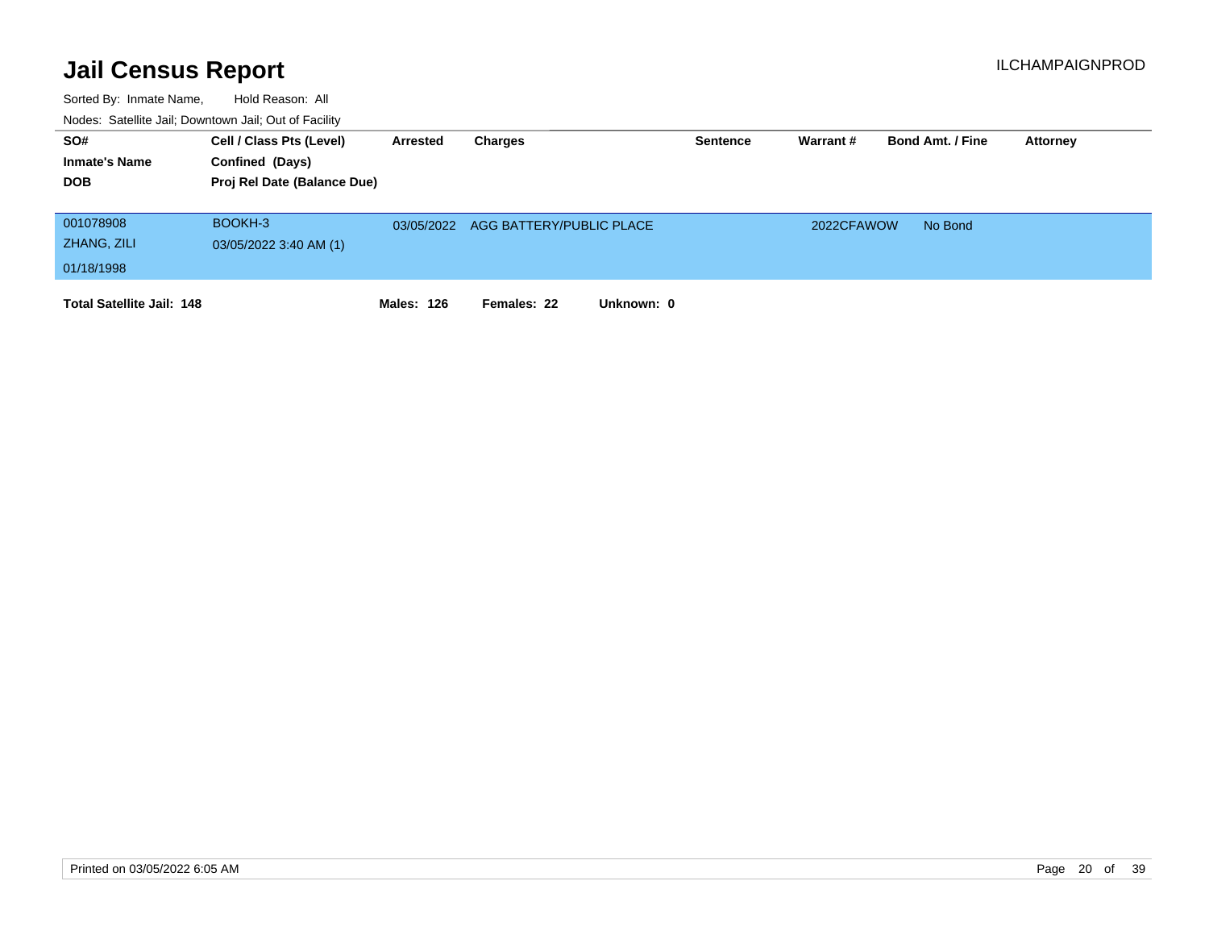# Jail Census Report

ILCHAMPAIGNPROD

Sorted By: Inmate Name, Hold Reason: All

Nodes: Satellite Jail; Downtown Jail; Out of Facility

| SO# / Inmate's Name / DOB | Cell / Class Pts (Level) / Confined (Days) / Proj Rel Date (Balance Due) | Arrested | Charges | Sentence | Warrant # | Bond Amt. / Fine | Attorney |
|---|---|---|---|---|---|---|---|
| 001078908<br>ZHANG, ZILI<br>01/18/1998 | BOOKH-3<br>03/05/2022 3:40 AM (1) | 03/05/2022 | AGG BATTERY/PUBLIC PLACE | | 2022CFAWOW | No Bond | |

**Total Satellite Jail: 148** **Males: 126** **Females: 22** **Unknown: 0**

Printed on 03/05/2022 6:05 AM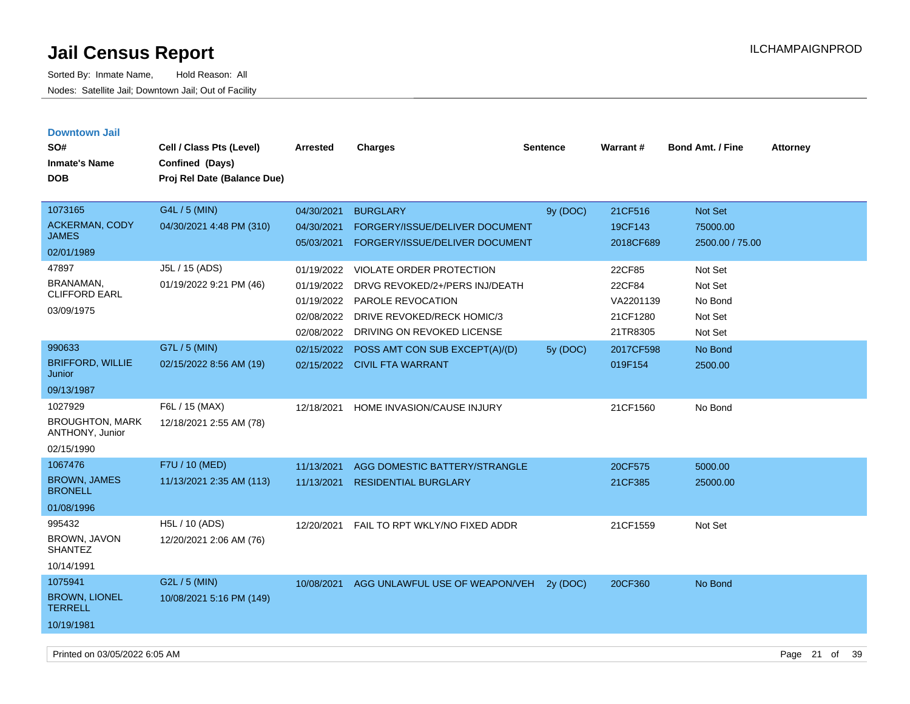# Jail Census Report

Sorted By: Inmate Name, Hold Reason: All

Nodes: Satellite Jail; Downtown Jail; Out of Facility

## Downtown Jail

| SO# / Inmate's Name / DOB | Cell / Class Pts (Level) / Confined (Days) / Proj Rel Date (Balance Due) | Arrested | Charges | Sentence | Warrant # | Bond Amt. / Fine | Attorney |
|---|---|---|---|---|---|---|---|
| 1073165<br>ACKERMAN, CODY JAMES<br>02/01/1989 | G4L / 5 (MIN)<br>04/30/2021 4:48 PM (310) | 04/30/2021 | BURGLARY | 9y (DOC) | 21CF516 | Not Set | |
| | | 04/30/2021 | FORGERY/ISSUE/DELIVER DOCUMENT | | 19CF143 | 75000.00 | |
| | | 05/03/2021 | FORGERY/ISSUE/DELIVER DOCUMENT | | 2018CF689 | 2500.00 / 75.00 | |
| 47897<br>BRANAMAN, CLIFFORD EARL<br>03/09/1975 | J5L / 15 (ADS)<br>01/19/2022 9:21 PM (46) | 01/19/2022 | VIOLATE ORDER PROTECTION | | 22CF85 | Not Set | |
| | | 01/19/2022 | DRVG REVOKED/2+/PERS INJ/DEATH | | 22CF84 | Not Set | |
| | | 01/19/2022 | PAROLE REVOCATION | | VA2201139 | No Bond | |
| | | 02/08/2022 | DRIVE REVOKED/RECK HOMIC/3 | | 21CF1280 | Not Set | |
| | | 02/08/2022 | DRIVING ON REVOKED LICENSE | | 21TR8305 | Not Set | |
| 990633<br>BRIFFORD, WILLIE Junior<br>09/13/1987 | G7L / 5 (MIN)<br>02/15/2022 8:56 AM (19) | 02/15/2022 | POSS AMT CON SUB EXCEPT(A)/(D) | 5y (DOC) | 2017CF598 | No Bond | |
| | | 02/15/2022 | CIVIL FTA WARRANT | | 019F154 | 2500.00 | |
| 1027929<br>BROUGHTON, MARK ANTHONY, Junior<br>02/15/1990 | F6L / 15 (MAX)<br>12/18/2021 2:55 AM (78) | 12/18/2021 | HOME INVASION/CAUSE INJURY | | 21CF1560 | No Bond | |
| 1067476<br>BROWN, JAMES BRONELL<br>01/08/1996 | F7U / 10 (MED)<br>11/13/2021 2:35 AM (113) | 11/13/2021 | AGG DOMESTIC BATTERY/STRANGLE | | 20CF575 | 5000.00 | |
| | | 11/13/2021 | RESIDENTIAL BURGLARY | | 21CF385 | 25000.00 | |
| 995432<br>BROWN, JAVON SHANTEZ<br>10/14/1991 | H5L / 10 (ADS)<br>12/20/2021 2:06 AM (76) | 12/20/2021 | FAIL TO RPT WKLY/NO FIXED ADDR | | 21CF1559 | Not Set | |
| 1075941<br>BROWN, LIONEL TERRELL<br>10/19/1981 | G2L / 5 (MIN)<br>10/08/2021 5:16 PM (149) | 10/08/2021 | AGG UNLAWFUL USE OF WEAPON/VEH | 2y (DOC) | 20CF360 | No Bond | |

Printed on 03/05/2022 6:05 AM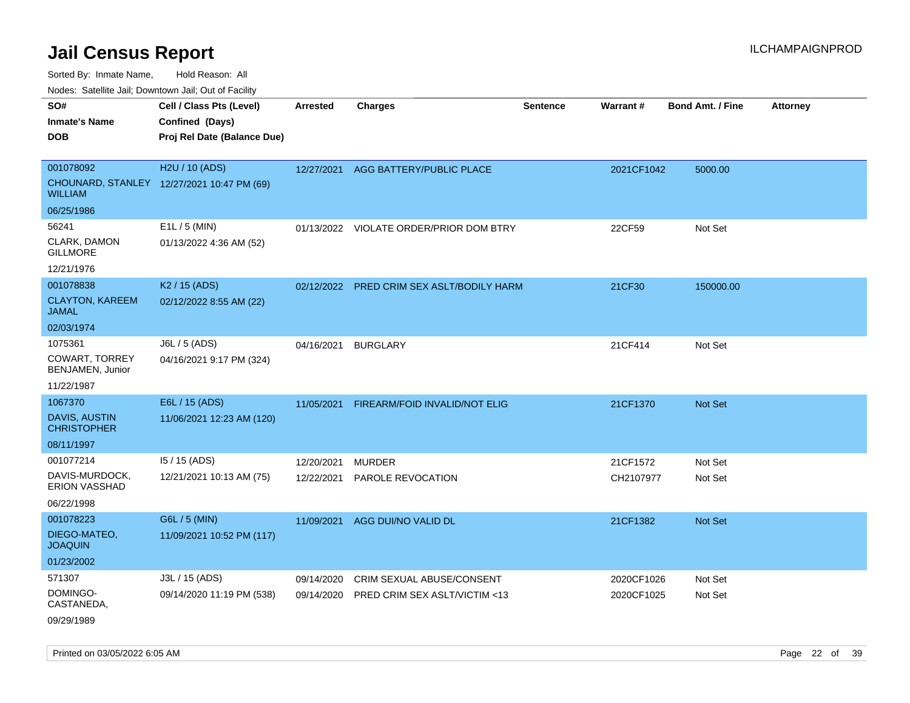# Jail Census Report

ILCHAMPAIGNPROD

Sorted By: Inmate Name, Hold Reason: All

Nodes: Satellite Jail; Downtown Jail; Out of Facility

| SO# / Inmate's Name / DOB | Cell / Class Pts (Level) / Confined (Days) / Proj Rel Date (Balance Due) | Arrested | Charges | Sentence | Warrant # | Bond Amt. / Fine | Attorney |
|---|---|---|---|---|---|---|---|
| 001078092<br>CHOUNARD, STANLEY WILLIAM<br>06/25/1986 | H2U / 10 (ADS)<br>12/27/2021 10:47 PM (69) | 12/27/2021 | AGG BATTERY/PUBLIC PLACE | | 2021CF1042 | 5000.00 | |
| 56241<br>CLARK, DAMON GILLMORE<br>12/21/1976 | E1L / 5 (MIN)<br>01/13/2022 4:36 AM (52) | 01/13/2022 | VIOLATE ORDER/PRIOR DOM BTRY | | 22CF59 | Not Set | |
| 001078838<br>CLAYTON, KAREEM JAMAL<br>02/03/1974 | K2 / 15 (ADS)<br>02/12/2022 8:55 AM (22) | 02/12/2022 | PRED CRIM SEX ASLT/BODILY HARM | | 21CF30 | 150000.00 | |
| 1075361<br>COWART, TORREY BENJAMEN, Junior<br>11/22/1987 | J6L / 5 (ADS)<br>04/16/2021 9:17 PM (324) | 04/16/2021 | BURGLARY | | 21CF414 | Not Set | |
| 1067370<br>DAVIS, AUSTIN CHRISTOPHER<br>08/11/1997 | E6L / 15 (ADS)<br>11/06/2021 12:23 AM (120) | 11/05/2021 | FIREARM/FOID INVALID/NOT ELIG | | 21CF1370 | Not Set | |
| 001077214<br>DAVIS-MURDOCK, ERION VASSHAD<br>06/22/1998 | I5 / 15 (ADS)<br>12/21/2021 10:13 AM (75) | 12/20/2021<br>12/22/2021 | MURDER<br>PAROLE REVOCATION | | 21CF1572<br>CH2107977 | Not Set<br>Not Set | |
| 001078223<br>DIEGO-MATEO, JOAQUIN<br>01/23/2002 | G6L / 5 (MIN)<br>11/09/2021 10:52 PM (117) | 11/09/2021 | AGG DUI/NO VALID DL | | 21CF1382 | Not Set | |
| 571307<br>DOMINGO-CASTANEDA,<br>09/29/1989 | J3L / 15 (ADS)<br>09/14/2020 11:19 PM (538) | 09/14/2020<br>09/14/2020 | CRIM SEXUAL ABUSE/CONSENT<br>PRED CRIM SEX ASLT/VICTIM <13 | | 2020CF1026<br>2020CF1025 | Not Set<br>Not Set | |

Printed on 03/05/2022 6:05 AM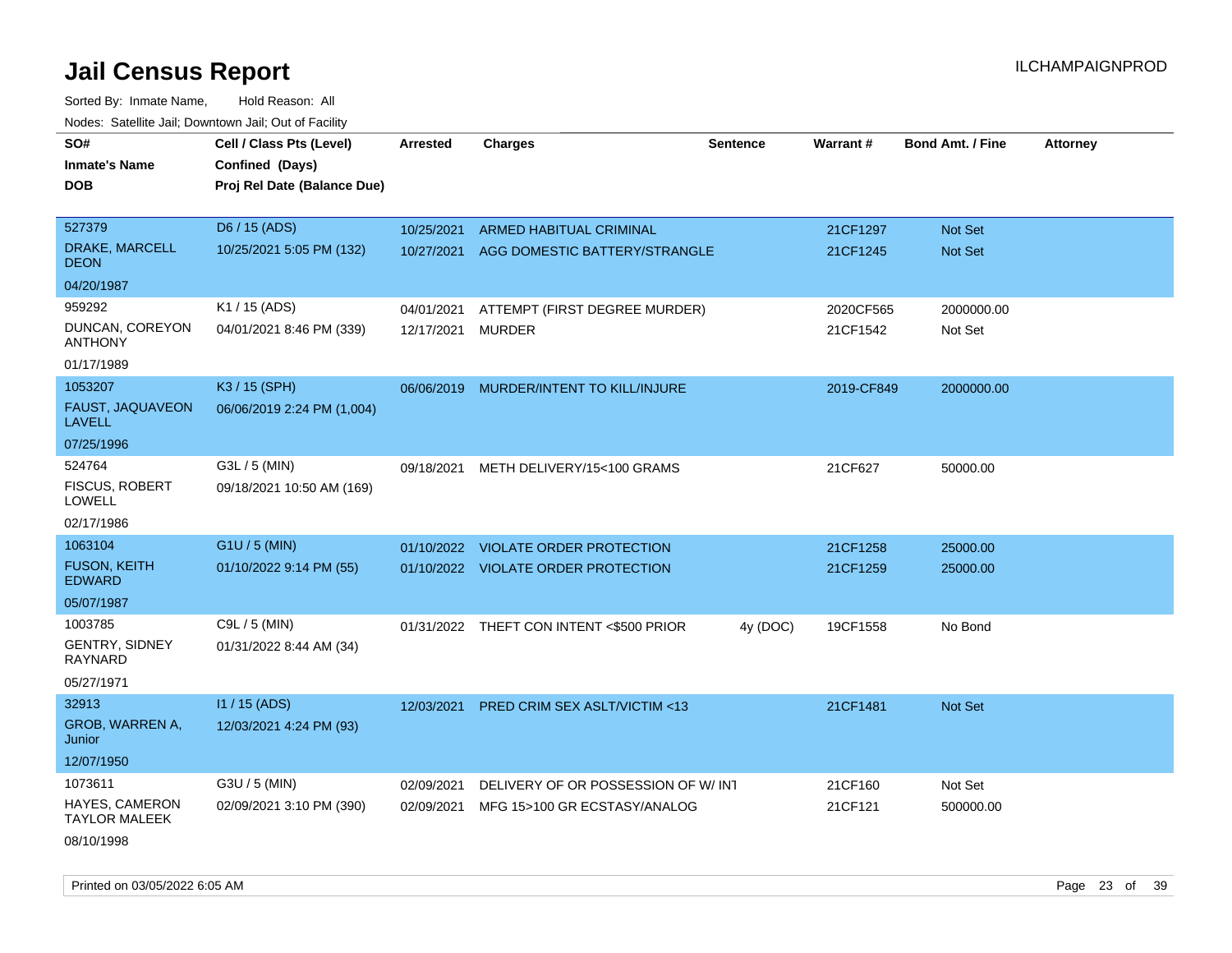# Jail Census Report

ILCHAMPAIGNPROD

Sorted By: Inmate Name, Hold Reason: All

Nodes: Satellite Jail; Downtown Jail; Out of Facility

| SO#<br>Inmate's Name<br>DOB | Cell / Class Pts (Level)<br>Confined (Days)<br>Proj Rel Date (Balance Due) | Arrested | Charges | Sentence | Warrant # | Bond Amt. / Fine | Attorney |
|---|---|---|---|---|---|---|---|
| 527379<br>DRAKE, MARCELL DEON<br>04/20/1987 | D6 / 15 (ADS)<br>10/25/2021 5:05 PM (132) | 10/25/2021<br>10/27/2021 | ARMED HABITUAL CRIMINAL<br>AGG DOMESTIC BATTERY/STRANGLE | | 21CF1297<br>21CF1245 | Not Set<br>Not Set | |
| 959292<br>DUNCAN, COREYON ANTHONY<br>01/17/1989 | K1 / 15 (ADS)<br>04/01/2021 8:46 PM (339) | 04/01/2021<br>12/17/2021 | ATTEMPT (FIRST DEGREE MURDER)<br>MURDER | | 2020CF565<br>21CF1542 | 2000000.00<br>Not Set | |
| 1053207<br>FAUST, JAQUAVEON LAVELL<br>07/25/1996 | K3 / 15 (SPH)<br>06/06/2019 2:24 PM (1,004) | 06/06/2019 | MURDER/INTENT TO KILL/INJURE | | 2019-CF849 | 2000000.00 | |
| 524764<br>FISCUS, ROBERT LOWELL<br>02/17/1986 | G3L / 5 (MIN)<br>09/18/2021 10:50 AM (169) | 09/18/2021 | METH DELIVERY/15<100 GRAMS | | 21CF627 | 50000.00 | |
| 1063104<br>FUSON, KEITH EDWARD<br>05/07/1987 | G1U / 5 (MIN)<br>01/10/2022 9:14 PM (55) | 01/10/2022<br>01/10/2022 | VIOLATE ORDER PROTECTION<br>VIOLATE ORDER PROTECTION | | 21CF1258<br>21CF1259 | 25000.00<br>25000.00 | |
| 1003785<br>GENTRY, SIDNEY RAYNARD<br>05/27/1971 | C9L / 5 (MIN)<br>01/31/2022 8:44 AM (34) | 01/31/2022 | THEFT CON INTENT <$500 PRIOR | 4y (DOC) | 19CF1558 | No Bond | |
| 32913<br>GROB, WARREN A, Junior<br>12/07/1950 | I1 / 15 (ADS)<br>12/03/2021 4:24 PM (93) | 12/03/2021 | PRED CRIM SEX ASLT/VICTIM <13 | | 21CF1481 | Not Set | |
| 1073611<br>HAYES, CAMERON TAYLOR MALEEK<br>08/10/1998 | G3U / 5 (MIN)<br>02/09/2021 3:10 PM (390) | 02/09/2021<br>02/09/2021 | DELIVERY OF OR POSSESSION OF W/ INT<br>MFG 15>100 GR ECSTASY/ANALOG | | 21CF160<br>21CF121 | Not Set<br>500000.00 | |

Printed on 03/05/2022 6:05 AM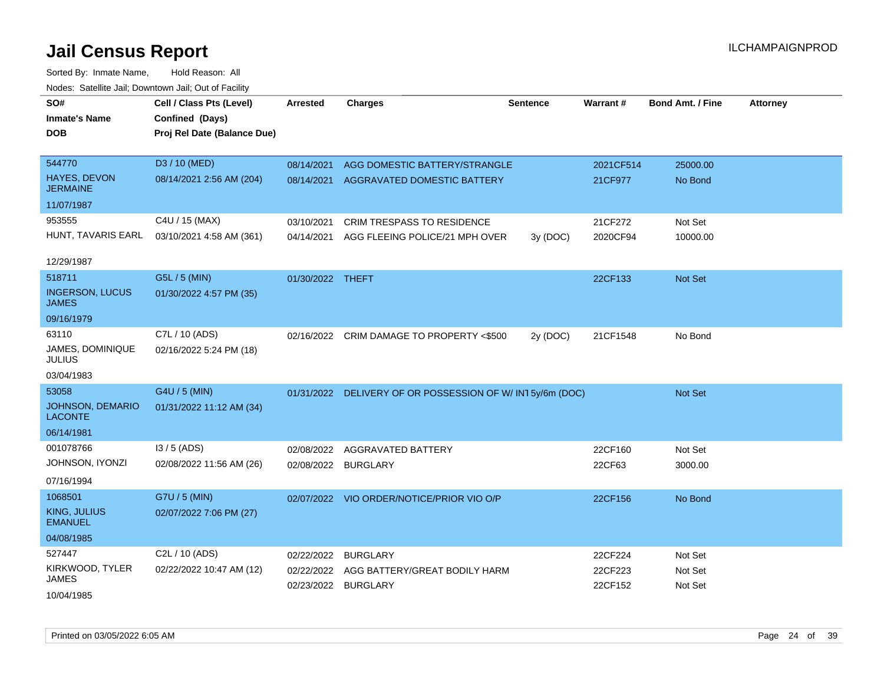# Jail Census Report

ILCHAMPAIGNPROD

Sorted By: Inmate Name, Hold Reason: All

Nodes: Satellite Jail; Downtown Jail; Out of Facility

| SO# / Inmate's Name / DOB | Cell / Class Pts (Level) / Confined (Days) / Proj Rel Date (Balance Due) | Arrested | Charges | Sentence | Warrant # | Bond Amt. / Fine | Attorney |
|---|---|---|---|---|---|---|---|
| 544770<br>HAYES, DEVON JERMAINE<br>11/07/1987 | D3 / 10 (MED)<br>08/14/2021 2:56 AM (204) | 08/14/2021<br>08/14/2021 | AGG DOMESTIC BATTERY/STRANGLE<br>AGGRAVATED DOMESTIC BATTERY | | 2021CF514<br>21CF977 | 25000.00<br>No Bond | |
| 953555<br>HUNT, TAVARIS EARL<br>12/29/1987 | C4U / 15 (MAX)<br>03/10/2021 4:58 AM (361) | 03/10/2021<br>04/14/2021 | CRIM TRESPASS TO RESIDENCE<br>AGG FLEEING POLICE/21 MPH OVER | <br>3y (DOC) | 21CF272<br>2020CF94 | Not Set<br>10000.00 | |
| 518711<br>INGERSON, LUCUS JAMES<br>09/16/1979 | G5L / 5 (MIN)<br>01/30/2022 4:57 PM (35) | 01/30/2022 | THEFT | | 22CF133 | Not Set | |
| 63110<br>JAMES, DOMINIQUE JULIUS<br>03/04/1983 | C7L / 10 (ADS)<br>02/16/2022 5:24 PM (18) | 02/16/2022 | CRIM DAMAGE TO PROPERTY <$500 | 2y (DOC) | 21CF1548 | No Bond | |
| 53058<br>JOHNSON, DEMARIO LACONTE<br>06/14/1981 | G4U / 5 (MIN)<br>01/31/2022 11:12 AM (34) | 01/31/2022 | DELIVERY OF OR POSSESSION OF W/ INT | 5y/6m (DOC) | | Not Set | |
| 001078766<br>JOHNSON, IYONZI<br>07/16/1994 | I3 / 5 (ADS)<br>02/08/2022 11:56 AM (26) | 02/08/2022<br>02/08/2022 | AGGRAVATED BATTERY<br>BURGLARY | | 22CF160<br>22CF63 | Not Set<br>3000.00 | |
| 1068501<br>KING, JULIUS EMANUEL<br>04/08/1985 | G7U / 5 (MIN)<br>02/07/2022 7:06 PM (27) | 02/07/2022 | VIO ORDER/NOTICE/PRIOR VIO O/P | | 22CF156 | No Bond | |
| 527447<br>KIRKWOOD, TYLER JAMES<br>10/04/1985 | C2L / 10 (ADS)<br>02/22/2022 10:47 AM (12) | 02/22/2022<br>02/22/2022<br>02/23/2022 | BURGLARY<br>AGG BATTERY/GREAT BODILY HARM<br>BURGLARY | | 22CF224<br>22CF223<br>22CF152 | Not Set<br>Not Set<br>Not Set | |

Printed on 03/05/2022 6:05 AM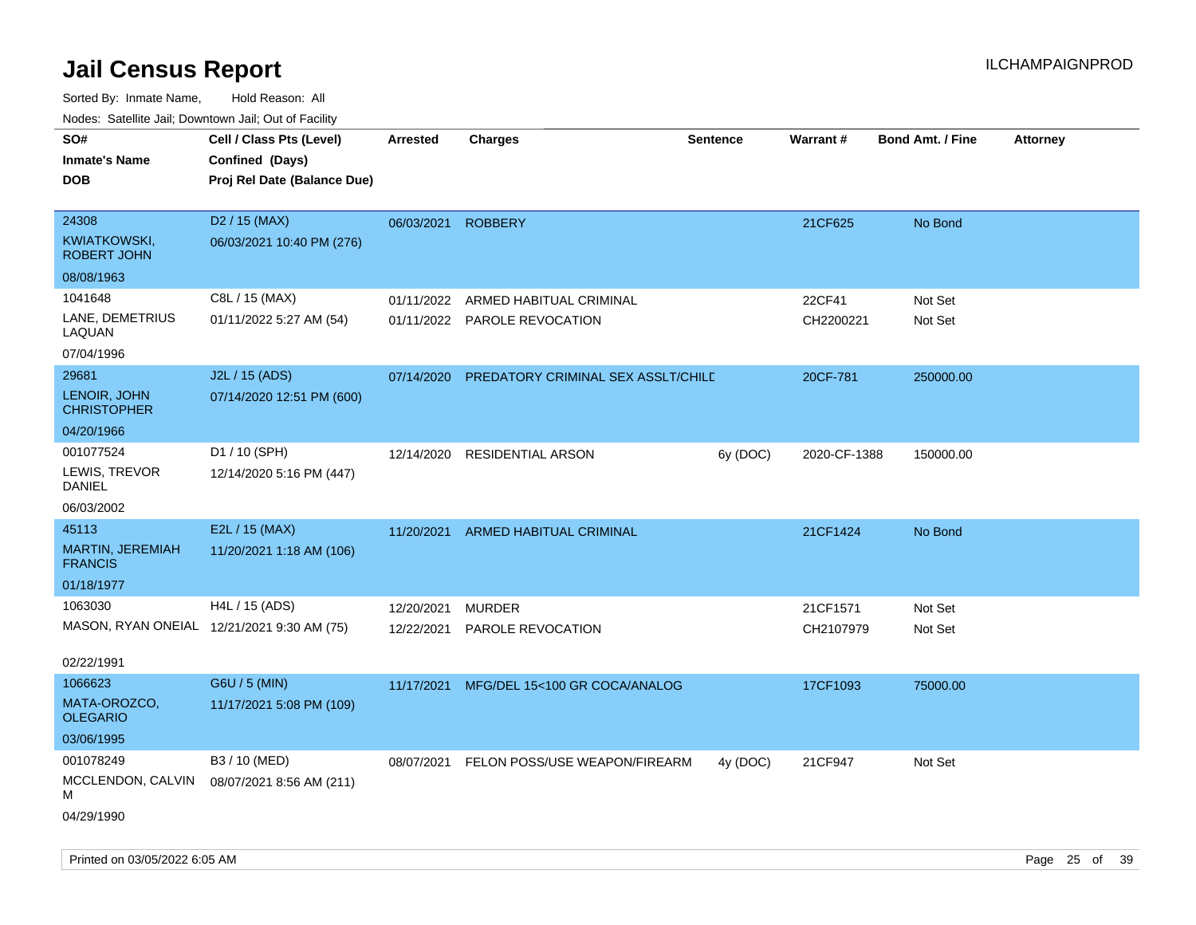# Jail Census Report

ILCHAMPAIGNPROD

Sorted By: Inmate Name, Hold Reason: All

Nodes: Satellite Jail; Downtown Jail; Out of Facility

| SO#<br>Inmate's Name<br>DOB | Cell / Class Pts (Level)<br>Confined (Days)<br>Proj Rel Date (Balance Due) | Arrested | Charges | Sentence | Warrant # | Bond Amt. / Fine | Attorney |
|---|---|---|---|---|---|---|---|
| 24308<br>KWIATKOWSKI, ROBERT JOHN<br>08/08/1963 | D2 / 15 (MAX)<br>06/03/2021 10:40 PM (276) | 06/03/2021 | ROBBERY | | 21CF625 | No Bond | |
| 1041648<br>LANE, DEMETRIUS LAQUAN<br>07/04/1996 | C8L / 15 (MAX)<br>01/11/2022 5:27 AM (54) | 01/11/2022<br>01/11/2022 | ARMED HABITUAL CRIMINAL<br>PAROLE REVOCATION | | 22CF41<br>CH2200221 | Not Set<br>Not Set | |
| 29681<br>LENOIR, JOHN CHRISTOPHER<br>04/20/1966 | J2L / 15 (ADS)<br>07/14/2020 12:51 PM (600) | 07/14/2020 | PREDATORY CRIMINAL SEX ASSLT/CHILD | | 20CF-781 | 250000.00 | |
| 001077524<br>LEWIS, TREVOR DANIEL<br>06/03/2002 | D1 / 10 (SPH)<br>12/14/2020 5:16 PM (447) | 12/14/2020 | RESIDENTIAL ARSON | 6y (DOC) | 2020-CF-1388 | 150000.00 | |
| 45113<br>MARTIN, JEREMIAH FRANCIS<br>01/18/1977 | E2L / 15 (MAX)<br>11/20/2021 1:18 AM (106) | 11/20/2021 | ARMED HABITUAL CRIMINAL | | 21CF1424 | No Bond | |
| 1063030<br>MASON, RYAN ONEIAL<br>02/22/1991 | H4L / 15 (ADS)<br>12/21/2021 9:30 AM (75) | 12/20/2021<br>12/22/2021 | MURDER<br>PAROLE REVOCATION | | 21CF1571<br>CH2107979 | Not Set<br>Not Set | |
| 1066623<br>MATA-OROZCO, OLEGARIO<br>03/06/1995 | G6U / 5 (MIN)<br>11/17/2021 5:08 PM (109) | 11/17/2021 | MFG/DEL 15<100 GR COCA/ANALOG | | 17CF1093 | 75000.00 | |
| 001078249<br>MCCLENDON, CALVIN M<br>04/29/1990 | B3 / 10 (MED)<br>08/07/2021 8:56 AM (211) | 08/07/2021 | FELON POSS/USE WEAPON/FIREARM | 4y (DOC) | 21CF947 | Not Set | |

Printed on 03/05/2022 6:05 AM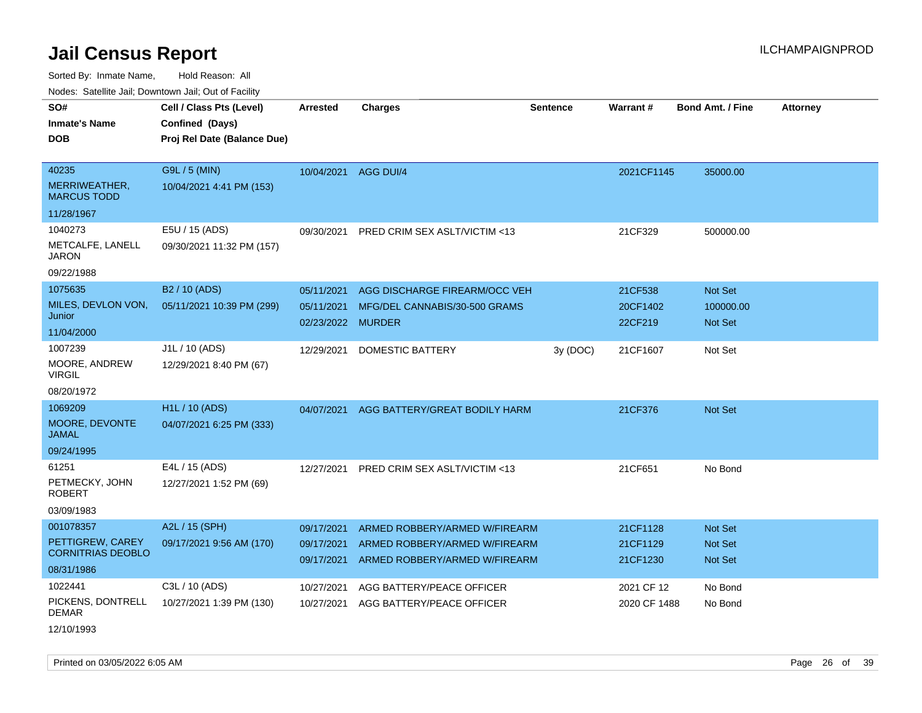# Jail Census Report

ILCHAMPAIGNPROD

Sorted By: Inmate Name, Hold Reason: All

Nodes: Satellite Jail; Downtown Jail; Out of Facility

| SO# / Inmate's Name / DOB | Cell / Class Pts (Level) / Confined (Days) / Proj Rel Date (Balance Due) | Arrested | Charges | Sentence | Warrant # | Bond Amt. / Fine | Attorney |
|---|---|---|---|---|---|---|---|
| 40235<br>MERRIWEATHER, MARCUS TODD<br>11/28/1967 | G9L / 5 (MIN)<br>10/04/2021 4:41 PM (153) | 10/04/2021 | AGG DUI/4 | | 2021CF1145 | 35000.00 | |
| 1040273<br>METCALFE, LANELL JARON<br>09/22/1988 | E5U / 15 (ADS)<br>09/30/2021 11:32 PM (157) | 09/30/2021 | PRED CRIM SEX ASLT/VICTIM <13 | | 21CF329 | 500000.00 | |
| 1075635<br>MILES, DEVLON VON, Junior<br>11/04/2000 | B2 / 10 (ADS)<br>05/11/2021 10:39 PM (299) | 05/11/2021<br>05/11/2021<br>02/23/2022 | AGG DISCHARGE FIREARM/OCC VEH<br>MFG/DEL CANNABIS/30-500 GRAMS<br>MURDER | | 21CF538<br>20CF1402<br>22CF219 | Not Set<br>100000.00<br>Not Set | |
| 1007239<br>MOORE, ANDREW VIRGIL<br>08/20/1972 | J1L / 10 (ADS)<br>12/29/2021 8:40 PM (67) | 12/29/2021 | DOMESTIC BATTERY | 3y (DOC) | 21CF1607 | Not Set | |
| 1069209<br>MOORE, DEVONTE JAMAL<br>09/24/1995 | H1L / 10 (ADS)<br>04/07/2021 6:25 PM (333) | 04/07/2021 | AGG BATTERY/GREAT BODILY HARM | | 21CF376 | Not Set | |
| 61251<br>PETMECKY, JOHN ROBERT<br>03/09/1983 | E4L / 15 (ADS)<br>12/27/2021 1:52 PM (69) | 12/27/2021 | PRED CRIM SEX ASLT/VICTIM <13 | | 21CF651 | No Bond | |
| 001078357<br>PETTIGREW, CAREY CORNITRIAS DEOBLO<br>08/31/1986 | A2L / 15 (SPH)<br>09/17/2021 9:56 AM (170) | 09/17/2021<br>09/17/2021<br>09/17/2021 | ARMED ROBBERY/ARMED W/FIREARM<br>ARMED ROBBERY/ARMED W/FIREARM<br>ARMED ROBBERY/ARMED W/FIREARM | | 21CF1128<br>21CF1129<br>21CF1230 | Not Set<br>Not Set<br>Not Set | |
| 1022441<br>PICKENS, DONTRELL DEMAR<br>12/10/1993 | C3L / 10 (ADS)<br>10/27/2021 1:39 PM (130) | 10/27/2021<br>10/27/2021 | AGG BATTERY/PEACE OFFICER<br>AGG BATTERY/PEACE OFFICER | | 2021 CF 12<br>2020 CF 1488 | No Bond<br>No Bond | |

Printed on 03/05/2022 6:05 AM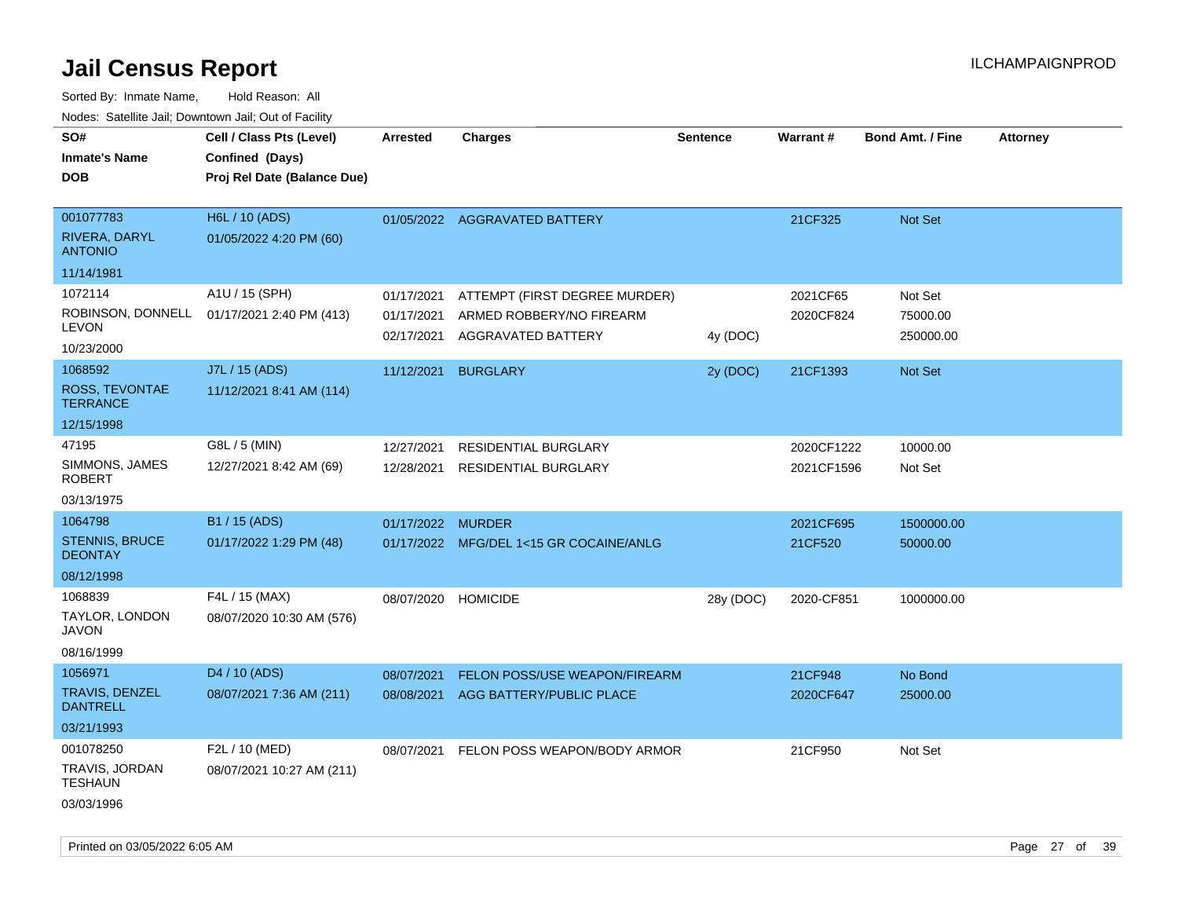# Jail Census Report

ILCHAMPAIGNPROD

Sorted By: Inmate Name, Hold Reason: All

Nodes: Satellite Jail; Downtown Jail; Out of Facility

| SO# / Inmate's Name / DOB | Cell / Class Pts (Level) / Confined (Days) / Proj Rel Date (Balance Due) | Arrested | Charges | Sentence | Warrant # | Bond Amt. / Fine | Attorney |
|---|---|---|---|---|---|---|---|
| 001077783<br>RIVERA, DARYL ANTONIO<br>11/14/1981 | H6L / 10 (ADS)<br>01/05/2022 4:20 PM (60) | 01/05/2022 | AGGRAVATED BATTERY | | 21CF325 | Not Set | |
| 1072114<br>ROBINSON, DONNELL LEVON<br>10/23/2000 | A1U / 15 (SPH)<br>01/17/2021 2:40 PM (413) | 01/17/2021 | ATTEMPT (FIRST DEGREE MURDER) | | 2021CF65 | Not Set | |
| | | 01/17/2021 | ARMED ROBBERY/NO FIREARM | | 2020CF824 | 75000.00 | |
| | | 02/17/2021 | AGGRAVATED BATTERY | 4y (DOC) | | 250000.00 | |
| 1068592<br>ROSS, TEVONTAE TERRANCE<br>12/15/1998 | J7L / 15 (ADS)<br>11/12/2021 8:41 AM (114) | 11/12/2021 | BURGLARY | 2y (DOC) | 21CF1393 | Not Set | |
| 47195<br>SIMMONS, JAMES ROBERT<br>03/13/1975 | G8L / 5 (MIN)<br>12/27/2021 8:42 AM (69) | 12/27/2021 | RESIDENTIAL BURGLARY | | 2020CF1222 | 10000.00 | |
| | | 12/28/2021 | RESIDENTIAL BURGLARY | | 2021CF1596 | Not Set | |
| 1064798<br>STENNIS, BRUCE DEONTAY<br>08/12/1998 | B1 / 15 (ADS)<br>01/17/2022 1:29 PM (48) | 01/17/2022 | MURDER | | 2021CF695 | 1500000.00 | |
| | | 01/17/2022 | MFG/DEL 1<15 GR COCAINE/ANLG | | 21CF520 | 50000.00 | |
| 1068839<br>TAYLOR, LONDON JAVON<br>08/16/1999 | F4L / 15 (MAX)<br>08/07/2020 10:30 AM (576) | 08/07/2020 | HOMICIDE | 28y (DOC) | 2020-CF851 | 1000000.00 | |
| 1056971<br>TRAVIS, DENZEL DANTRELL<br>03/21/1993 | D4 / 10 (ADS)<br>08/07/2021 7:36 AM (211) | 08/07/2021 | FELON POSS/USE WEAPON/FIREARM | | 21CF948 | No Bond | |
| | | 08/08/2021 | AGG BATTERY/PUBLIC PLACE | | 2020CF647 | 25000.00 | |
| 001078250<br>TRAVIS, JORDAN TESHAUN<br>03/03/1996 | F2L / 10 (MED)<br>08/07/2021 10:27 AM (211) | 08/07/2021 | FELON POSS WEAPON/BODY ARMOR | | 21CF950 | Not Set | |

Printed on 03/05/2022 6:05 AM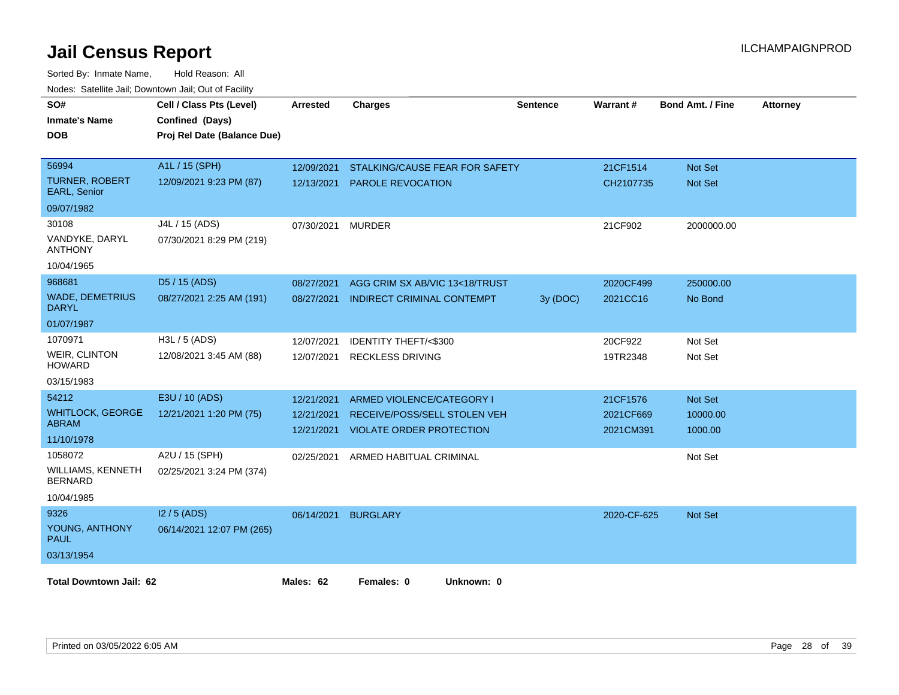# Jail Census Report

ILCHAMPAIGNPROD

Sorted By: Inmate Name, Hold Reason: All

Nodes: Satellite Jail; Downtown Jail; Out of Facility

| SO# / Inmate's Name / DOB | Cell / Class Pts (Level) / Confined (Days) / Proj Rel Date (Balance Due) | Arrested | Charges | Sentence | Warrant # | Bond Amt. / Fine | Attorney |
|---|---|---|---|---|---|---|---|
| 56994<br>TURNER, ROBERT EARL, Senior<br>09/07/1982 | A1L / 15 (SPH)<br>12/09/2021 9:23 PM (87) | 12/09/2021<br>12/13/2021 | STALKING/CAUSE FEAR FOR SAFETY<br>PAROLE REVOCATION | | 21CF1514<br>CH2107735 | Not Set<br>Not Set | |
| 30108<br>VANDYKE, DARYL ANTHONY<br>10/04/1965 | J4L / 15 (ADS)<br>07/30/2021 8:29 PM (219) | 07/30/2021 | MURDER | | 21CF902 | 2000000.00 | |
| 968681<br>WADE, DEMETRIUS DARYL<br>01/07/1987 | D5 / 15 (ADS)<br>08/27/2021 2:25 AM (191) | 08/27/2021<br>08/27/2021 | AGG CRIM SX AB/VIC 13<18/TRUST<br>INDIRECT CRIMINAL CONTEMPT | <br>3y (DOC) | 2020CF499<br>2021CC16 | 250000.00<br>No Bond | |
| 1070971<br>WEIR, CLINTON HOWARD<br>03/15/1983 | H3L / 5 (ADS)<br>12/08/2021 3:45 AM (88) | 12/07/2021<br>12/07/2021 | IDENTITY THEFT/<$300<br>RECKLESS DRIVING | | 20CF922<br>19TR2348 | Not Set<br>Not Set | |
| 54212<br>WHITLOCK, GEORGE ABRAM<br>11/10/1978 | E3U / 10 (ADS)<br>12/21/2021 1:20 PM (75) | 12/21/2021<br>12/21/2021<br>12/21/2021 | ARMED VIOLENCE/CATEGORY I<br>RECEIVE/POSS/SELL STOLEN VEH<br>VIOLATE ORDER PROTECTION | | 21CF1576<br>2021CF669<br>2021CM391 | Not Set<br>10000.00<br>1000.00 | |
| 1058072<br>WILLIAMS, KENNETH BERNARD<br>10/04/1985 | A2U / 15 (SPH)<br>02/25/2021 3:24 PM (374) | 02/25/2021 | ARMED HABITUAL CRIMINAL | | | Not Set | |
| 9326<br>YOUNG, ANTHONY PAUL<br>03/13/1954 | I2 / 5 (ADS)<br>06/14/2021 12:07 PM (265) | 06/14/2021 | BURGLARY | | 2020-CF-625 | Not Set | |

**Total Downtown Jail: 62** **Males: 62** **Females: 0** **Unknown: 0**

Printed on 03/05/2022 6:05 AM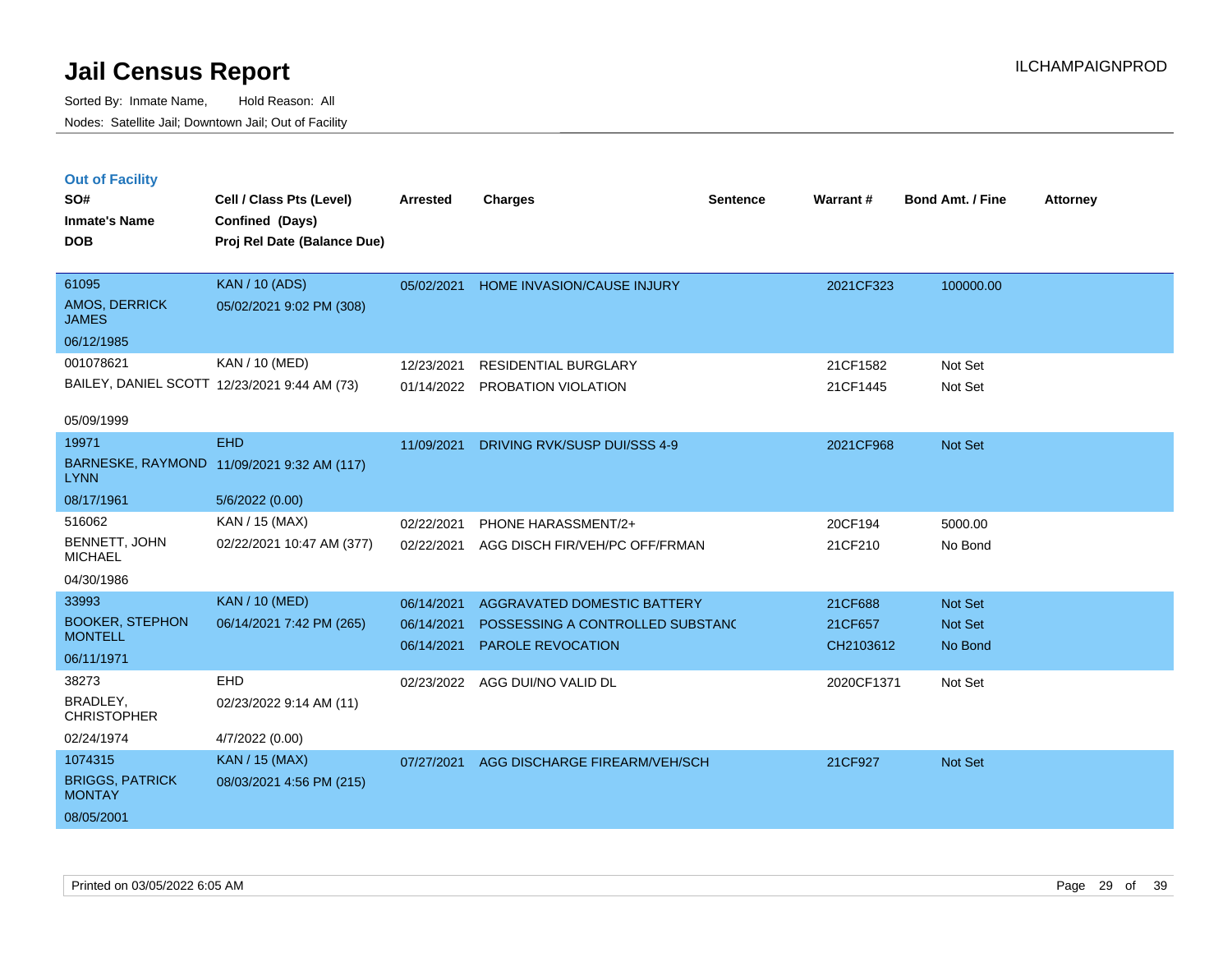# Jail Census Report

ILCHAMPAIGNPROD

Sorted By: Inmate Name, Hold Reason: All
Nodes: Satellite Jail; Downtown Jail; Out of Facility

## Out of Facility

| SO# / Inmate's Name / DOB | Cell / Class Pts (Level) / Confined (Days) / Proj Rel Date (Balance Due) | Arrested | Charges | Sentence | Warrant # | Bond Amt. / Fine | Attorney |
|---|---|---|---|---|---|---|---|
| 61095<br>AMOS, DERRICK JAMES<br>06/12/1985 | KAN / 10 (ADS)<br>05/02/2021 9:02 PM (308) | 05/02/2021 | HOME INVASION/CAUSE INJURY | | 2021CF323 | 100000.00 | |
| 001078621<br>BAILEY, DANIEL SCOTT<br>05/09/1999 | KAN / 10 (MED)<br>12/23/2021 9:44 AM (73) | 12/23/2021<br>01/14/2022 | RESIDENTIAL BURGLARY<br>PROBATION VIOLATION | | 21CF1582<br>21CF1445 | Not Set<br>Not Set | |
| 19971<br>BARNESKE, RAYMOND LYNN<br>08/17/1961 | EHD<br>11/09/2021 9:32 AM (117)<br>5/6/2022 (0.00) | 11/09/2021 | DRIVING RVK/SUSP DUI/SSS 4-9 | | 2021CF968 | Not Set | |
| 516062<br>BENNETT, JOHN MICHAEL<br>04/30/1986 | KAN / 15 (MAX)<br>02/22/2021 10:47 AM (377) | 02/22/2021<br>02/22/2021 | PHONE HARASSMENT/2+<br>AGG DISCH FIR/VEH/PC OFF/FRMAN | | 20CF194<br>21CF210 | 5000.00<br>No Bond | |
| 33993<br>BOOKER, STEPHON MONTELL<br>06/11/1971 | KAN / 10 (MED)<br>06/14/2021 7:42 PM (265) | 06/14/2021<br>06/14/2021<br>06/14/2021 | AGGRAVATED DOMESTIC BATTERY<br>POSSESSING A CONTROLLED SUBSTANC<br>PAROLE REVOCATION | | 21CF688<br>21CF657<br>CH2103612 | Not Set<br>Not Set<br>No Bond | |
| 38273<br>BRADLEY, CHRISTOPHER<br>02/24/1974 | EHD<br>02/23/2022 9:14 AM (11)<br>4/7/2022 (0.00) | 02/23/2022 | AGG DUI/NO VALID DL | | 2020CF1371 | Not Set | |
| 1074315<br>BRIGGS, PATRICK MONTAY<br>08/05/2001 | KAN / 15 (MAX)<br>08/03/2021 4:56 PM (215) | 07/27/2021 | AGG DISCHARGE FIREARM/VEH/SCH | | 21CF927 | Not Set | |

Printed on 03/05/2022 6:05 AM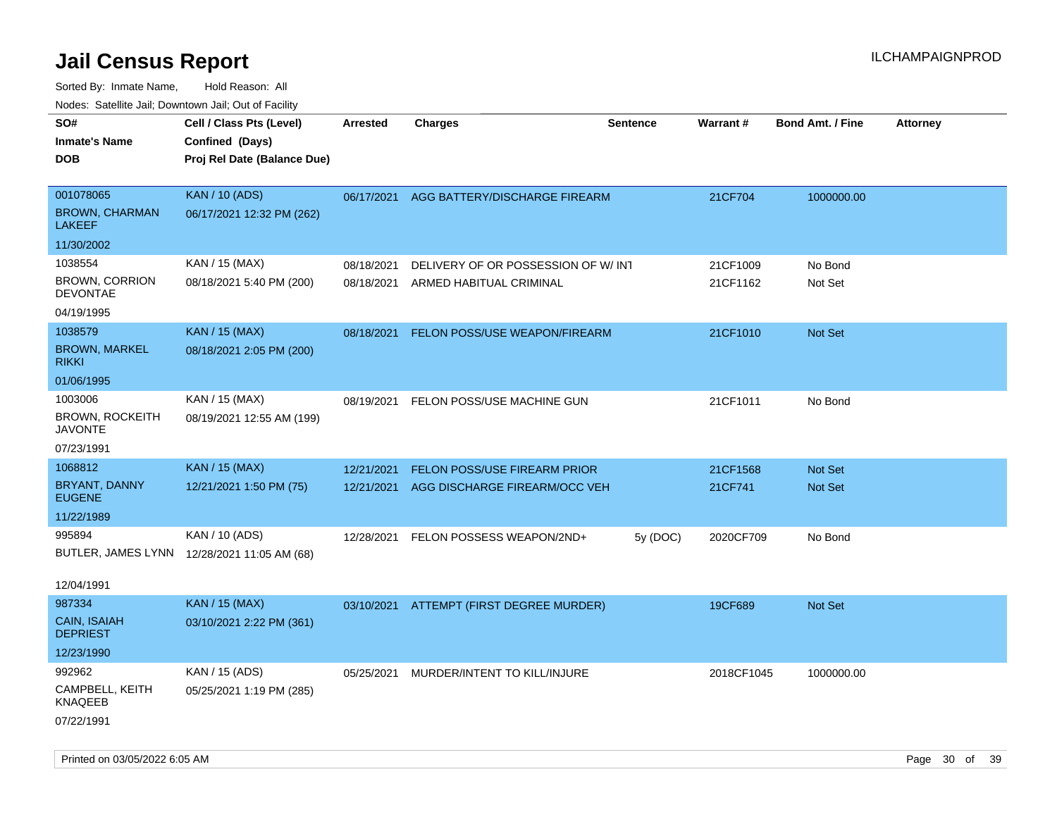# Jail Census Report

ILCHAMPAIGNPROD

Sorted By: Inmate Name, Hold Reason: All

Nodes: Satellite Jail; Downtown Jail; Out of Facility

| SO#<br>Inmate's Name<br>DOB | Cell / Class Pts (Level)<br>Confined (Days)<br>Proj Rel Date (Balance Due) | Arrested | Charges | Sentence | Warrant # | Bond Amt. / Fine | Attorney |
|---|---|---|---|---|---|---|---|
| 001078065<br>BROWN, CHARMAN LAKEEF<br>11/30/2002 | KAN / 10 (ADS)<br>06/17/2021 12:32 PM (262) | 06/17/2021 | AGG BATTERY/DISCHARGE FIREARM | | 21CF704 | 1000000.00 | |
| 1038554<br>BROWN, CORRION DEVONTAE<br>04/19/1995 | KAN / 15 (MAX)<br>08/18/2021 5:40 PM (200) | 08/18/2021 | DELIVERY OF OR POSSESSION OF W/ INT | | 21CF1009 | No Bond | |
| | | 08/18/2021 | ARMED HABITUAL CRIMINAL | | 21CF1162 | Not Set | |
| 1038579<br>BROWN, MARKEL RIKKI<br>01/06/1995 | KAN / 15 (MAX)<br>08/18/2021 2:05 PM (200) | 08/18/2021 | FELON POSS/USE WEAPON/FIREARM | | 21CF1010 | Not Set | |
| 1003006<br>BROWN, ROCKEITH JAVONTE<br>07/23/1991 | KAN / 15 (MAX)<br>08/19/2021 12:55 AM (199) | 08/19/2021 | FELON POSS/USE MACHINE GUN | | 21CF1011 | No Bond | |
| 1068812<br>BRYANT, DANNY EUGENE<br>11/22/1989 | KAN / 15 (MAX)<br>12/21/2021 1:50 PM (75) | 12/21/2021 | FELON POSS/USE FIREARM PRIOR | | 21CF1568 | Not Set | |
| | | 12/21/2021 | AGG DISCHARGE FIREARM/OCC VEH | | 21CF741 | Not Set | |
| 995894<br>BUTLER, JAMES LYNN<br>12/04/1991 | KAN / 10 (ADS)<br>12/28/2021 11:05 AM (68) | 12/28/2021 | FELON POSSESS WEAPON/2ND+ | 5y (DOC) | 2020CF709 | No Bond | |
| 987334<br>CAIN, ISAIAH DEPRIEST<br>12/23/1990 | KAN / 15 (MAX)<br>03/10/2021 2:22 PM (361) | 03/10/2021 | ATTEMPT (FIRST DEGREE MURDER) | | 19CF689 | Not Set | |
| 992962<br>CAMPBELL, KEITH KNAQEEB<br>07/22/1991 | KAN / 15 (ADS)<br>05/25/2021 1:19 PM (285) | 05/25/2021 | MURDER/INTENT TO KILL/INJURE | | 2018CF1045 | 1000000.00 | |

Printed on 03/05/2022 6:05 AM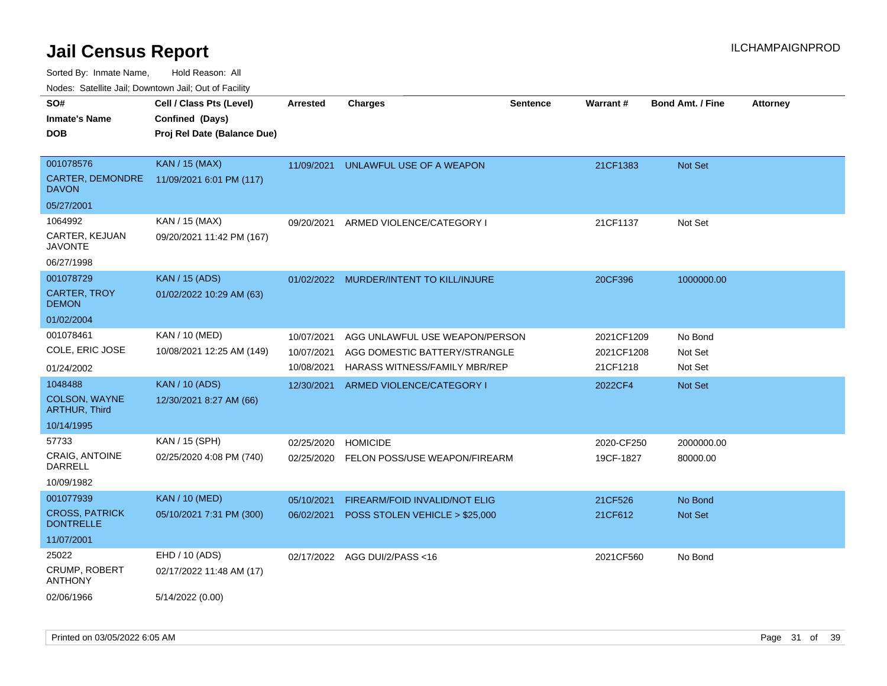# Jail Census Report

ILCHAMPAIGNPROD

Sorted By: Inmate Name, Hold Reason: All

Nodes: Satellite Jail; Downtown Jail; Out of Facility

| SO# / Inmate's Name / DOB | Cell / Class Pts (Level) / Confined (Days) / Proj Rel Date (Balance Due) | Arrested | Charges | Sentence | Warrant # | Bond Amt. / Fine | Attorney |
|---|---|---|---|---|---|---|---|
| 001078576<br>CARTER, DEMONDRE DAVON<br>05/27/2001 | KAN / 15 (MAX)<br>11/09/2021 6:01 PM (117) | 11/09/2021 | UNLAWFUL USE OF A WEAPON | | 21CF1383 | Not Set | |
| 1064992<br>CARTER, KEJUAN JAVONTE<br>06/27/1998 | KAN / 15 (MAX)<br>09/20/2021 11:42 PM (167) | 09/20/2021 | ARMED VIOLENCE/CATEGORY I | | 21CF1137 | Not Set | |
| 001078729<br>CARTER, TROY DEMON<br>01/02/2004 | KAN / 15 (ADS)<br>01/02/2022 10:29 AM (63) | 01/02/2022 | MURDER/INTENT TO KILL/INJURE | | 20CF396 | 1000000.00 | |
| 001078461<br>COLE, ERIC JOSE<br>01/24/2002 | KAN / 10 (MED)<br>10/08/2021 12:25 AM (149) | 10/07/2021<br>10/07/2021<br>10/08/2021 | AGG UNLAWFUL USE WEAPON/PERSON<br>AGG DOMESTIC BATTERY/STRANGLE<br>HARASS WITNESS/FAMILY MBR/REP | | 2021CF1209<br>2021CF1208<br>21CF1218 | No Bond<br>Not Set<br>Not Set | |
| 1048488<br>COLSON, WAYNE ARTHUR, Third<br>10/14/1995 | KAN / 10 (ADS)<br>12/30/2021 8:27 AM (66) | 12/30/2021 | ARMED VIOLENCE/CATEGORY I | | 2022CF4 | Not Set | |
| 57733<br>CRAIG, ANTOINE DARRELL<br>10/09/1982 | KAN / 15 (SPH)<br>02/25/2020 4:08 PM (740) | 02/25/2020<br>02/25/2020 | HOMICIDE<br>FELON POSS/USE WEAPON/FIREARM | | 2020-CF250<br>19CF-1827 | 2000000.00<br>80000.00 | |
| 001077939<br>CROSS, PATRICK DONTRELLE<br>11/07/2001 | KAN / 10 (MED)<br>05/10/2021 7:31 PM (300) | 05/10/2021<br>06/02/2021 | FIREARM/FOID INVALID/NOT ELIG<br>POSS STOLEN VEHICLE > $25,000 | | 21CF526<br>21CF612 | No Bond<br>Not Set | |
| 25022<br>CRUMP, ROBERT ANTHONY<br>02/06/1966 | EHD / 10 (ADS)<br>02/17/2022 11:48 AM (17)<br>5/14/2022 (0.00) | 02/17/2022 | AGG DUI/2/PASS <16 | | 2021CF560 | No Bond | |

Printed on 03/05/2022 6:05 AM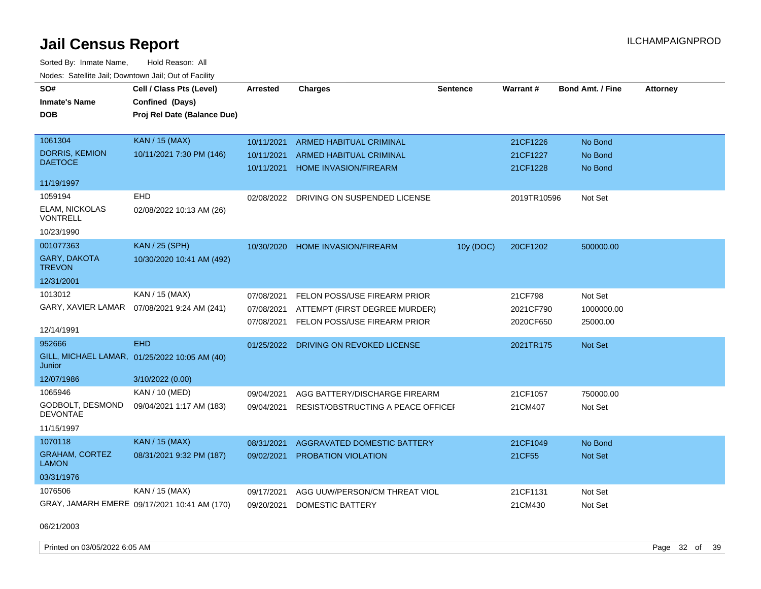# Jail Census Report

Sorted By: Inmate Name, Hold Reason: All

Nodes: Satellite Jail; Downtown Jail; Out of Facility

| SO# / Inmate's Name / DOB | Cell / Class Pts (Level) / Confined (Days) / Proj Rel Date (Balance Due) | Arrested | Charges | Sentence | Warrant # | Bond Amt. / Fine | Attorney |
|---|---|---|---|---|---|---|---|
| 1061304 | KAN / 15 (MAX) | 10/11/2021 | ARMED HABITUAL CRIMINAL | | 21CF1226 | No Bond | |
| DORRIS, KEMION DAETOCE | 10/11/2021 7:30 PM (146) | 10/11/2021 | ARMED HABITUAL CRIMINAL | | 21CF1227 | No Bond | |
| 11/19/1997 | | 10/11/2021 | HOME INVASION/FIREARM | | 21CF1228 | No Bond | |
| 1059194 | EHD | 02/08/2022 | DRIVING ON SUSPENDED LICENSE | | 2019TR10596 | Not Set | |
| ELAM, NICKOLAS VONTRELL | 02/08/2022 10:13 AM (26) | | | | | | |
| 10/23/1990 | | | | | | | |
| 001077363 | KAN / 25 (SPH) | 10/30/2020 | HOME INVASION/FIREARM | 10y (DOC) | 20CF1202 | 500000.00 | |
| GARY, DAKOTA TREVON | 10/30/2020 10:41 AM (492) | | | | | | |
| 12/31/2001 | | | | | | | |
| 1013012 | KAN / 15 (MAX) | 07/08/2021 | FELON POSS/USE FIREARM PRIOR | | 21CF798 | Not Set | |
| GARY, XAVIER LAMAR | 07/08/2021 9:24 AM (241) | 07/08/2021 | ATTEMPT (FIRST DEGREE MURDER) | | 2021CF790 | 1000000.00 | |
| 12/14/1991 | | 07/08/2021 | FELON POSS/USE FIREARM PRIOR | | 2020CF650 | 25000.00 | |
| 952666 | EHD | 01/25/2022 | DRIVING ON REVOKED LICENSE | | 2021TR175 | Not Set | |
| GILL, MICHAEL LAMAR, Junior | 01/25/2022 10:05 AM (40) | | | | | | |
| 12/07/1986 | 3/10/2022 (0.00) | | | | | | |
| 1065946 | KAN / 10 (MED) | 09/04/2021 | AGG BATTERY/DISCHARGE FIREARM | | 21CF1057 | 750000.00 | |
| GODBOLT, DESMOND DEVONTAE | 09/04/2021 1:17 AM (183) | 09/04/2021 | RESIST/OBSTRUCTING A PEACE OFFICEI | | 21CM407 | Not Set | |
| 11/15/1997 | | | | | | | |
| 1070118 | KAN / 15 (MAX) | 08/31/2021 | AGGRAVATED DOMESTIC BATTERY | | 21CF1049 | No Bond | |
| GRAHAM, CORTEZ LAMON | 08/31/2021 9:32 PM (187) | 09/02/2021 | PROBATION VIOLATION | | 21CF55 | Not Set | |
| 03/31/1976 | | | | | | | |
| 1076506 | KAN / 15 (MAX) | 09/17/2021 | AGG UUW/PERSON/CM THREAT VIOL | | 21CF1131 | Not Set | |
| GRAY, JAMARH EMERE | 09/17/2021 10:41 AM (170) | 09/20/2021 | DOMESTIC BATTERY | | 21CM430 | Not Set | |
| 06/21/2003 | | | | | | | |

Printed on 03/05/2022 6:05 AM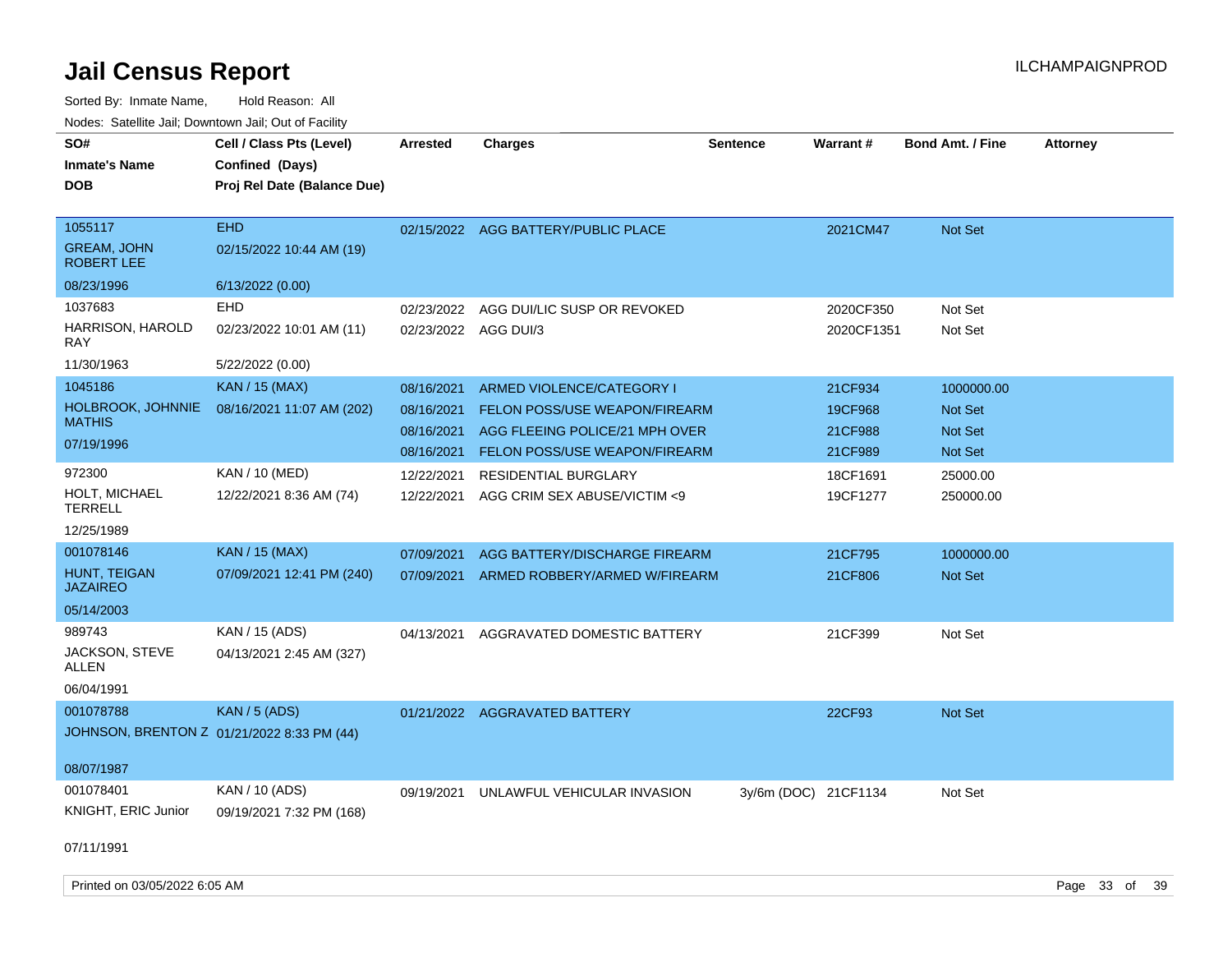# Jail Census Report

Sorted By: Inmate Name, Hold Reason: All

Nodes: Satellite Jail; Downtown Jail; Out of Facility

| SO# / Inmate's Name / DOB | Cell / Class Pts (Level) / Confined (Days) / Proj Rel Date (Balance Due) | Arrested | Charges | Sentence | Warrant # | Bond Amt. / Fine | Attorney |
|---|---|---|---|---|---|---|---|
| 1055117<br>GREAM, JOHN ROBERT LEE<br>08/23/1996 | EHD<br>02/15/2022 10:44 AM (19)<br>6/13/2022 (0.00) | 02/15/2022 | AGG BATTERY/PUBLIC PLACE | | 2021CM47 | Not Set | |
| 1037683<br>HARRISON, HAROLD RAY<br>11/30/1963 | EHD<br>02/23/2022 10:01 AM (11)<br>5/22/2022 (0.00) | 02/23/2022<br>02/23/2022 | AGG DUI/LIC SUSP OR REVOKED<br>AGG DUI/3 | | 2020CF350<br>2020CF1351 | Not Set<br>Not Set | |
| 1045186<br>HOLBROOK, JOHNNIE MATHIS<br>07/19/1996 | KAN / 15 (MAX)<br>08/16/2021 11:07 AM (202) | 08/16/2021<br>08/16/2021<br>08/16/2021<br>08/16/2021 | ARMED VIOLENCE/CATEGORY I<br>FELON POSS/USE WEAPON/FIREARM<br>AGG FLEEING POLICE/21 MPH OVER<br>FELON POSS/USE WEAPON/FIREARM | | 21CF934<br>19CF968<br>21CF988<br>21CF989 | 1000000.00<br>Not Set<br>Not Set<br>Not Set | |
| 972300<br>HOLT, MICHAEL TERRELL<br>12/25/1989 | KAN / 10 (MED)<br>12/22/2021 8:36 AM (74) | 12/22/2021<br>12/22/2021 | RESIDENTIAL BURGLARY<br>AGG CRIM SEX ABUSE/VICTIM <9 | | 18CF1691<br>19CF1277 | 25000.00<br>250000.00 | |
| 001078146<br>HUNT, TEIGAN JAZAIREO<br>05/14/2003 | KAN / 15 (MAX)<br>07/09/2021 12:41 PM (240) | 07/09/2021<br>07/09/2021 | AGG BATTERY/DISCHARGE FIREARM<br>ARMED ROBBERY/ARMED W/FIREARM | | 21CF795<br>21CF806 | 1000000.00<br>Not Set | |
| 989743<br>JACKSON, STEVE ALLEN<br>06/04/1991 | KAN / 15 (ADS)<br>04/13/2021 2:45 AM (327) | 04/13/2021 | AGGRAVATED DOMESTIC BATTERY | | 21CF399 | Not Set | |
| 001078788<br>JOHNSON, BRENTON Z<br>08/07/1987 | KAN / 5 (ADS)<br>01/21/2022 8:33 PM (44) | 01/21/2022 | AGGRAVATED BATTERY | | 22CF93 | Not Set | |
| 001078401<br>KNIGHT, ERIC Junior<br>07/11/1991 | KAN / 10 (ADS)<br>09/19/2021 7:32 PM (168) | 09/19/2021 | UNLAWFUL VEHICULAR INVASION | 3y/6m (DOC) | 21CF1134 | Not Set | |

Printed on 03/05/2022 6:05 AM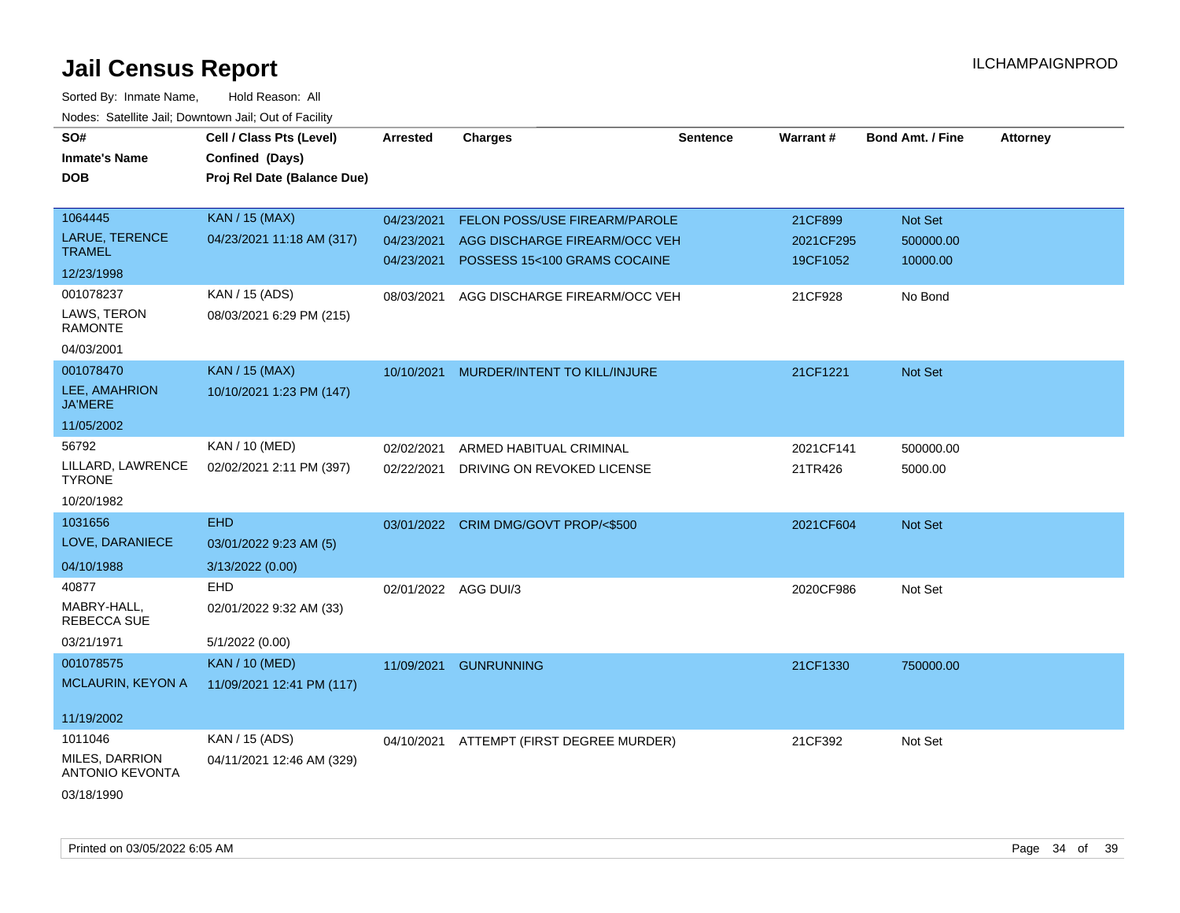# Jail Census Report

ILCHAMPAIGNPROD

Sorted By: Inmate Name, Hold Reason: All

Nodes: Satellite Jail; Downtown Jail; Out of Facility

| SO# / Inmate's Name / DOB | Cell / Class Pts (Level) / Confined (Days) / Proj Rel Date (Balance Due) | Arrested | Charges | Sentence | Warrant # | Bond Amt. / Fine | Attorney |
|---|---|---|---|---|---|---|---|
| 1064445<br>LARUE, TERENCE TRAMEL<br>12/23/1998 | KAN / 15 (MAX)<br>04/23/2021 11:18 AM (317) | 04/23/2021<br>04/23/2021<br>04/23/2021 | FELON POSS/USE FIREARM/PAROLE<br>AGG DISCHARGE FIREARM/OCC VEH<br>POSSESS 15<100 GRAMS COCAINE | | 21CF899<br>2021CF295<br>19CF1052 | Not Set<br>500000.00<br>10000.00 | |
| 001078237<br>LAWS, TERON RAMONTE<br>04/03/2001 | KAN / 15 (ADS)<br>08/03/2021 6:29 PM (215) | 08/03/2021 | AGG DISCHARGE FIREARM/OCC VEH | | 21CF928 | No Bond | |
| 001078470<br>LEE, AMAHRION JA'MERE<br>11/05/2002 | KAN / 15 (MAX)<br>10/10/2021 1:23 PM (147) | 10/10/2021 | MURDER/INTENT TO KILL/INJURE | | 21CF1221 | Not Set | |
| 56792<br>LILLARD, LAWRENCE TYRONE<br>10/20/1982 | KAN / 10 (MED)<br>02/02/2021 2:11 PM (397) | 02/02/2021<br>02/22/2021 | ARMED HABITUAL CRIMINAL<br>DRIVING ON REVOKED LICENSE | | 2021CF141<br>21TR426 | 500000.00<br>5000.00 | |
| 1031656<br>LOVE, DARANIECE<br>04/10/1988 | EHD<br>03/01/2022 9:23 AM (5)<br>3/13/2022 (0.00) | 03/01/2022 | CRIM DMG/GOVT PROP/<$500 | | 2021CF604 | Not Set | |
| 40877<br>MABRY-HALL, REBECCA SUE<br>03/21/1971 | EHD<br>02/01/2022 9:32 AM (33)<br>5/1/2022 (0.00) | 02/01/2022 | AGG DUI/3 | | 2020CF986 | Not Set | |
| 001078575<br>MCLAURIN, KEYON A<br>11/19/2002 | KAN / 10 (MED)<br>11/09/2021 12:41 PM (117) | 11/09/2021 | GUNRUNNING | | 21CF1330 | 750000.00 | |
| 1011046<br>MILES, DARRION ANTONIO KEVONTA<br>03/18/1990 | KAN / 15 (ADS)<br>04/11/2021 12:46 AM (329) | 04/10/2021 | ATTEMPT (FIRST DEGREE MURDER) | | 21CF392 | Not Set | |

Printed on 03/05/2022 6:05 AM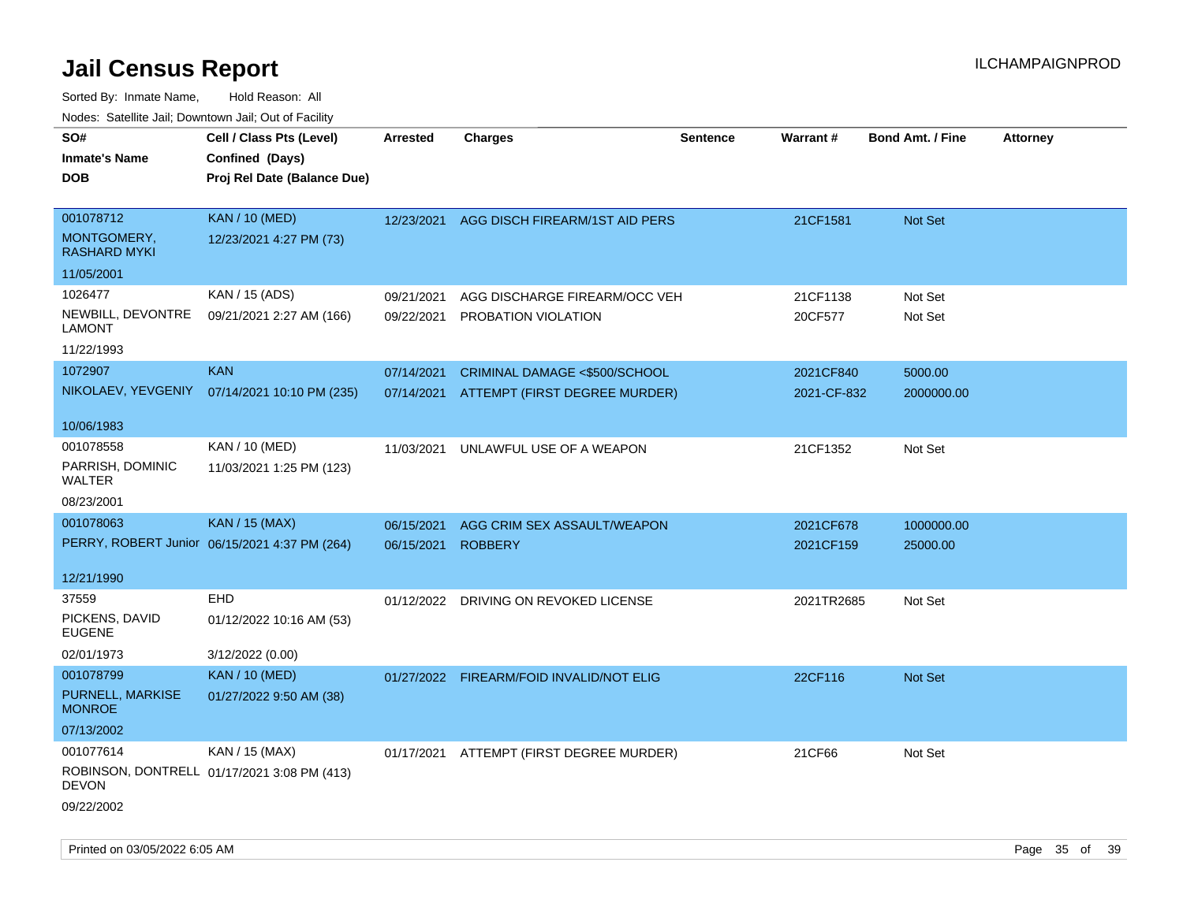# Jail Census Report

ILCHAMPAIGNPROD

Sorted By: Inmate Name, Hold Reason: All

Nodes: Satellite Jail; Downtown Jail; Out of Facility

| SO# / Inmate's Name / DOB | Cell / Class Pts (Level) / Confined (Days) / Proj Rel Date (Balance Due) | Arrested | Charges | Sentence | Warrant # | Bond Amt. / Fine | Attorney |
|---|---|---|---|---|---|---|---|
| 001078712<br>MONTGOMERY, RASHARD MYKI<br>11/05/2001 | KAN / 10 (MED)<br>12/23/2021 4:27 PM (73) | 12/23/2021 | AGG DISCH FIREARM/1ST AID PERS | | 21CF1581 | Not Set | |
| 1026477<br>NEWBILL, DEVONTRE LAMONT<br>11/22/1993 | KAN / 15 (ADS)<br>09/21/2021 2:27 AM (166) | 09/21/2021<br>09/22/2021 | AGG DISCHARGE FIREARM/OCC VEH<br>PROBATION VIOLATION | | 21CF1138<br>20CF577 | Not Set<br>Not Set | |
| 1072907<br>NIKOLAEV, YEVGENIY<br>10/06/1983 | KAN<br>07/14/2021 10:10 PM (235) | 07/14/2021<br>07/14/2021 | CRIMINAL DAMAGE <$500/SCHOOL<br>ATTEMPT (FIRST DEGREE MURDER) | | 2021CF840<br>2021-CF-832 | 5000.00<br>2000000.00 | |
| 001078558<br>PARRISH, DOMINIC WALTER<br>08/23/2001 | KAN / 10 (MED)<br>11/03/2021 1:25 PM (123) | 11/03/2021 | UNLAWFUL USE OF A WEAPON | | 21CF1352 | Not Set | |
| 001078063<br>PERRY, ROBERT Junior<br>12/21/1990 | KAN / 15 (MAX)<br>06/15/2021 4:37 PM (264) | 06/15/2021<br>06/15/2021 | AGG CRIM SEX ASSAULT/WEAPON<br>ROBBERY | | 2021CF678<br>2021CF159 | 1000000.00<br>25000.00 | |
| 37559<br>PICKENS, DAVID EUGENE<br>02/01/1973 | EHD<br>01/12/2022 10:16 AM (53)<br>3/12/2022 (0.00) | 01/12/2022 | DRIVING ON REVOKED LICENSE | | 2021TR2685 | Not Set | |
| 001078799<br>PURNELL, MARKISE MONROE<br>07/13/2002 | KAN / 10 (MED)<br>01/27/2022 9:50 AM (38) | 01/27/2022 | FIREARM/FOID INVALID/NOT ELIG | | 22CF116 | Not Set | |
| 001077614<br>ROBINSON, DONTRELL DEVON<br>09/22/2002 | KAN / 15 (MAX)<br>01/17/2021 3:08 PM (413) | 01/17/2021 | ATTEMPT (FIRST DEGREE MURDER) | | 21CF66 | Not Set | |

Printed on 03/05/2022 6:05 AM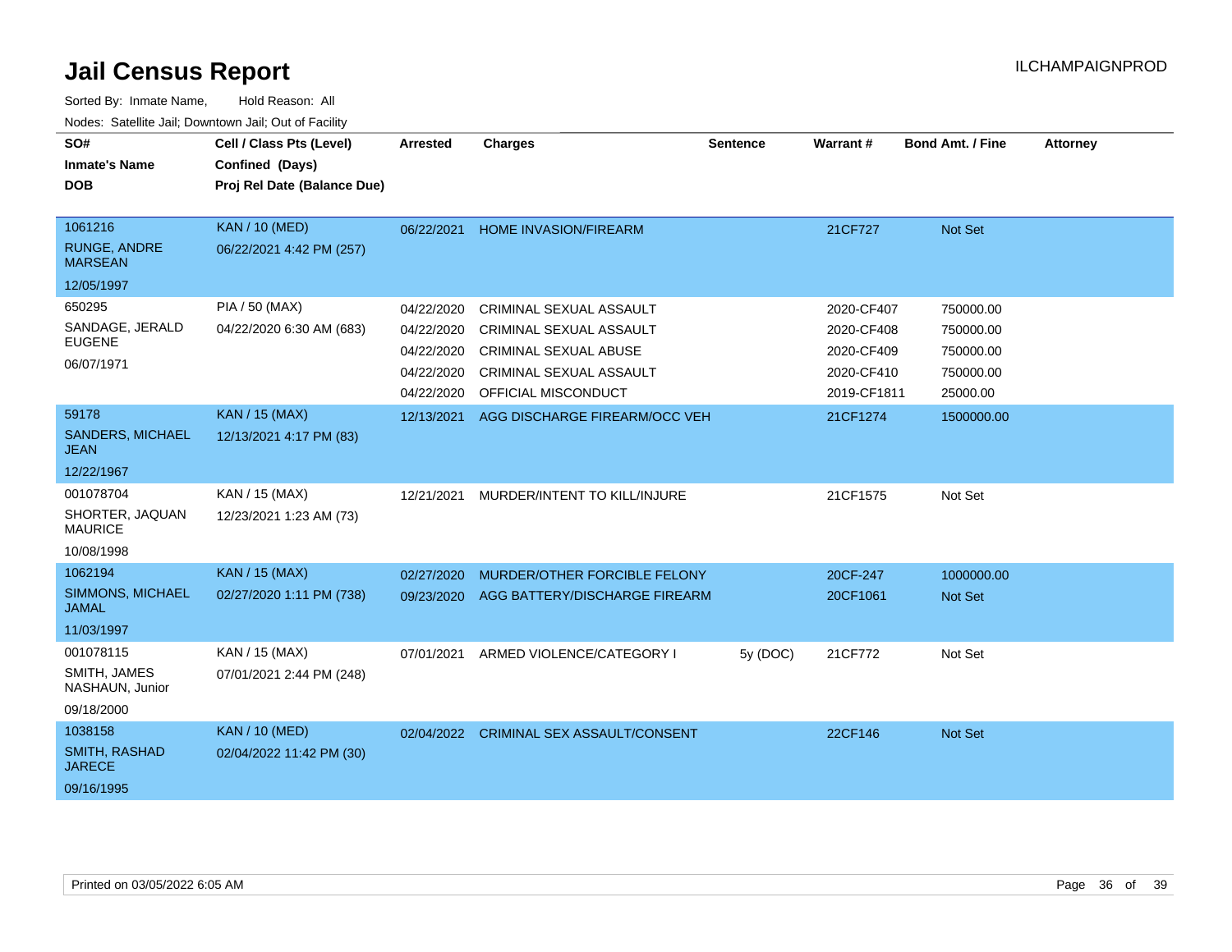# Jail Census Report

ILCHAMPAIGNPROD

Sorted By: Inmate Name, Hold Reason: All

Nodes: Satellite Jail; Downtown Jail; Out of Facility

| SO# Inmate's Name DOB | Cell / Class Pts (Level) Confined (Days) Proj Rel Date (Balance Due) | Arrested | Charges | Sentence | Warrant # | Bond Amt. / Fine | Attorney |
|---|---|---|---|---|---|---|---|
| 1061216 RUNGE, ANDRE MARSEAN 12/05/1997 | KAN / 10 (MED) 06/22/2021 4:42 PM (257) | 06/22/2021 | HOME INVASION/FIREARM | | 21CF727 | Not Set | |
| 650295 SANDAGE, JERALD EUGENE 06/07/1971 | PIA / 50 (MAX) 04/22/2020 6:30 AM (683) | 04/22/2020 | CRIMINAL SEXUAL ASSAULT | | 2020-CF407 | 750000.00 | |
| | | 04/22/2020 | CRIMINAL SEXUAL ASSAULT | | 2020-CF408 | 750000.00 | |
| | | 04/22/2020 | CRIMINAL SEXUAL ABUSE | | 2020-CF409 | 750000.00 | |
| | | 04/22/2020 | CRIMINAL SEXUAL ASSAULT | | 2020-CF410 | 750000.00 | |
| | | 04/22/2020 | OFFICIAL MISCONDUCT | | 2019-CF1811 | 25000.00 | |
| 59178 SANDERS, MICHAEL JEAN 12/22/1967 | KAN / 15 (MAX) 12/13/2021 4:17 PM (83) | 12/13/2021 | AGG DISCHARGE FIREARM/OCC VEH | | 21CF1274 | 1500000.00 | |
| 001078704 SHORTER, JAQUAN MAURICE 10/08/1998 | KAN / 15 (MAX) 12/23/2021 1:23 AM (73) | 12/21/2021 | MURDER/INTENT TO KILL/INJURE | | 21CF1575 | Not Set | |
| 1062194 SIMMONS, MICHAEL JAMAL 11/03/1997 | KAN / 15 (MAX) 02/27/2020 1:11 PM (738) | 02/27/2020 | MURDER/OTHER FORCIBLE FELONY | | 20CF-247 | 1000000.00 | |
| | | 09/23/2020 | AGG BATTERY/DISCHARGE FIREARM | | 20CF1061 | Not Set | |
| 001078115 SMITH, JAMES NASHAUN, Junior 09/18/2000 | KAN / 15 (MAX) 07/01/2021 2:44 PM (248) | 07/01/2021 | ARMED VIOLENCE/CATEGORY I | 5y (DOC) | 21CF772 | Not Set | |
| 1038158 SMITH, RASHAD JARECE 09/16/1995 | KAN / 10 (MED) 02/04/2022 11:42 PM (30) | 02/04/2022 | CRIMINAL SEX ASSAULT/CONSENT | | 22CF146 | Not Set | |

Printed on 03/05/2022 6:05 AM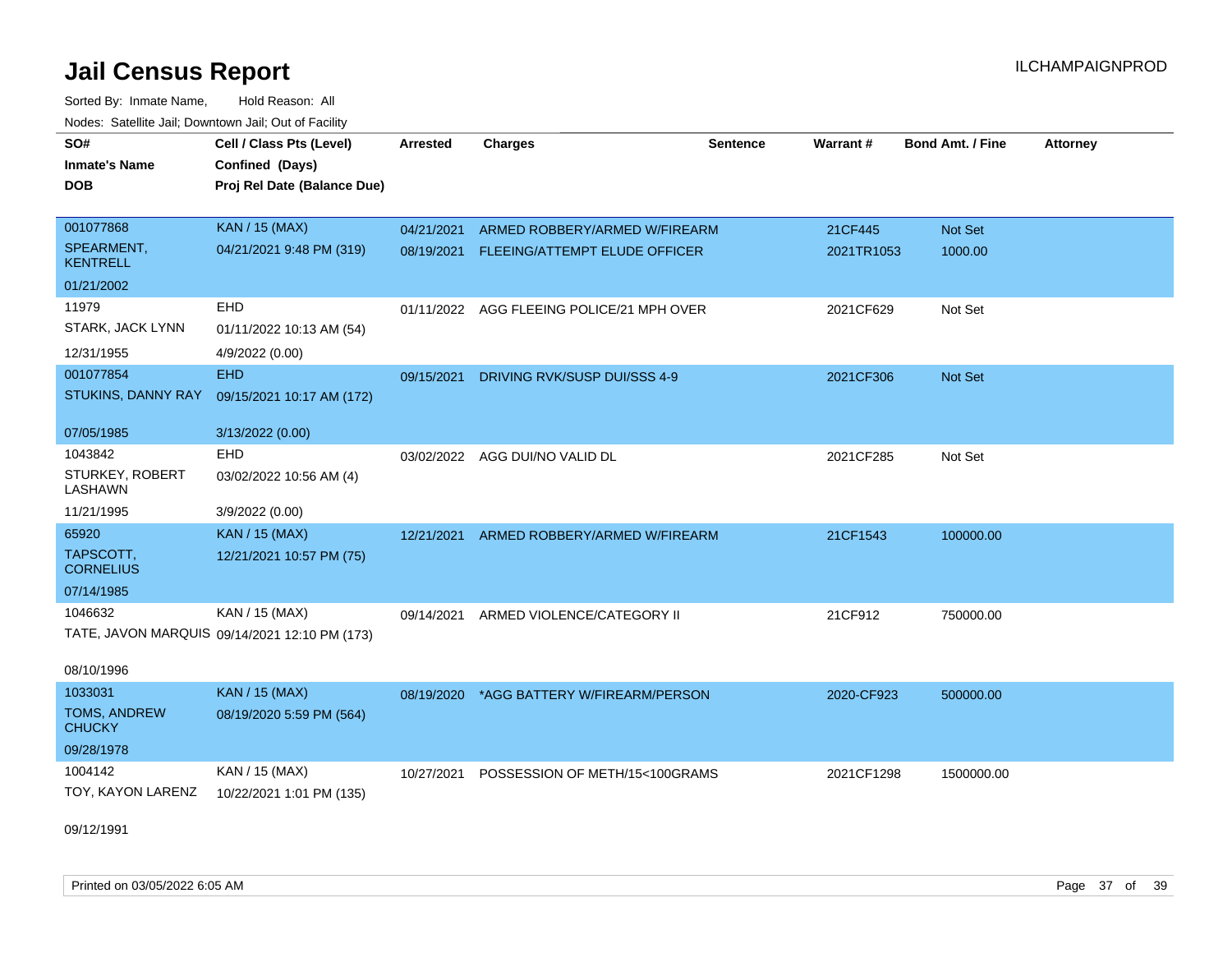# Jail Census Report

Sorted By: Inmate Name, Hold Reason: All

Nodes: Satellite Jail; Downtown Jail; Out of Facility

| SO# / Inmate's Name / DOB | Cell / Class Pts (Level) / Confined (Days) / Proj Rel Date (Balance Due) | Arrested | Charges | Sentence | Warrant # | Bond Amt. / Fine | Attorney |
|---|---|---|---|---|---|---|---|
| 001077868<br>SPEARMENT, KENTRELL<br>01/21/2002 | KAN / 15 (MAX)<br>04/21/2021 9:48 PM (319) | 04/21/2021 | ARMED ROBBERY/ARMED W/FIREARM | | 21CF445 | Not Set | |
| | | 08/19/2021 | FLEEING/ATTEMPT ELUDE OFFICER | | 2021TR1053 | 1000.00 | |
| 11979<br>STARK, JACK LYNN<br>12/31/1955 | EHD<br>01/11/2022 10:13 AM (54)<br>4/9/2022 (0.00) | 01/11/2022 | AGG FLEEING POLICE/21 MPH OVER | | 2021CF629 | Not Set | |
| 001077854<br>STUKINS, DANNY RAY<br>07/05/1985 | EHD<br>09/15/2021 10:17 AM (172)<br>3/13/2022 (0.00) | 09/15/2021 | DRIVING RVK/SUSP DUI/SSS 4-9 | | 2021CF306 | Not Set | |
| 1043842<br>STURKEY, ROBERT LASHAWN<br>11/21/1995 | EHD<br>03/02/2022 10:56 AM (4)<br>3/9/2022 (0.00) | 03/02/2022 | AGG DUI/NO VALID DL | | 2021CF285 | Not Set | |
| 65920<br>TAPSCOTT, CORNELIUS<br>07/14/1985 | KAN / 15 (MAX)<br>12/21/2021 10:57 PM (75) | 12/21/2021 | ARMED ROBBERY/ARMED W/FIREARM | | 21CF1543 | 100000.00 | |
| 1046632<br>TATE, JAVON MARQUIS<br>08/10/1996 | KAN / 15 (MAX)<br>09/14/2021 12:10 PM (173) | 09/14/2021 | ARMED VIOLENCE/CATEGORY II | | 21CF912 | 750000.00 | |
| 1033031<br>TOMS, ANDREW CHUCKY<br>09/28/1978 | KAN / 15 (MAX)<br>08/19/2020 5:59 PM (564) | 08/19/2020 | *AGG BATTERY W/FIREARM/PERSON | | 2020-CF923 | 500000.00 | |
| 1004142<br>TOY, KAYON LARENZ<br>09/12/1991 | KAN / 15 (MAX)<br>10/22/2021 1:01 PM (135) | 10/27/2021 | POSSESSION OF METH/15<100GRAMS | | 2021CF1298 | 1500000.00 | |

Printed on 03/05/2022 6:05 AM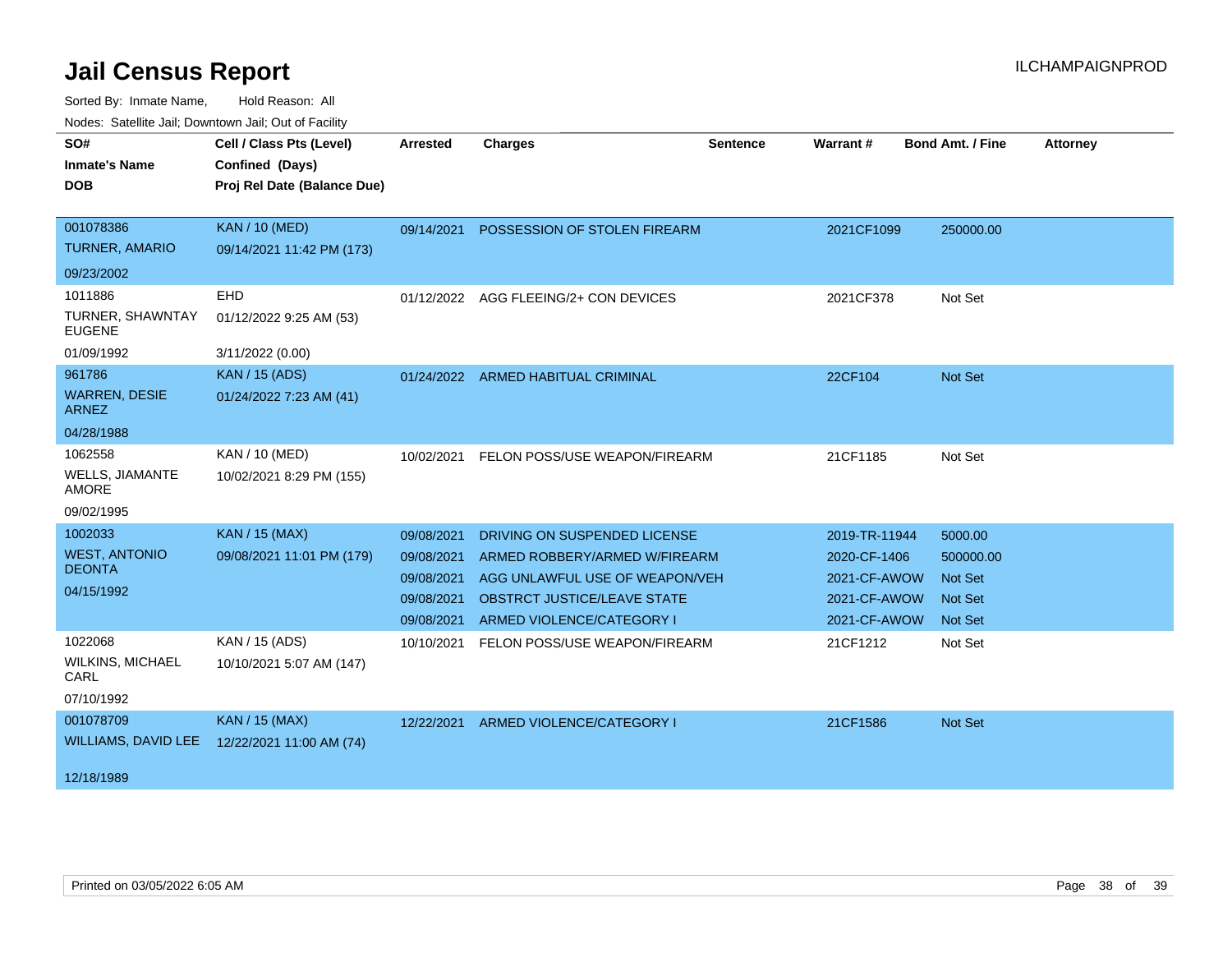# Jail Census Report

ILCHAMPAIGNPROD

Sorted By: Inmate Name, Hold Reason: All

Nodes: Satellite Jail; Downtown Jail; Out of Facility

| SO# / Inmate's Name / DOB | Cell / Class Pts (Level) / Confined (Days) / Proj Rel Date (Balance Due) | Arrested | Charges | Sentence | Warrant # | Bond Amt. / Fine | Attorney |
|---|---|---|---|---|---|---|---|
| 001078386<br>TURNER, AMARIO<br>09/23/2002 | KAN / 10 (MED)<br>09/14/2021 11:42 PM (173) | 09/14/2021 | POSSESSION OF STOLEN FIREARM | | 2021CF1099 | 250000.00 | |
| 1011886<br>TURNER, SHAWNTAY EUGENE<br>01/09/1992 | EHD<br>01/12/2022 9:25 AM (53)<br>3/11/2022 (0.00) | 01/12/2022 | AGG FLEEING/2+ CON DEVICES | | 2021CF378 | Not Set | |
| 961786<br>WARREN, DESIE ARNEZ<br>04/28/1988 | KAN / 15 (ADS)<br>01/24/2022 7:23 AM (41) | 01/24/2022 | ARMED HABITUAL CRIMINAL | | 22CF104 | Not Set | |
| 1062558<br>WELLS, JIAMANTE AMORE<br>09/02/1995 | KAN / 10 (MED)<br>10/02/2021 8:29 PM (155) | 10/02/2021 | FELON POSS/USE WEAPON/FIREARM | | 21CF1185 | Not Set | |
| 1002033<br>WEST, ANTONIO DEONTA<br>04/15/1992 | KAN / 15 (MAX)<br>09/08/2021 11:01 PM (179) | 09/08/2021 | DRIVING ON SUSPENDED LICENSE | | 2019-TR-11944 | 5000.00 | |
| | | 09/08/2021 | ARMED ROBBERY/ARMED W/FIREARM | | 2020-CF-1406 | 500000.00 | |
| | | 09/08/2021 | AGG UNLAWFUL USE OF WEAPON/VEH | | 2021-CF-AWOW | Not Set | |
| | | 09/08/2021 | OBSTRCT JUSTICE/LEAVE STATE | | 2021-CF-AWOW | Not Set | |
| | | 09/08/2021 | ARMED VIOLENCE/CATEGORY I | | 2021-CF-AWOW | Not Set | |
| 1022068<br>WILKINS, MICHAEL CARL<br>07/10/1992 | KAN / 15 (ADS)<br>10/10/2021 5:07 AM (147) | 10/10/2021 | FELON POSS/USE WEAPON/FIREARM | | 21CF1212 | Not Set | |
| 001078709<br>WILLIAMS, DAVID LEE<br>12/18/1989 | KAN / 15 (MAX)<br>12/22/2021 11:00 AM (74) | 12/22/2021 | ARMED VIOLENCE/CATEGORY I | | 21CF1586 | Not Set | |

Printed on 03/05/2022 6:05 AM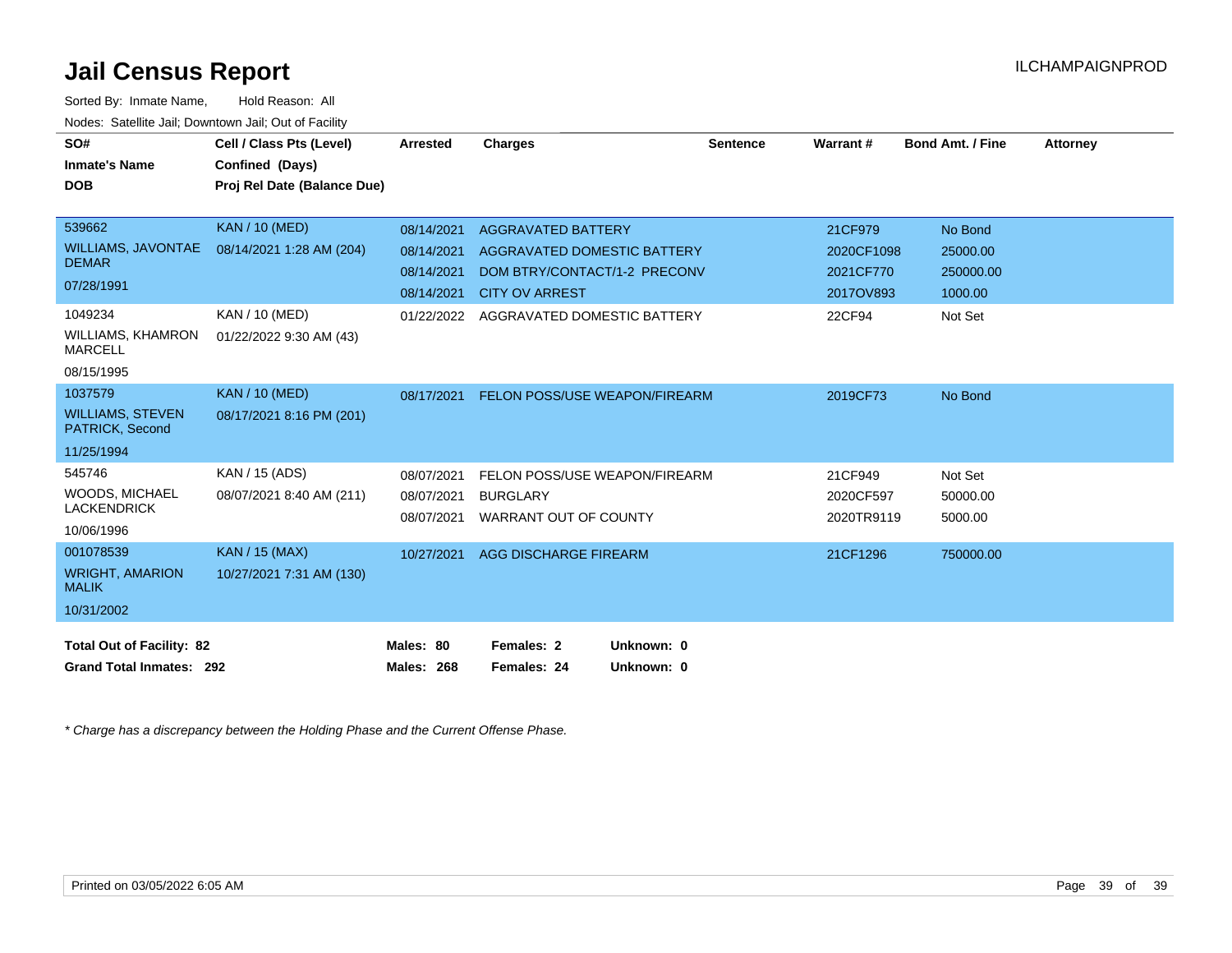# Jail Census Report

ILCHAMPAIGNPROD

Sorted By: Inmate Name, Hold Reason: All

Nodes: Satellite Jail; Downtown Jail; Out of Facility

| SO# / Inmate's Name / DOB | Cell / Class Pts (Level) / Confined (Days) / Proj Rel Date (Balance Due) | Arrested | Charges | Sentence | Warrant # | Bond Amt. / Fine | Attorney |
|---|---|---|---|---|---|---|---|
| 539662<br>WILLIAMS, JAVONTAE DEMAR<br>07/28/1991 | KAN / 10 (MED)<br>08/14/2021 1:28 AM (204) | 08/14/2021<br>08/14/2021<br>08/14/2021<br>08/14/2021 | AGGRAVATED BATTERY<br>AGGRAVATED DOMESTIC BATTERY<br>DOM BTRY/CONTACT/1-2 PRECONV<br>CITY OV ARREST | | 21CF979<br>2020CF1098<br>2021CF770<br>2017OV893 | No Bond<br>25000.00<br>250000.00<br>1000.00 | |
| 1049234<br>WILLIAMS, KHAMRON MARCELL<br>08/15/1995 | KAN / 10 (MED)<br>01/22/2022 9:30 AM (43) | 01/22/2022 | AGGRAVATED DOMESTIC BATTERY | | 22CF94 | Not Set | |
| 1037579<br>WILLIAMS, STEVEN PATRICK, Second<br>11/25/1994 | KAN / 10 (MED)<br>08/17/2021 8:16 PM (201) | 08/17/2021 | FELON POSS/USE WEAPON/FIREARM | | 2019CF73 | No Bond | |
| 545746<br>WOODS, MICHAEL LACKENDRICK<br>10/06/1996 | KAN / 15 (ADS)<br>08/07/2021 8:40 AM (211) | 08/07/2021<br>08/07/2021<br>08/07/2021 | FELON POSS/USE WEAPON/FIREARM<br>BURGLARY<br>WARRANT OUT OF COUNTY | | 21CF949<br>2020CF597<br>2020TR9119 | Not Set<br>50000.00<br>5000.00 | |
| 001078539<br>WRIGHT, AMARION MALIK<br>10/31/2002 | KAN / 15 (MAX)<br>10/27/2021 7:31 AM (130) | 10/27/2021 | AGG DISCHARGE FIREARM | | 21CF1296 | 750000.00 | |

| | | | |
|---|---|---|---|
| **Total Out of Facility: 82** | **Males: 80** | **Females: 2** | **Unknown: 0** |
| **Grand Total Inmates: 292** | **Males: 268** | **Females: 24** | **Unknown: 0** |

*\* Charge has a discrepancy between the Holding Phase and the Current Offense Phase.*

Printed on 03/05/2022 6:05 AM